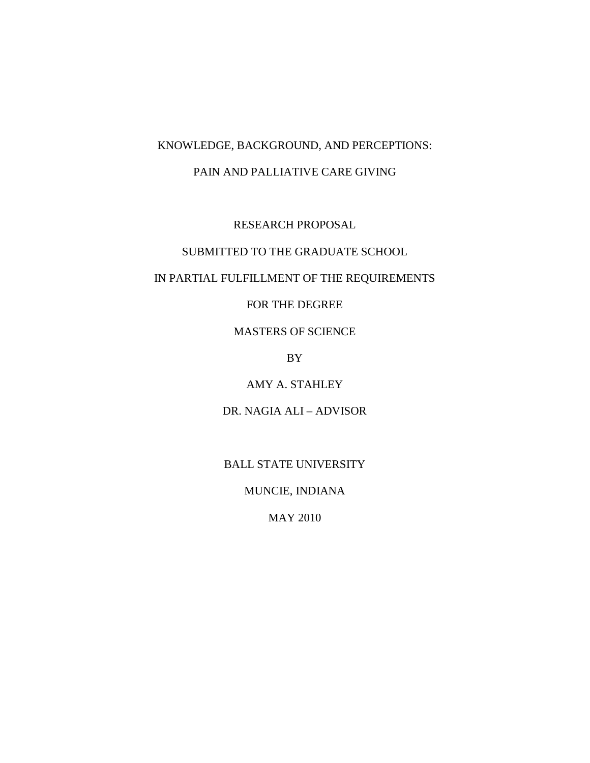# KNOWLEDGE, BACKGROUND, AND PERCEPTIONS:

# PAIN AND PALLIATIVE CARE GIVING

RESEARCH PROPOSAL

SUBMITTED TO THE GRADUATE SCHOOL

IN PARTIAL FULFILLMENT OF THE REQUIREMENTS

FOR THE DEGREE

MASTERS OF SCIENCE

BY

AMY A. STAHLEY

DR. NAGIA ALI – ADVISOR

BALL STATE UNIVERSITY

MUNCIE, INDIANA

MAY 2010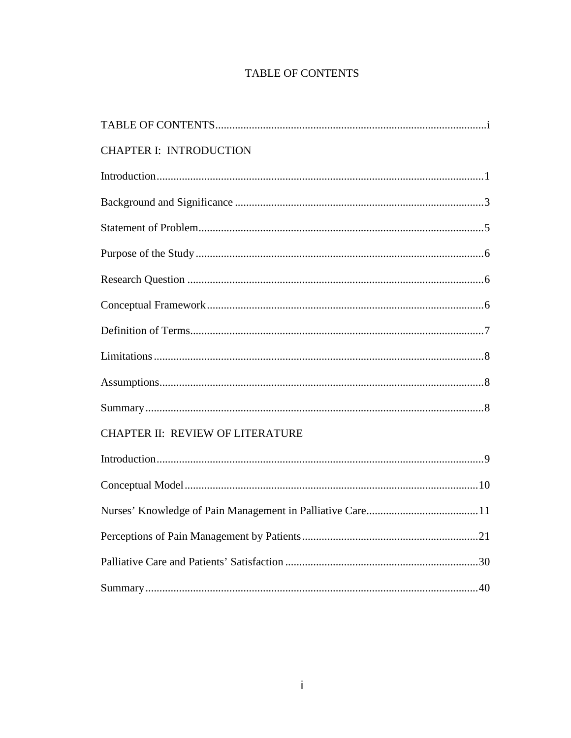# TABLE OF CONTENTS

TABLE OF CONTENTS....................................................................................................i

CHAPTER I: INTRODUCTION

Introduction....................................................................................................................1

Background and Significance ........................................................................................3

Statement of Problem.....................................................................................................5

Purpose of the Study......................................................................................................6

Research Question .........................................................................................................6

Conceptual Framework..................................................................................................6

Definition of Terms........................................................................................................7

Limitations.....................................................................................................................8

Assumptions...................................................................................................................8

Summary........................................................................................................................8

CHAPTER II: REVIEW OF LITERATURE

Introduction....................................................................................................................9

Conceptual Model........................................................................................................10

Nurses' Knowledge of Pain Management in Palliative Care.......................................11

Perceptions of Pain Management by Patients..............................................................21

Palliative Care and Patients' Satisfaction ....................................................................30

Summary......................................................................................................................40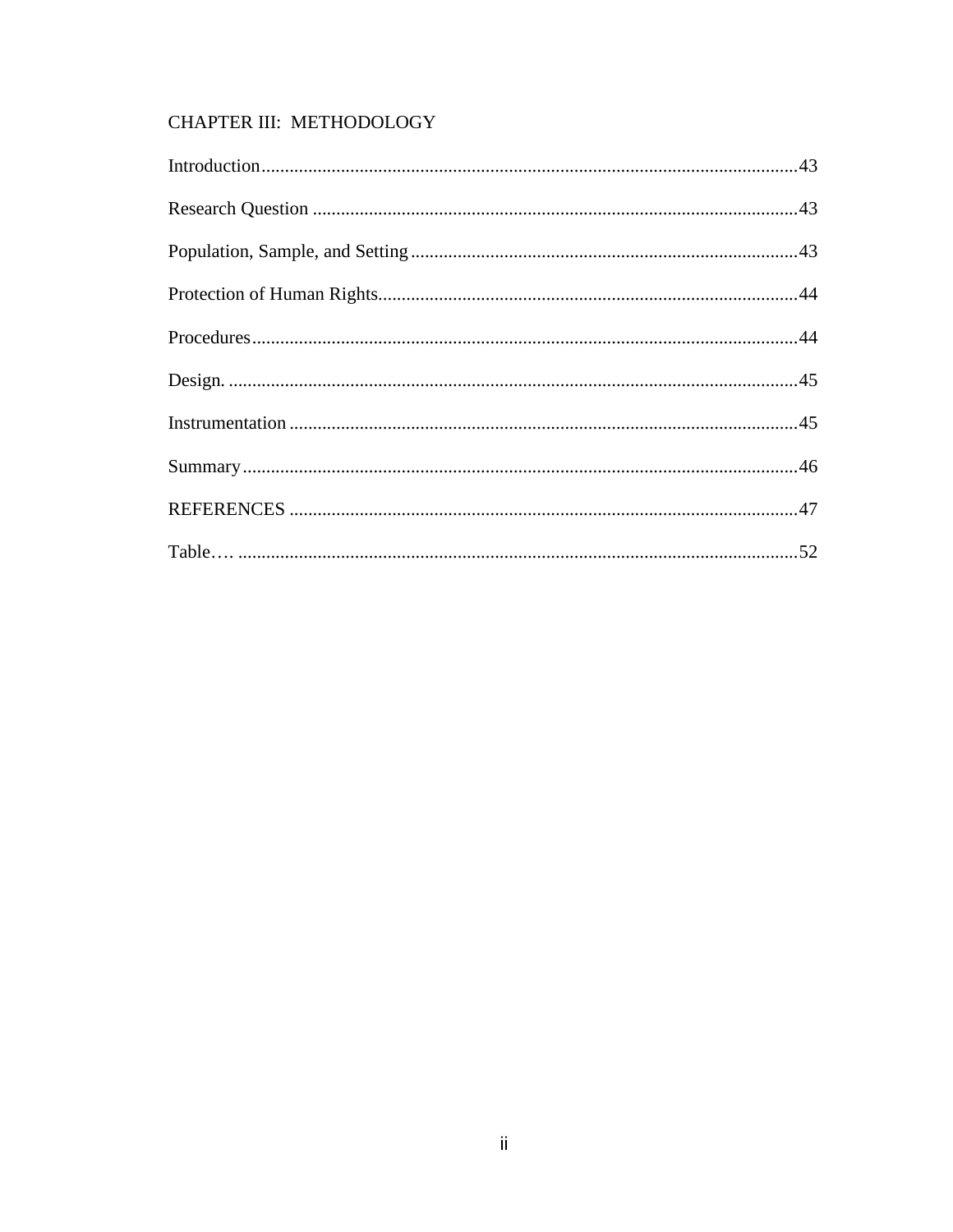CHAPTER III: METHODOLOGY

Introduction....................................................................................................................43

Research Question ..........................................................................................................43

Population, Sample, and Setting .....................................................................................43

Protection of Human Rights............................................................................................44

Procedures.......................................................................................................................44

Design. ............................................................................................................................45

Instrumentation ...............................................................................................................45

Summary .........................................................................................................................46

REFERENCES ...............................................................................................................47

Table… ...........................................................................................................................52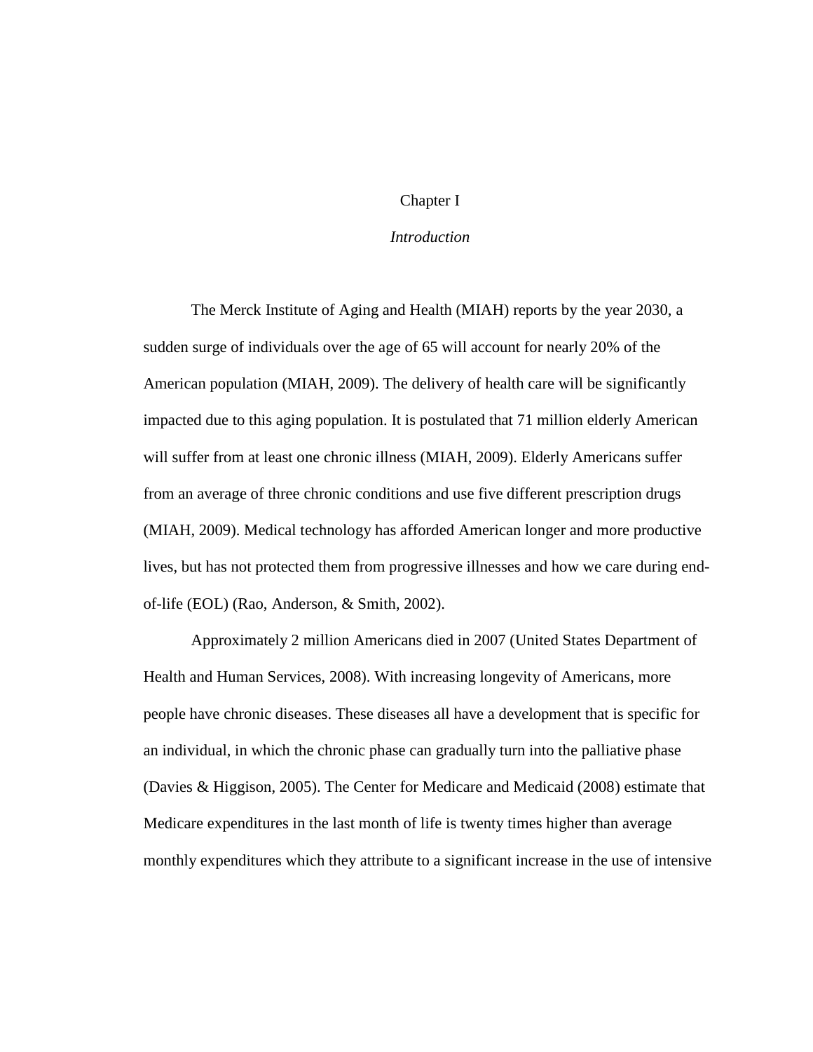# Chapter I

## *Introduction*

The Merck Institute of Aging and Health (MIAH) reports by the year 2030, a sudden surge of individuals over the age of 65 will account for nearly 20% of the American population (MIAH, 2009). The delivery of health care will be significantly impacted due to this aging population. It is postulated that 71 million elderly American will suffer from at least one chronic illness (MIAH, 2009). Elderly Americans suffer from an average of three chronic conditions and use five different prescription drugs (MIAH, 2009). Medical technology has afforded American longer and more productive lives, but has not protected them from progressive illnesses and how we care during end-of-life (EOL) (Rao, Anderson, & Smith, 2002).

Approximately 2 million Americans died in 2007 (United States Department of Health and Human Services, 2008). With increasing longevity of Americans, more people have chronic diseases. These diseases all have a development that is specific for an individual, in which the chronic phase can gradually turn into the palliative phase (Davies & Higgison, 2005). The Center for Medicare and Medicaid (2008) estimate that Medicare expenditures in the last month of life is twenty times higher than average monthly expenditures which they attribute to a significant increase in the use of intensive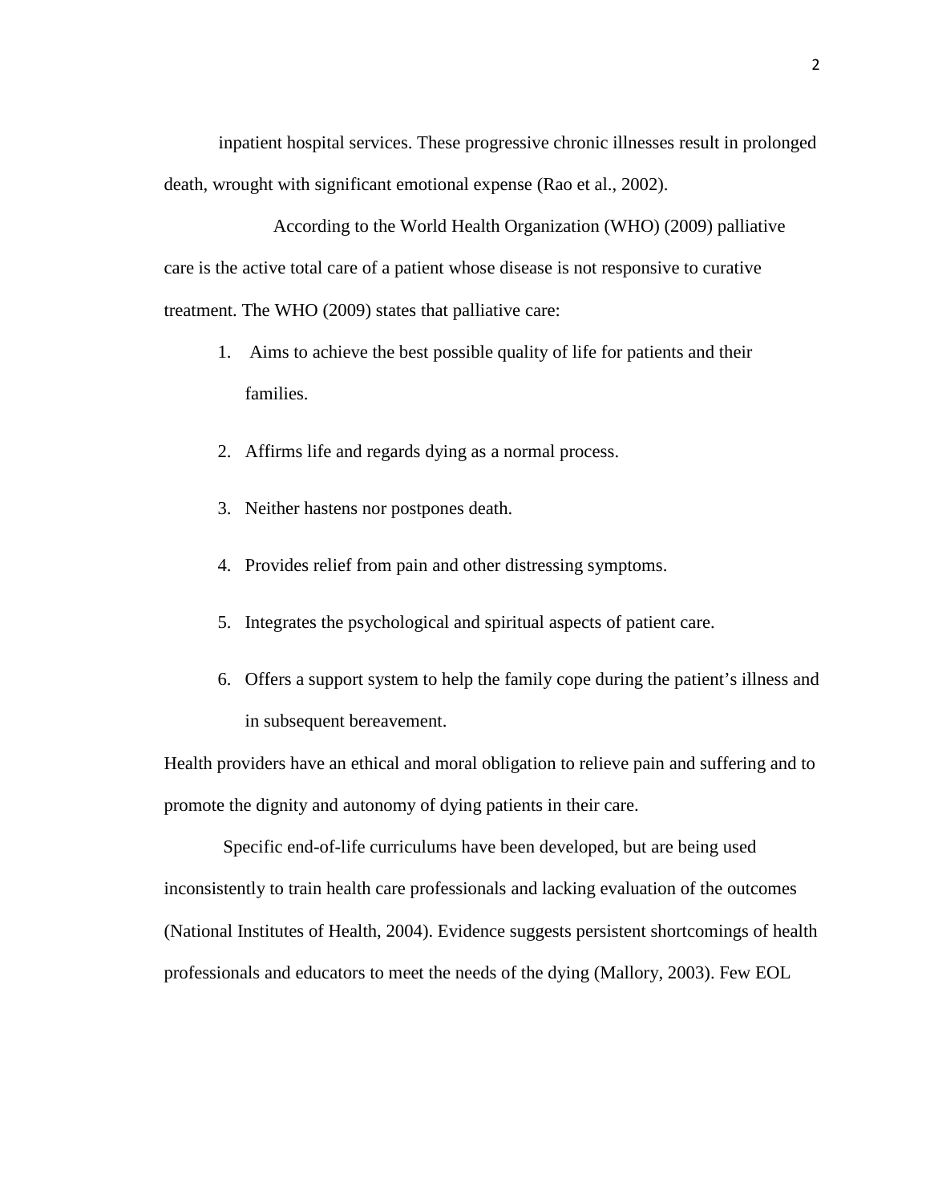inpatient hospital services. These progressive chronic illnesses result in prolonged death, wrought with significant emotional expense (Rao et al., 2002).

According to the World Health Organization (WHO) (2009) palliative care is the active total care of a patient whose disease is not responsive to curative treatment. The WHO (2009) states that palliative care:

1. Aims to achieve the best possible quality of life for patients and their families.
2. Affirms life and regards dying as a normal process.
3. Neither hastens nor postpones death.
4. Provides relief from pain and other distressing symptoms.
5. Integrates the psychological and spiritual aspects of patient care.
6. Offers a support system to help the family cope during the patient's illness and in subsequent bereavement.

Health providers have an ethical and moral obligation to relieve pain and suffering and to promote the dignity and autonomy of dying patients in their care.

Specific end-of-life curriculums have been developed, but are being used inconsistently to train health care professionals and lacking evaluation of the outcomes (National Institutes of Health, 2004). Evidence suggests persistent shortcomings of health professionals and educators to meet the needs of the dying (Mallory, 2003). Few EOL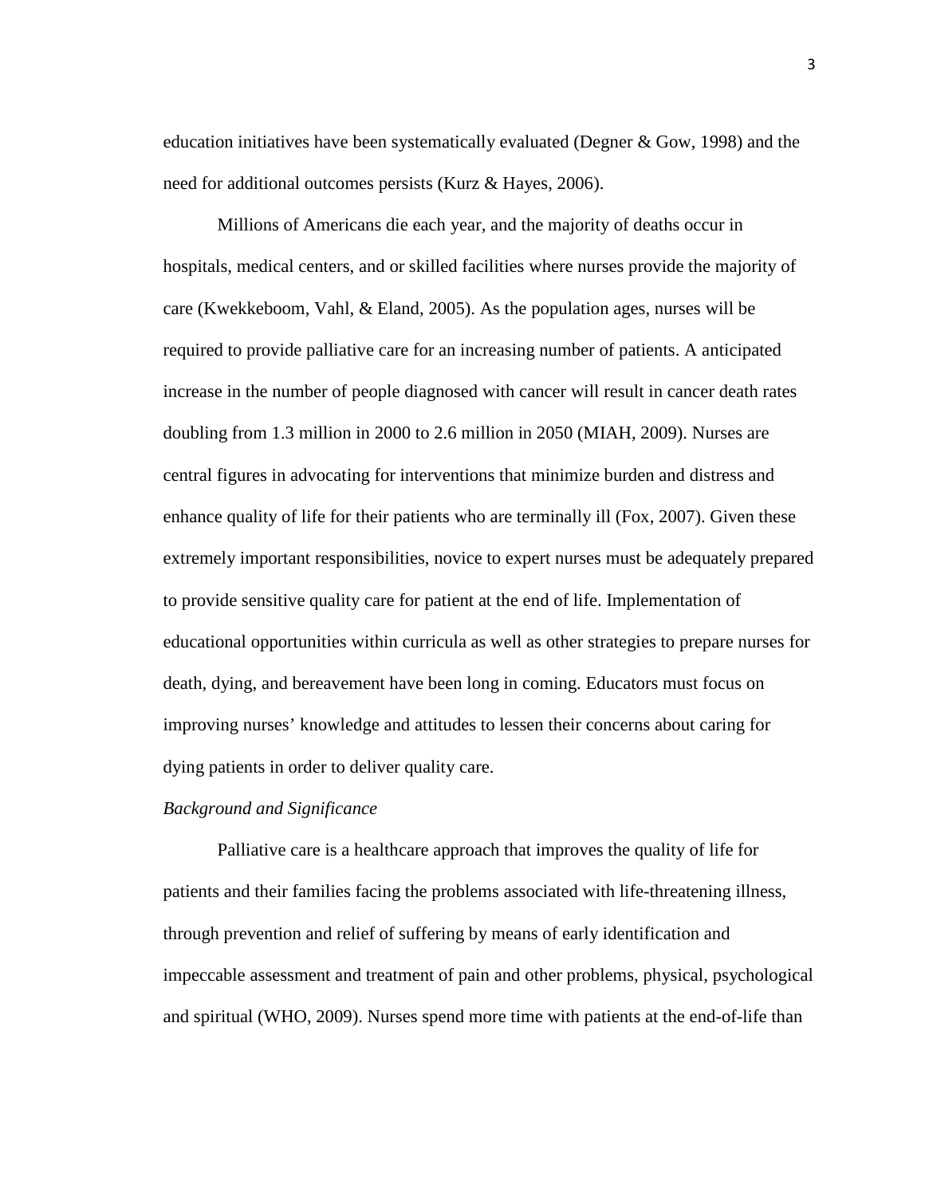education initiatives have been systematically evaluated (Degner & Gow, 1998) and the need for additional outcomes persists (Kurz & Hayes, 2006).

Millions of Americans die each year, and the majority of deaths occur in hospitals, medical centers, and or skilled facilities where nurses provide the majority of care (Kwekkeboom, Vahl, & Eland, 2005). As the population ages, nurses will be required to provide palliative care for an increasing number of patients. A anticipated increase in the number of people diagnosed with cancer will result in cancer death rates doubling from 1.3 million in 2000 to 2.6 million in 2050 (MIAH, 2009). Nurses are central figures in advocating for interventions that minimize burden and distress and enhance quality of life for their patients who are terminally ill (Fox, 2007). Given these extremely important responsibilities, novice to expert nurses must be adequately prepared to provide sensitive quality care for patient at the end of life. Implementation of educational opportunities within curricula as well as other strategies to prepare nurses for death, dying, and bereavement have been long in coming. Educators must focus on improving nurses' knowledge and attitudes to lessen their concerns about caring for dying patients in order to deliver quality care.

*Background and Significance*

Palliative care is a healthcare approach that improves the quality of life for patients and their families facing the problems associated with life-threatening illness, through prevention and relief of suffering by means of early identification and impeccable assessment and treatment of pain and other problems, physical, psychological and spiritual (WHO, 2009). Nurses spend more time with patients at the end-of-life than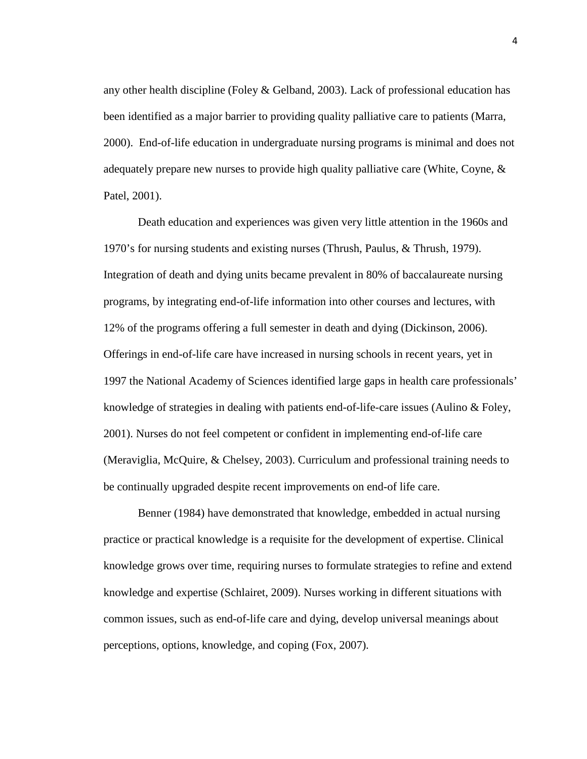any other health discipline (Foley & Gelband, 2003). Lack of professional education has been identified as a major barrier to providing quality palliative care to patients (Marra, 2000). End-of-life education in undergraduate nursing programs is minimal and does not adequately prepare new nurses to provide high quality palliative care (White, Coyne, & Patel, 2001).

Death education and experiences was given very little attention in the 1960s and 1970's for nursing students and existing nurses (Thrush, Paulus, & Thrush, 1979). Integration of death and dying units became prevalent in 80% of baccalaureate nursing programs, by integrating end-of-life information into other courses and lectures, with 12% of the programs offering a full semester in death and dying (Dickinson, 2006). Offerings in end-of-life care have increased in nursing schools in recent years, yet in 1997 the National Academy of Sciences identified large gaps in health care professionals' knowledge of strategies in dealing with patients end-of-life-care issues (Aulino & Foley, 2001). Nurses do not feel competent or confident in implementing end-of-life care (Meraviglia, McQuire, & Chelsey, 2003). Curriculum and professional training needs to be continually upgraded despite recent improvements on end-of life care.

Benner (1984) have demonstrated that knowledge, embedded in actual nursing practice or practical knowledge is a requisite for the development of expertise. Clinical knowledge grows over time, requiring nurses to formulate strategies to refine and extend knowledge and expertise (Schlairet, 2009). Nurses working in different situations with common issues, such as end-of-life care and dying, develop universal meanings about perceptions, options, knowledge, and coping (Fox, 2007).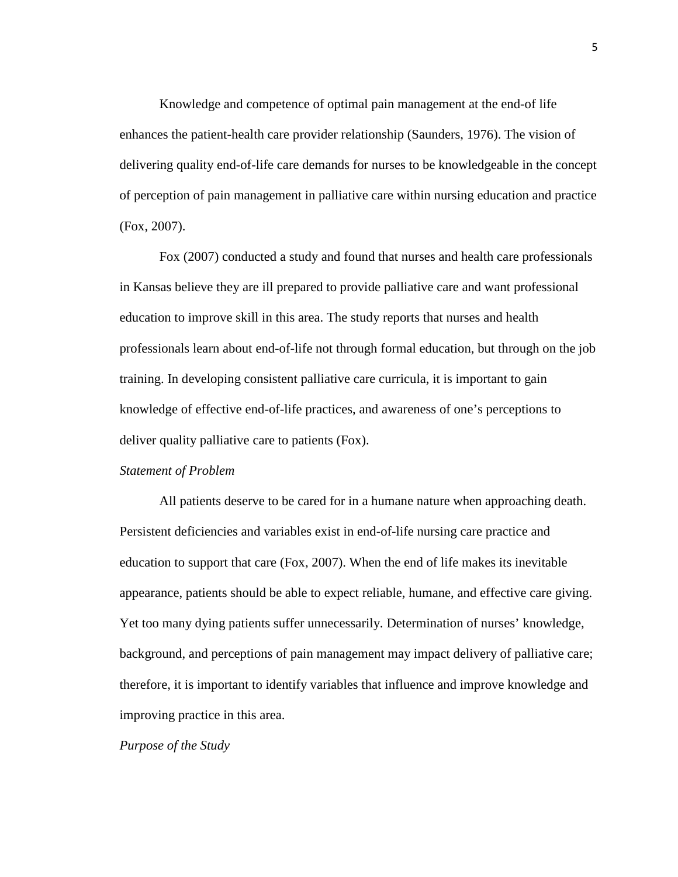Knowledge and competence of optimal pain management at the end-of life enhances the patient-health care provider relationship (Saunders, 1976). The vision of delivering quality end-of-life care demands for nurses to be knowledgeable in the concept of perception of pain management in palliative care within nursing education and practice (Fox, 2007).

Fox (2007) conducted a study and found that nurses and health care professionals in Kansas believe they are ill prepared to provide palliative care and want professional education to improve skill in this area. The study reports that nurses and health professionals learn about end-of-life not through formal education, but through on the job training. In developing consistent palliative care curricula, it is important to gain knowledge of effective end-of-life practices, and awareness of one's perceptions to deliver quality palliative care to patients (Fox).

*Statement of Problem*

All patients deserve to be cared for in a humane nature when approaching death. Persistent deficiencies and variables exist in end-of-life nursing care practice and education to support that care (Fox, 2007). When the end of life makes its inevitable appearance, patients should be able to expect reliable, humane, and effective care giving. Yet too many dying patients suffer unnecessarily. Determination of nurses' knowledge, background, and perceptions of pain management may impact delivery of palliative care; therefore, it is important to identify variables that influence and improve knowledge and improving practice in this area.

*Purpose of the Study*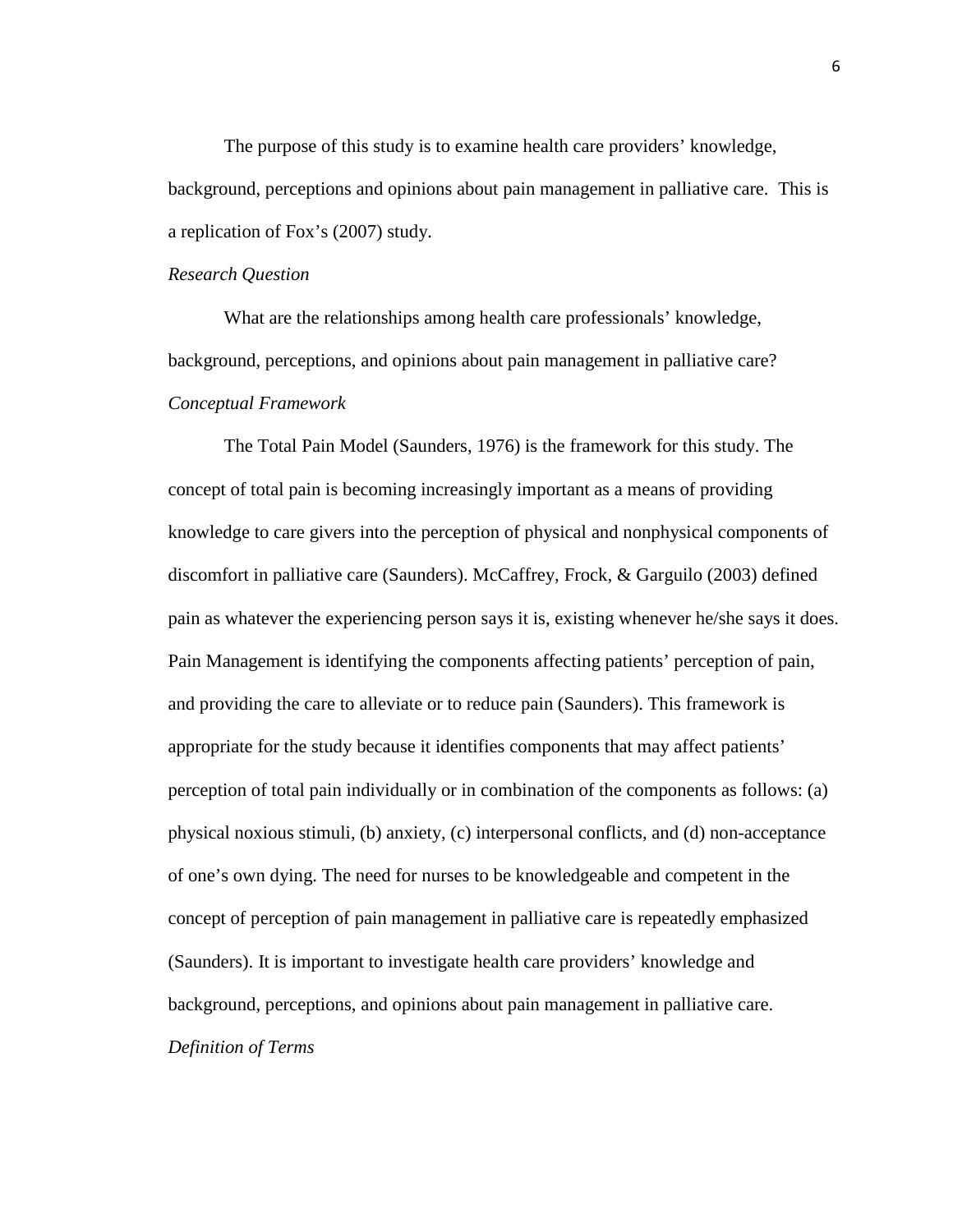The purpose of this study is to examine health care providers' knowledge, background, perceptions and opinions about pain management in palliative care. This is a replication of Fox's (2007) study.

*Research Question*

What are the relationships among health care professionals' knowledge, background, perceptions, and opinions about pain management in palliative care?

*Conceptual Framework*

The Total Pain Model (Saunders, 1976) is the framework for this study. The concept of total pain is becoming increasingly important as a means of providing knowledge to care givers into the perception of physical and nonphysical components of discomfort in palliative care (Saunders). McCaffrey, Frock, & Garguilo (2003) defined pain as whatever the experiencing person says it is, existing whenever he/she says it does. Pain Management is identifying the components affecting patients' perception of pain, and providing the care to alleviate or to reduce pain (Saunders). This framework is appropriate for the study because it identifies components that may affect patients' perception of total pain individually or in combination of the components as follows: (a) physical noxious stimuli, (b) anxiety, (c) interpersonal conflicts, and (d) non-acceptance of one's own dying. The need for nurses to be knowledgeable and competent in the concept of perception of pain management in palliative care is repeatedly emphasized (Saunders). It is important to investigate health care providers' knowledge and background, perceptions, and opinions about pain management in palliative care.

*Definition of Terms*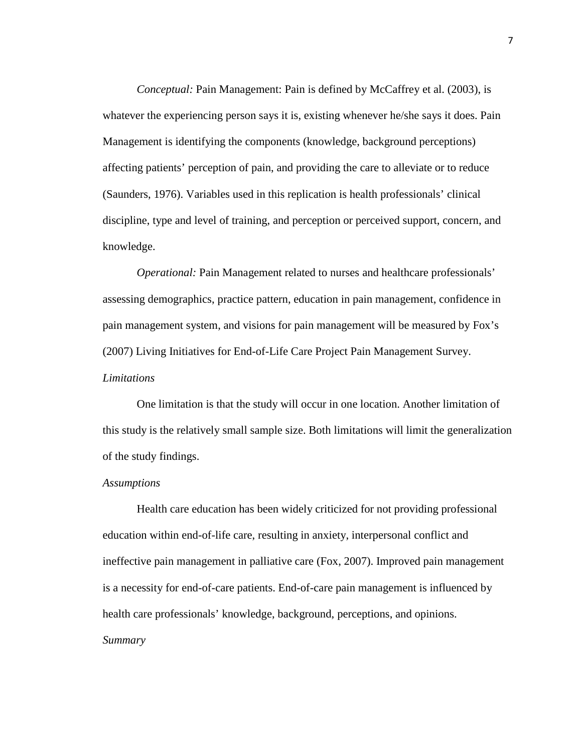*Conceptual:* Pain Management: Pain is defined by McCaffrey et al. (2003), is whatever the experiencing person says it is, existing whenever he/she says it does. Pain Management is identifying the components (knowledge, background perceptions) affecting patients' perception of pain, and providing the care to alleviate or to reduce (Saunders, 1976). Variables used in this replication is health professionals' clinical discipline, type and level of training, and perception or perceived support, concern, and knowledge.

*Operational:* Pain Management related to nurses and healthcare professionals' assessing demographics, practice pattern, education in pain management, confidence in pain management system, and visions for pain management will be measured by Fox's (2007) Living Initiatives for End-of-Life Care Project Pain Management Survey.

*Limitations*

One limitation is that the study will occur in one location. Another limitation of this study is the relatively small sample size. Both limitations will limit the generalization of the study findings.

*Assumptions*

Health care education has been widely criticized for not providing professional education within end-of-life care, resulting in anxiety, interpersonal conflict and ineffective pain management in palliative care (Fox, 2007). Improved pain management is a necessity for end-of-care patients. End-of-care pain management is influenced by health care professionals' knowledge, background, perceptions, and opinions.

*Summary*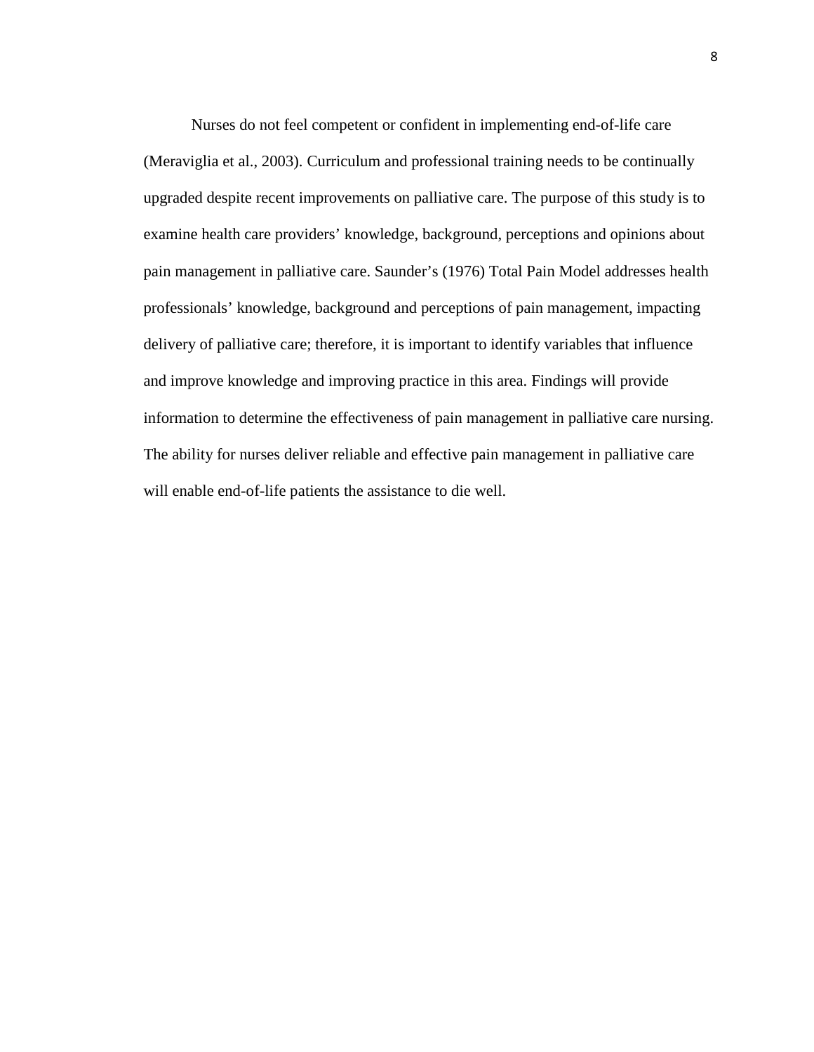Nurses do not feel competent or confident in implementing end-of-life care (Meraviglia et al., 2003). Curriculum and professional training needs to be continually upgraded despite recent improvements on palliative care. The purpose of this study is to examine health care providers' knowledge, background, perceptions and opinions about pain management in palliative care. Saunder's (1976) Total Pain Model addresses health professionals' knowledge, background and perceptions of pain management, impacting delivery of palliative care; therefore, it is important to identify variables that influence and improve knowledge and improving practice in this area. Findings will provide information to determine the effectiveness of pain management in palliative care nursing. The ability for nurses deliver reliable and effective pain management in palliative care will enable end-of-life patients the assistance to die well.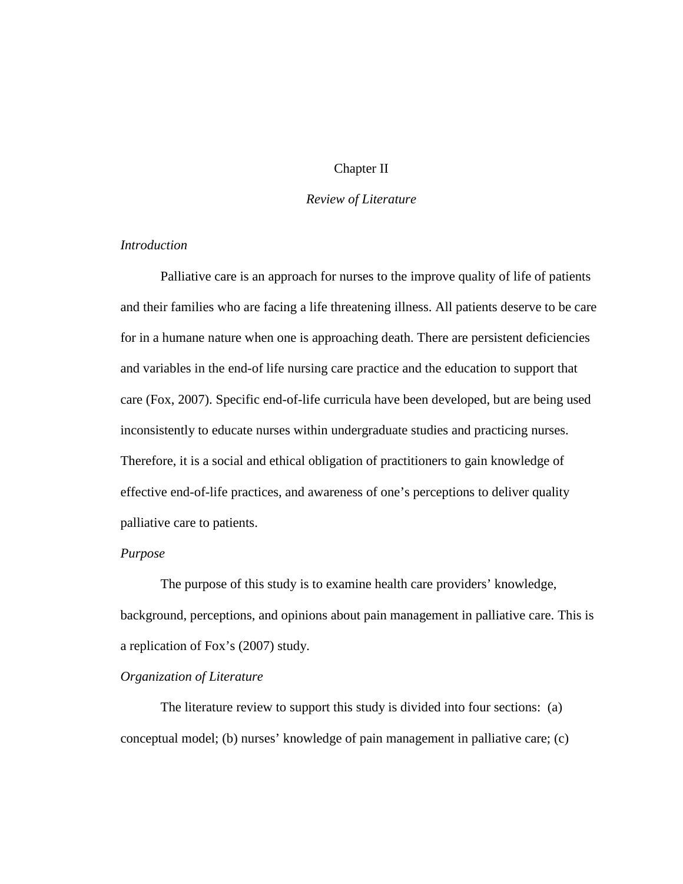# Chapter II

## *Review of Literature*

### *Introduction*

Palliative care is an approach for nurses to the improve quality of life of patients and their families who are facing a life threatening illness. All patients deserve to be care for in a humane nature when one is approaching death. There are persistent deficiencies and variables in the end-of life nursing care practice and the education to support that care (Fox, 2007). Specific end-of-life curricula have been developed, but are being used inconsistently to educate nurses within undergraduate studies and practicing nurses. Therefore, it is a social and ethical obligation of practitioners to gain knowledge of effective end-of-life practices, and awareness of one's perceptions to deliver quality palliative care to patients.

### *Purpose*

The purpose of this study is to examine health care providers' knowledge, background, perceptions, and opinions about pain management in palliative care. This is a replication of Fox's (2007) study.

### *Organization of Literature*

The literature review to support this study is divided into four sections: (a) conceptual model; (b) nurses' knowledge of pain management in palliative care; (c)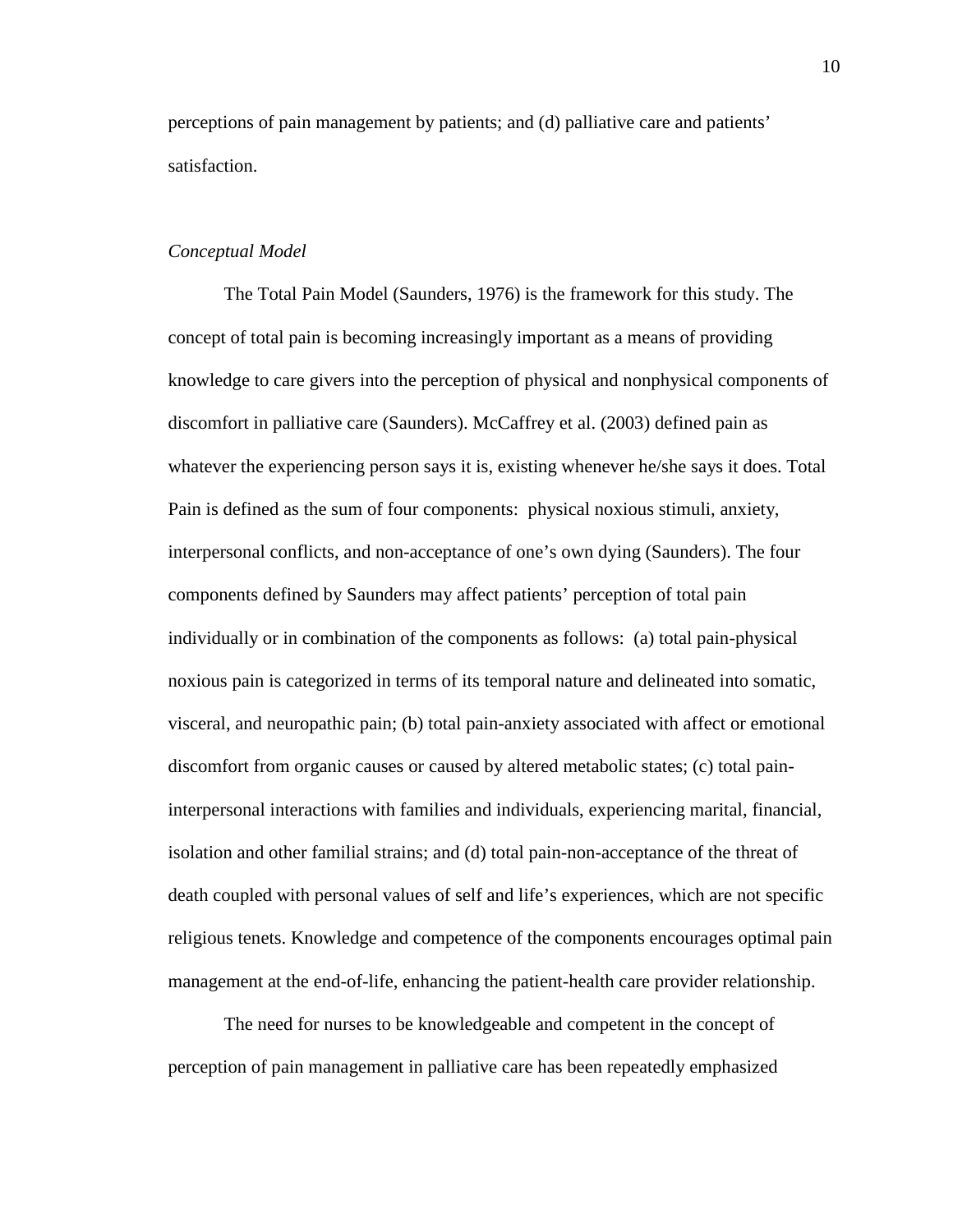perceptions of pain management by patients; and (d) palliative care and patients' satisfaction.

*Conceptual Model*

The Total Pain Model (Saunders, 1976) is the framework for this study. The concept of total pain is becoming increasingly important as a means of providing knowledge to care givers into the perception of physical and nonphysical components of discomfort in palliative care (Saunders). McCaffrey et al. (2003) defined pain as whatever the experiencing person says it is, existing whenever he/she says it does. Total Pain is defined as the sum of four components: physical noxious stimuli, anxiety, interpersonal conflicts, and non-acceptance of one's own dying (Saunders). The four components defined by Saunders may affect patients' perception of total pain individually or in combination of the components as follows: (a) total pain-physical noxious pain is categorized in terms of its temporal nature and delineated into somatic, visceral, and neuropathic pain; (b) total pain-anxiety associated with affect or emotional discomfort from organic causes or caused by altered metabolic states; (c) total pain-interpersonal interactions with families and individuals, experiencing marital, financial, isolation and other familial strains; and (d) total pain-non-acceptance of the threat of death coupled with personal values of self and life's experiences, which are not specific religious tenets. Knowledge and competence of the components encourages optimal pain management at the end-of-life, enhancing the patient-health care provider relationship.

The need for nurses to be knowledgeable and competent in the concept of perception of pain management in palliative care has been repeatedly emphasized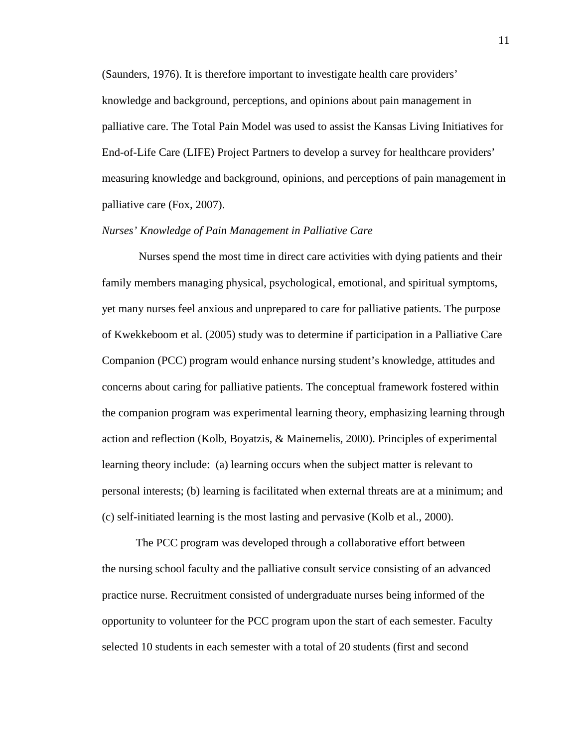(Saunders, 1976). It is therefore important to investigate health care providers' knowledge and background, perceptions, and opinions about pain management in palliative care. The Total Pain Model was used to assist the Kansas Living Initiatives for End-of-Life Care (LIFE) Project Partners to develop a survey for healthcare providers' measuring knowledge and background, opinions, and perceptions of pain management in palliative care (Fox, 2007).

*Nurses' Knowledge of Pain Management in Palliative Care*

Nurses spend the most time in direct care activities with dying patients and their family members managing physical, psychological, emotional, and spiritual symptoms, yet many nurses feel anxious and unprepared to care for palliative patients. The purpose of Kwekkeboom et al. (2005) study was to determine if participation in a Palliative Care Companion (PCC) program would enhance nursing student's knowledge, attitudes and concerns about caring for palliative patients. The conceptual framework fostered within the companion program was experimental learning theory, emphasizing learning through action and reflection (Kolb, Boyatzis, & Mainemelis, 2000). Principles of experimental learning theory include: (a) learning occurs when the subject matter is relevant to personal interests; (b) learning is facilitated when external threats are at a minimum; and (c) self-initiated learning is the most lasting and pervasive (Kolb et al., 2000).

The PCC program was developed through a collaborative effort between the nursing school faculty and the palliative consult service consisting of an advanced practice nurse. Recruitment consisted of undergraduate nurses being informed of the opportunity to volunteer for the PCC program upon the start of each semester. Faculty selected 10 students in each semester with a total of 20 students (first and second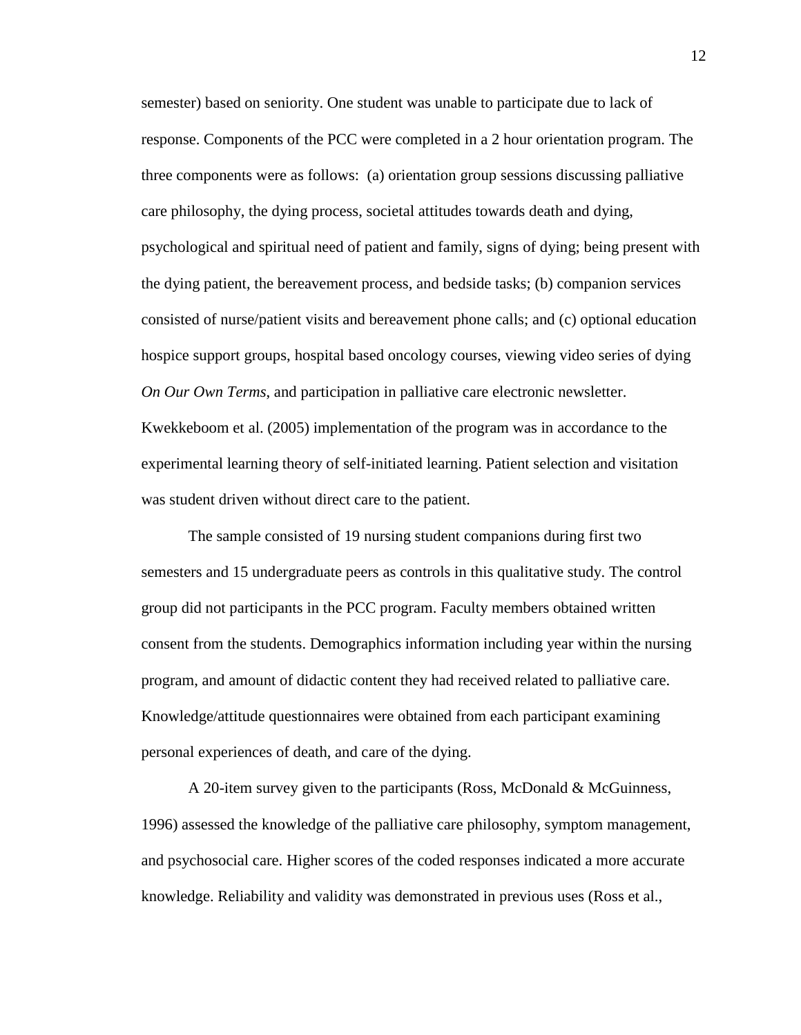semester) based on seniority. One student was unable to participate due to lack of response. Components of the PCC were completed in a 2 hour orientation program. The three components were as follows: (a) orientation group sessions discussing palliative care philosophy, the dying process, societal attitudes towards death and dying, psychological and spiritual need of patient and family, signs of dying; being present with the dying patient, the bereavement process, and bedside tasks; (b) companion services consisted of nurse/patient visits and bereavement phone calls; and (c) optional education hospice support groups, hospital based oncology courses, viewing video series of dying *On Our Own Terms*, and participation in palliative care electronic newsletter. Kwekkeboom et al. (2005) implementation of the program was in accordance to the experimental learning theory of self-initiated learning. Patient selection and visitation was student driven without direct care to the patient.

The sample consisted of 19 nursing student companions during first two semesters and 15 undergraduate peers as controls in this qualitative study. The control group did not participants in the PCC program. Faculty members obtained written consent from the students. Demographics information including year within the nursing program, and amount of didactic content they had received related to palliative care. Knowledge/attitude questionnaires were obtained from each participant examining personal experiences of death, and care of the dying.

A 20-item survey given to the participants (Ross, McDonald & McGuinness, 1996) assessed the knowledge of the palliative care philosophy, symptom management, and psychosocial care. Higher scores of the coded responses indicated a more accurate knowledge. Reliability and validity was demonstrated in previous uses (Ross et al.,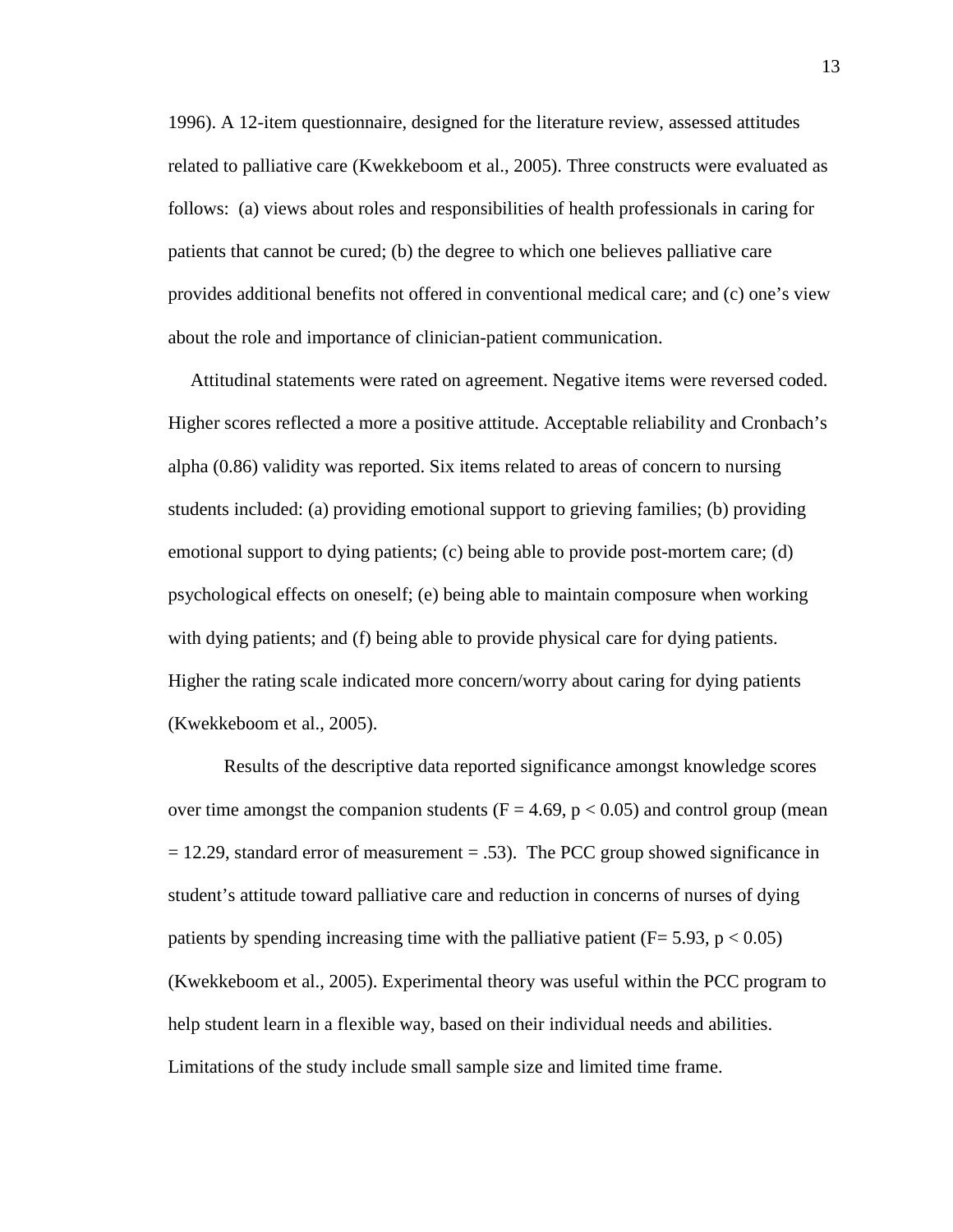1996). A 12-item questionnaire, designed for the literature review, assessed attitudes related to palliative care (Kwekkeboom et al., 2005). Three constructs were evaluated as follows: (a) views about roles and responsibilities of health professionals in caring for patients that cannot be cured; (b) the degree to which one believes palliative care provides additional benefits not offered in conventional medical care; and (c) one's view about the role and importance of clinician-patient communication.

Attitudinal statements were rated on agreement. Negative items were reversed coded. Higher scores reflected a more a positive attitude. Acceptable reliability and Cronbach's alpha (0.86) validity was reported. Six items related to areas of concern to nursing students included: (a) providing emotional support to grieving families; (b) providing emotional support to dying patients; (c) being able to provide post-mortem care; (d) psychological effects on oneself; (e) being able to maintain composure when working with dying patients; and (f) being able to provide physical care for dying patients. Higher the rating scale indicated more concern/worry about caring for dying patients (Kwekkeboom et al., 2005).

Results of the descriptive data reported significance amongst knowledge scores over time amongst the companion students ($F = 4.69$, $p < 0.05$) and control group (mean = 12.29, standard error of measurement = .53). The PCC group showed significance in student's attitude toward palliative care and reduction in concerns of nurses of dying patients by spending increasing time with the palliative patient ($F = 5.93$, $p < 0.05$) (Kwekkeboom et al., 2005). Experimental theory was useful within the PCC program to help student learn in a flexible way, based on their individual needs and abilities. Limitations of the study include small sample size and limited time frame.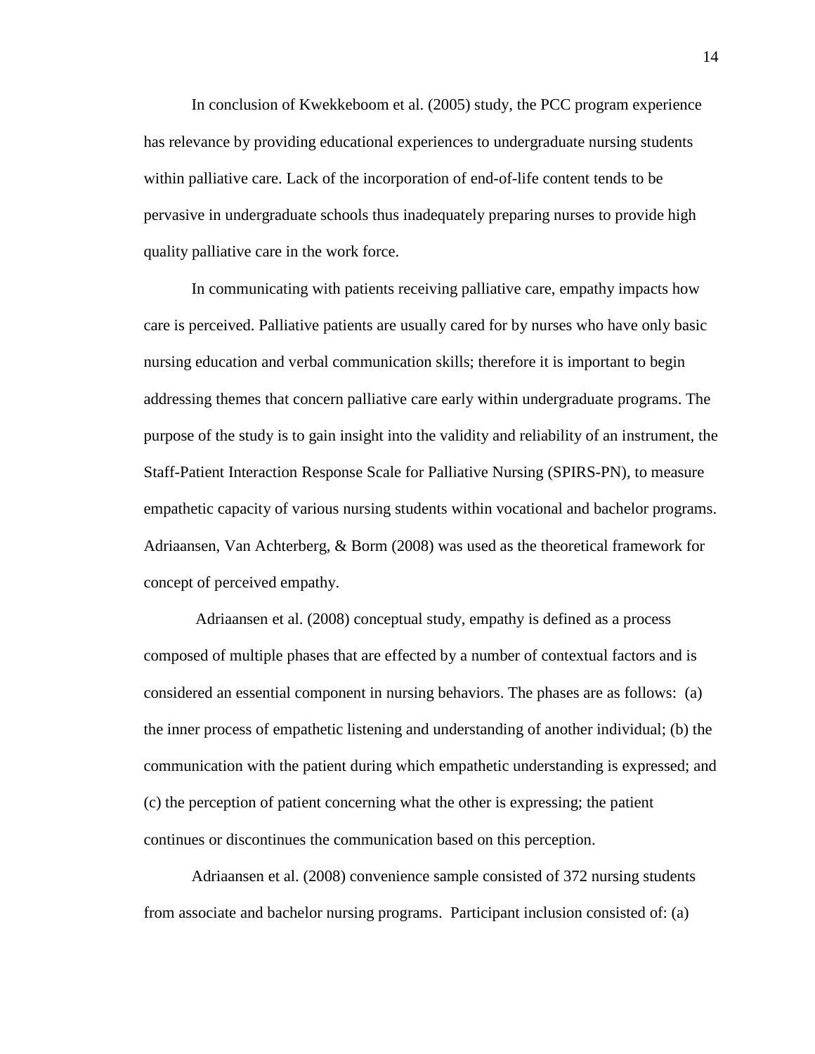In conclusion of Kwekkeboom et al. (2005) study, the PCC program experience has relevance by providing educational experiences to undergraduate nursing students within palliative care. Lack of the incorporation of end-of-life content tends to be pervasive in undergraduate schools thus inadequately preparing nurses to provide high quality palliative care in the work force.

In communicating with patients receiving palliative care, empathy impacts how care is perceived. Palliative patients are usually cared for by nurses who have only basic nursing education and verbal communication skills; therefore it is important to begin addressing themes that concern palliative care early within undergraduate programs. The purpose of the study is to gain insight into the validity and reliability of an instrument, the Staff-Patient Interaction Response Scale for Palliative Nursing (SPIRS-PN), to measure empathetic capacity of various nursing students within vocational and bachelor programs. Adriaansen, Van Achterberg, & Borm (2008) was used as the theoretical framework for concept of perceived empathy.

Adriaansen et al. (2008) conceptual study, empathy is defined as a process composed of multiple phases that are effected by a number of contextual factors and is considered an essential component in nursing behaviors. The phases are as follows: (a) the inner process of empathetic listening and understanding of another individual; (b) the communication with the patient during which empathetic understanding is expressed; and (c) the perception of patient concerning what the other is expressing; the patient continues or discontinues the communication based on this perception.

Adriaansen et al. (2008) convenience sample consisted of 372 nursing students from associate and bachelor nursing programs. Participant inclusion consisted of: (a)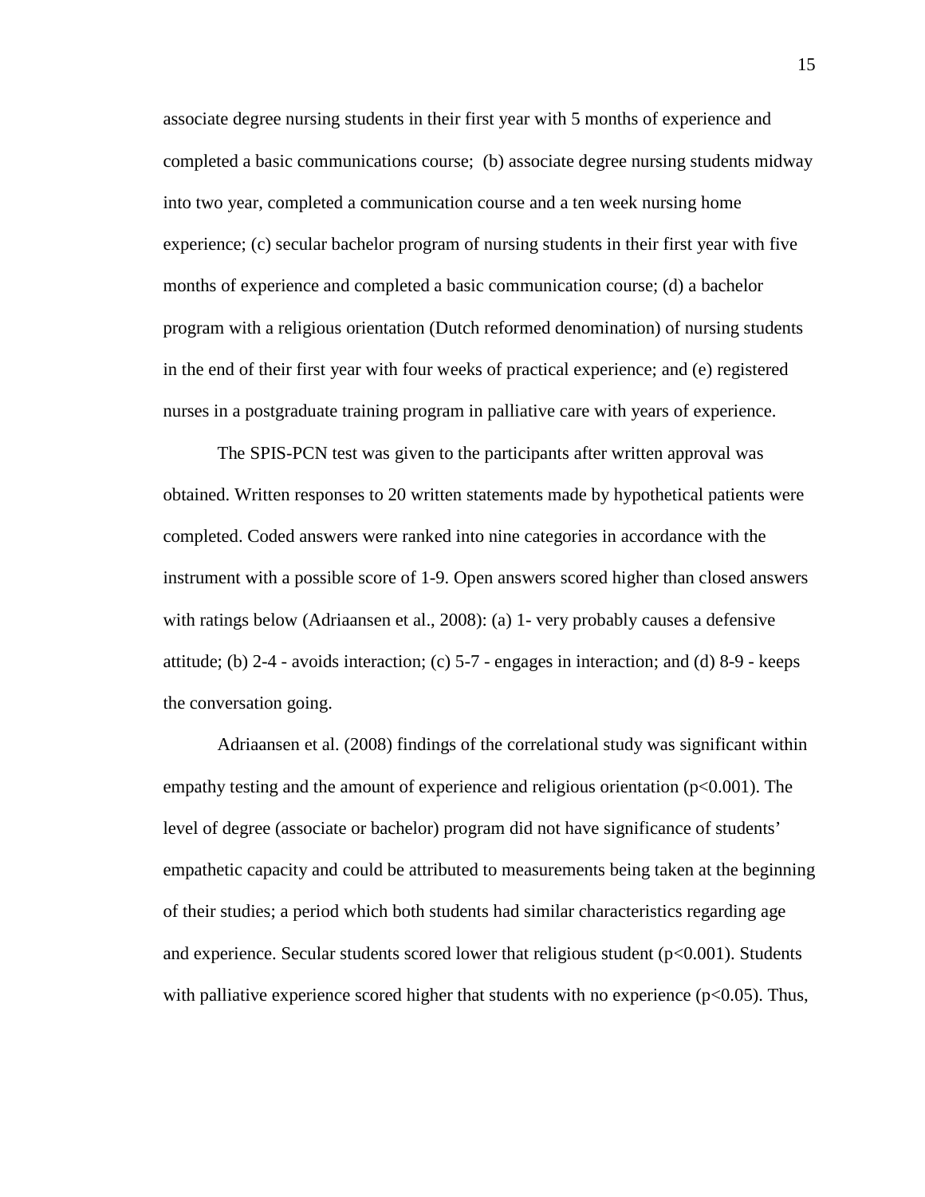associate degree nursing students in their first year with 5 months of experience and completed a basic communications course;  (b) associate degree nursing students midway into two year, completed a communication course and a ten week nursing home experience; (c) secular bachelor program of nursing students in their first year with five months of experience and completed a basic communication course; (d) a bachelor program with a religious orientation (Dutch reformed denomination) of nursing students in the end of their first year with four weeks of practical experience; and (e) registered nurses in a postgraduate training program in palliative care with years of experience.

The SPIS-PCN test was given to the participants after written approval was obtained. Written responses to 20 written statements made by hypothetical patients were completed. Coded answers were ranked into nine categories in accordance with the instrument with a possible score of 1-9. Open answers scored higher than closed answers with ratings below (Adriaansen et al., 2008): (a) 1- very probably causes a defensive attitude; (b) 2-4 - avoids interaction; (c) 5-7 - engages in interaction; and (d) 8-9 - keeps the conversation going.

Adriaansen et al. (2008) findings of the correlational study was significant within empathy testing and the amount of experience and religious orientation ($p<0.001$). The level of degree (associate or bachelor) program did not have significance of students' empathetic capacity and could be attributed to measurements being taken at the beginning of their studies; a period which both students had similar characteristics regarding age and experience. Secular students scored lower that religious student ($p<0.001$). Students with palliative experience scored higher that students with no experience ($p<0.05$). Thus,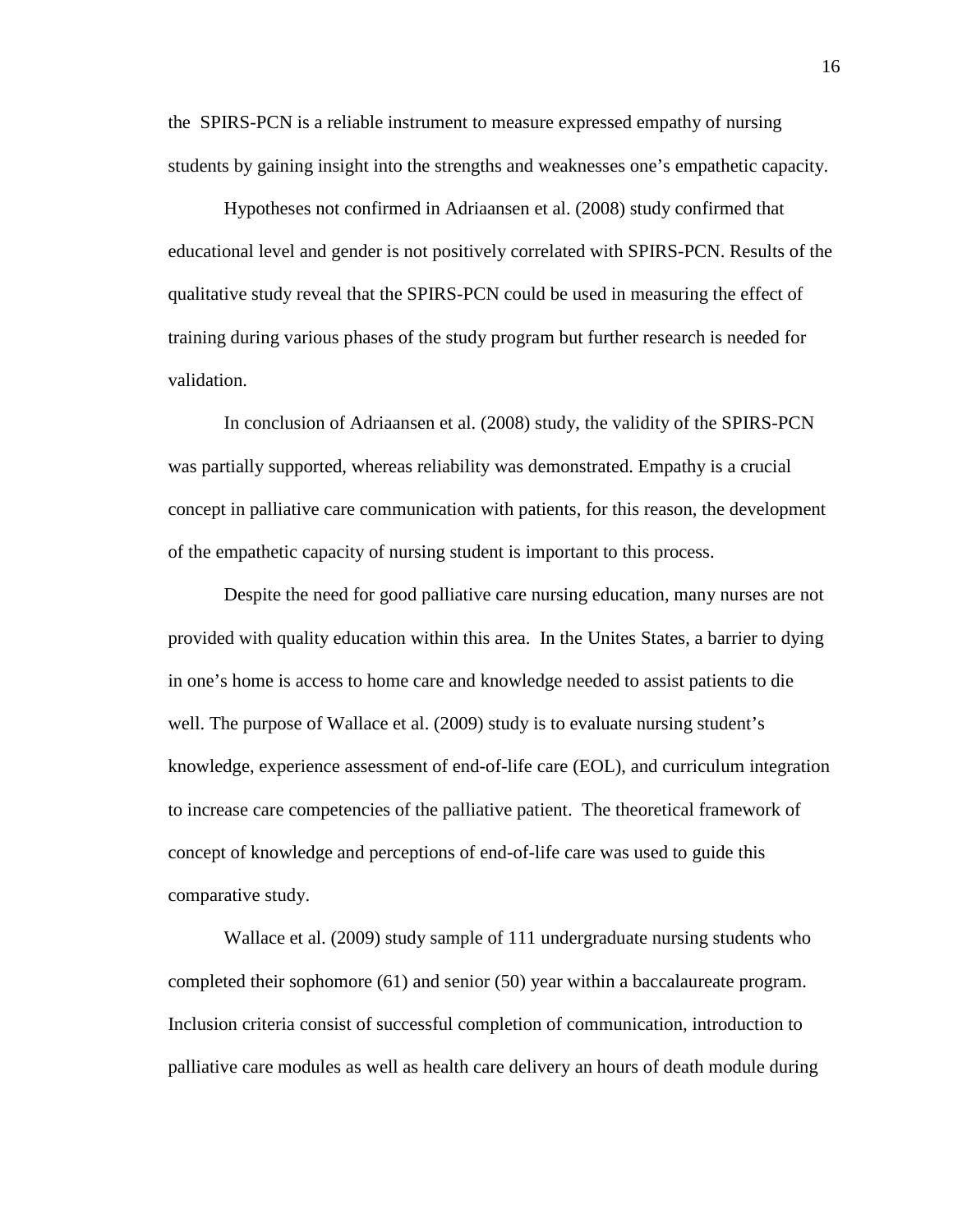the SPIRS-PCN is a reliable instrument to measure expressed empathy of nursing students by gaining insight into the strengths and weaknesses one's empathetic capacity.

Hypotheses not confirmed in Adriaansen et al. (2008) study confirmed that educational level and gender is not positively correlated with SPIRS-PCN. Results of the qualitative study reveal that the SPIRS-PCN could be used in measuring the effect of training during various phases of the study program but further research is needed for validation.

In conclusion of Adriaansen et al. (2008) study, the validity of the SPIRS-PCN was partially supported, whereas reliability was demonstrated. Empathy is a crucial concept in palliative care communication with patients, for this reason, the development of the empathetic capacity of nursing student is important to this process.

Despite the need for good palliative care nursing education, many nurses are not provided with quality education within this area. In the Unites States, a barrier to dying in one's home is access to home care and knowledge needed to assist patients to die well. The purpose of Wallace et al. (2009) study is to evaluate nursing student's knowledge, experience assessment of end-of-life care (EOL), and curriculum integration to increase care competencies of the palliative patient. The theoretical framework of concept of knowledge and perceptions of end-of-life care was used to guide this comparative study.

Wallace et al. (2009) study sample of 111 undergraduate nursing students who completed their sophomore (61) and senior (50) year within a baccalaureate program. Inclusion criteria consist of successful completion of communication, introduction to palliative care modules as well as health care delivery an hours of death module during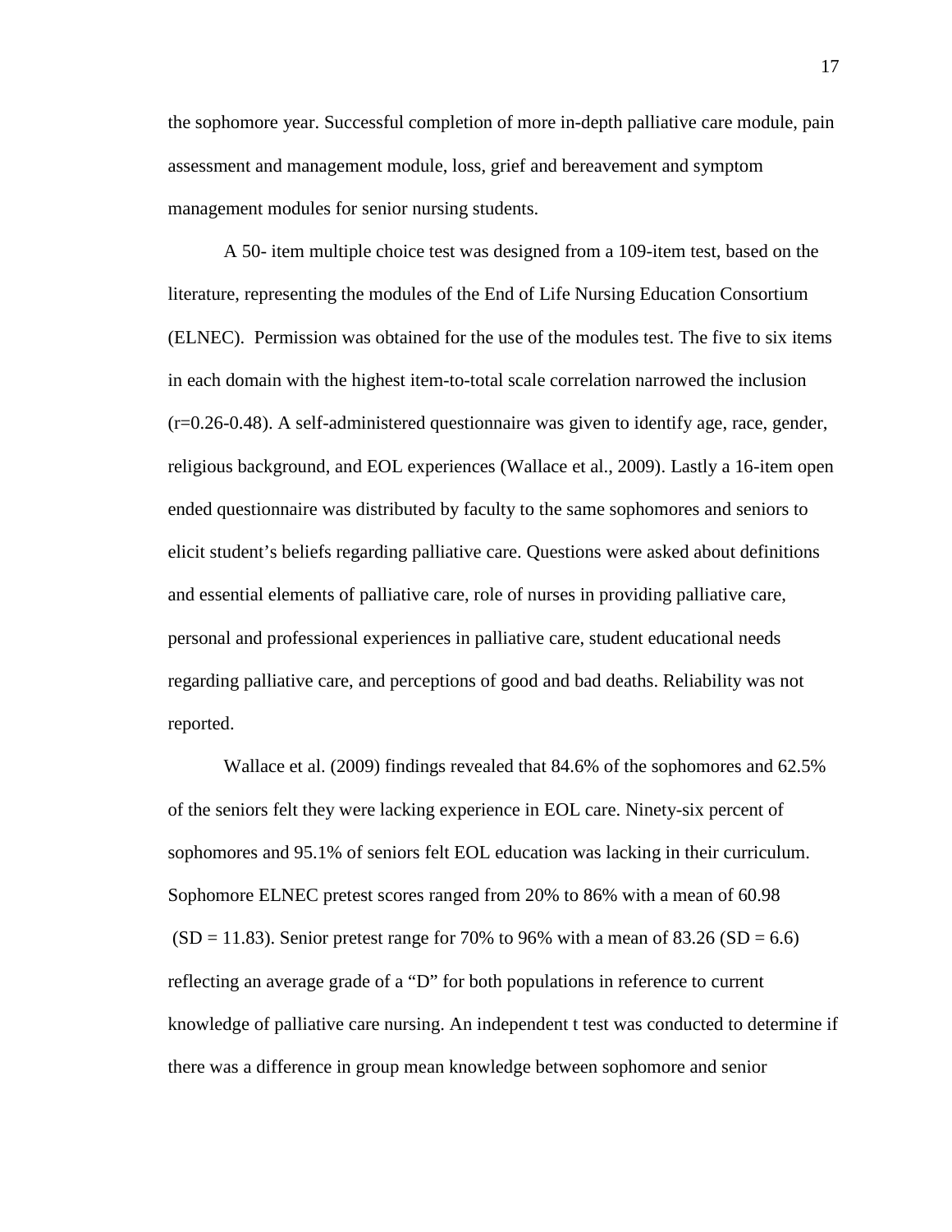the sophomore year. Successful completion of more in-depth palliative care module, pain assessment and management module, loss, grief and bereavement and symptom management modules for senior nursing students.

A 50- item multiple choice test was designed from a 109-item test, based on the literature, representing the modules of the End of Life Nursing Education Consortium (ELNEC). Permission was obtained for the use of the modules test. The five to six items in each domain with the highest item-to-total scale correlation narrowed the inclusion ($r=0.26$-$0.48$). A self-administered questionnaire was given to identify age, race, gender, religious background, and EOL experiences (Wallace et al., 2009). Lastly a 16-item open ended questionnaire was distributed by faculty to the same sophomores and seniors to elicit student's beliefs regarding palliative care. Questions were asked about definitions and essential elements of palliative care, role of nurses in providing palliative care, personal and professional experiences in palliative care, student educational needs regarding palliative care, and perceptions of good and bad deaths. Reliability was not reported.

Wallace et al. (2009) findings revealed that 84.6% of the sophomores and 62.5% of the seniors felt they were lacking experience in EOL care. Ninety-six percent of sophomores and 95.1% of seniors felt EOL education was lacking in their curriculum. Sophomore ELNEC pretest scores ranged from 20% to 86% with a mean of 60.98 ($SD = 11.83$). Senior pretest range for 70% to 96% with a mean of 83.26 ($SD = 6.6$) reflecting an average grade of a "D" for both populations in reference to current knowledge of palliative care nursing. An independent t test was conducted to determine if there was a difference in group mean knowledge between sophomore and senior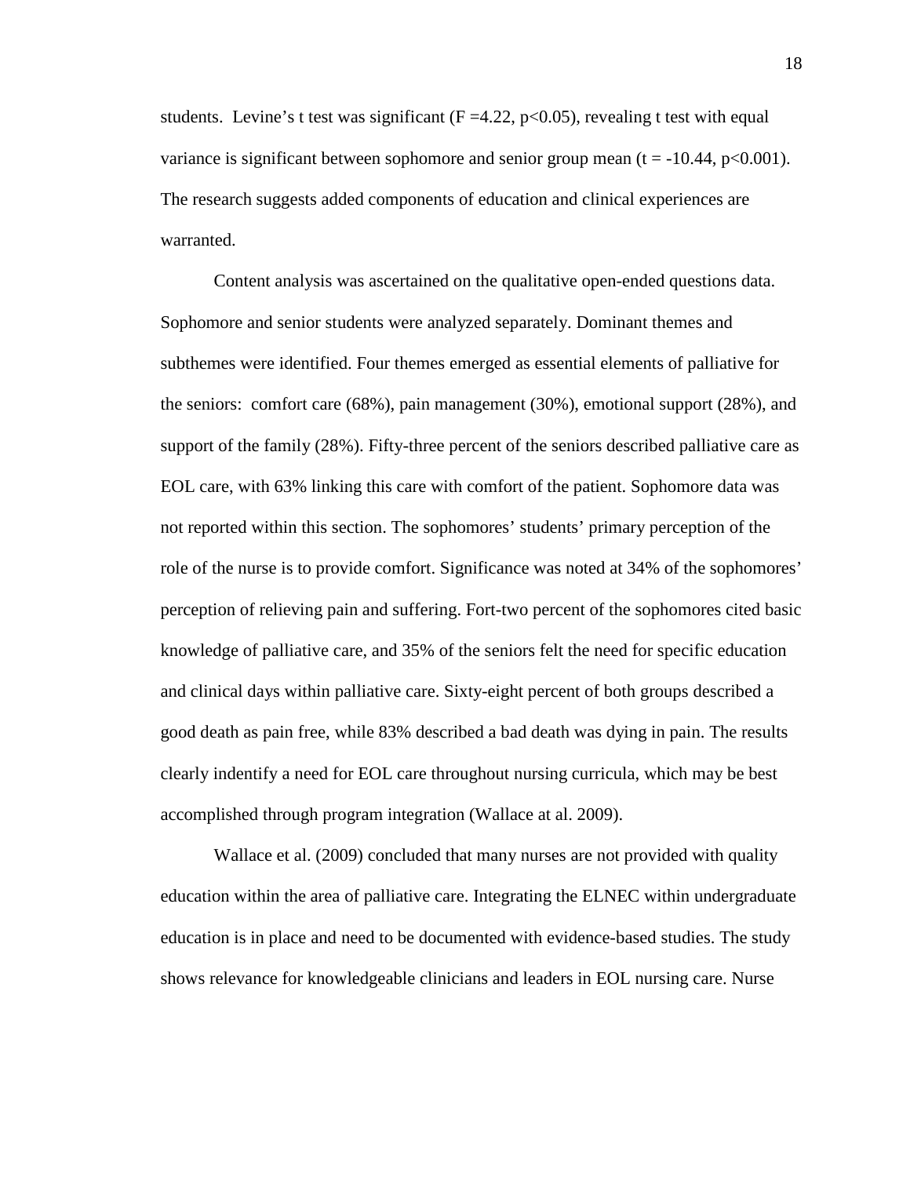students. Levine's t test was significant ($F = 4.22$, $p<0.05$), revealing t test with equal variance is significant between sophomore and senior group mean ($t = -10.44$, $p<0.001$). The research suggests added components of education and clinical experiences are warranted.

Content analysis was ascertained on the qualitative open-ended questions data. Sophomore and senior students were analyzed separately. Dominant themes and subthemes were identified. Four themes emerged as essential elements of palliative for the seniors: comfort care (68%), pain management (30%), emotional support (28%), and support of the family (28%). Fifty-three percent of the seniors described palliative care as EOL care, with 63% linking this care with comfort of the patient. Sophomore data was not reported within this section. The sophomores' students' primary perception of the role of the nurse is to provide comfort. Significance was noted at 34% of the sophomores' perception of relieving pain and suffering. Fort-two percent of the sophomores cited basic knowledge of palliative care, and 35% of the seniors felt the need for specific education and clinical days within palliative care. Sixty-eight percent of both groups described a good death as pain free, while 83% described a bad death was dying in pain. The results clearly indentify a need for EOL care throughout nursing curricula, which may be best accomplished through program integration (Wallace at al. 2009).

Wallace et al. (2009) concluded that many nurses are not provided with quality education within the area of palliative care. Integrating the ELNEC within undergraduate education is in place and need to be documented with evidence-based studies. The study shows relevance for knowledgeable clinicians and leaders in EOL nursing care. Nurse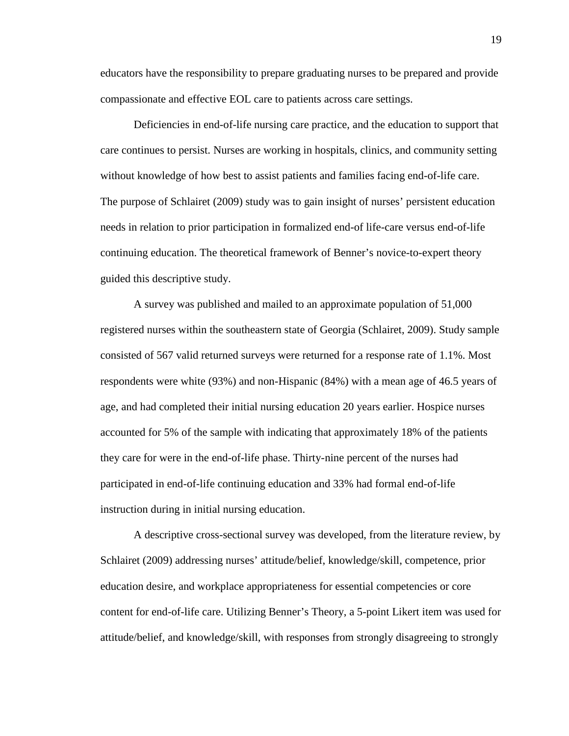educators have the responsibility to prepare graduating nurses to be prepared and provide compassionate and effective EOL care to patients across care settings.

Deficiencies in end-of-life nursing care practice, and the education to support that care continues to persist. Nurses are working in hospitals, clinics, and community setting without knowledge of how best to assist patients and families facing end-of-life care. The purpose of Schlairet (2009) study was to gain insight of nurses' persistent education needs in relation to prior participation in formalized end-of life-care versus end-of-life continuing education. The theoretical framework of Benner's novice-to-expert theory guided this descriptive study.

A survey was published and mailed to an approximate population of 51,000 registered nurses within the southeastern state of Georgia (Schlairet, 2009). Study sample consisted of 567 valid returned surveys were returned for a response rate of 1.1%. Most respondents were white (93%) and non-Hispanic (84%) with a mean age of 46.5 years of age, and had completed their initial nursing education 20 years earlier. Hospice nurses accounted for 5% of the sample with indicating that approximately 18% of the patients they care for were in the end-of-life phase. Thirty-nine percent of the nurses had participated in end-of-life continuing education and 33% had formal end-of-life instruction during in initial nursing education.

A descriptive cross-sectional survey was developed, from the literature review, by Schlairet (2009) addressing nurses' attitude/belief, knowledge/skill, competence, prior education desire, and workplace appropriateness for essential competencies or core content for end-of-life care. Utilizing Benner's Theory, a 5-point Likert item was used for attitude/belief, and knowledge/skill, with responses from strongly disagreeing to strongly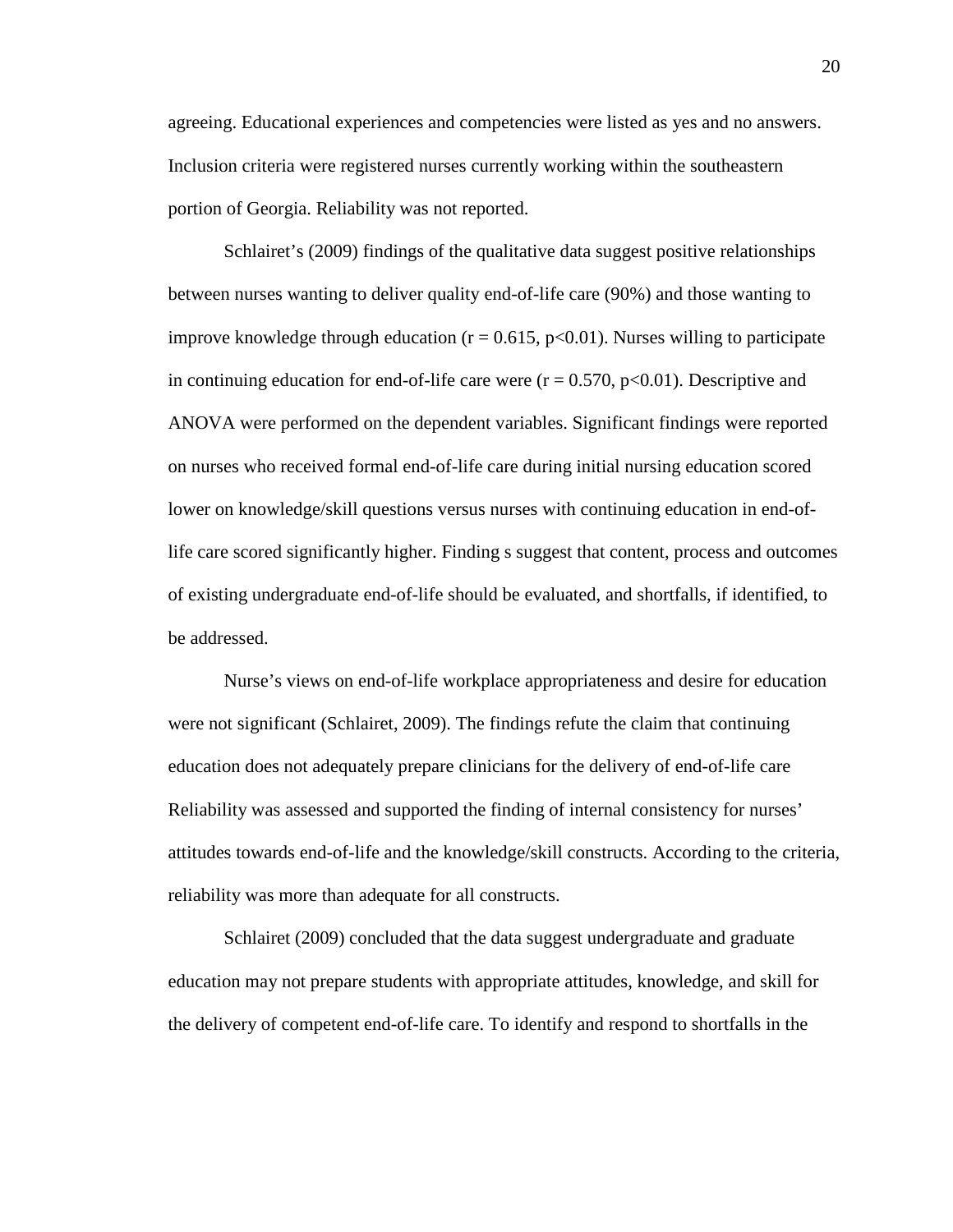agreeing. Educational experiences and competencies were listed as yes and no answers. Inclusion criteria were registered nurses currently working within the southeastern portion of Georgia. Reliability was not reported.

Schlairet's (2009) findings of the qualitative data suggest positive relationships between nurses wanting to deliver quality end-of-life care (90%) and those wanting to improve knowledge through education ($r = 0.615$, $p<0.01$). Nurses willing to participate in continuing education for end-of-life care were ($r = 0.570$, $p<0.01$). Descriptive and ANOVA were performed on the dependent variables. Significant findings were reported on nurses who received formal end-of-life care during initial nursing education scored lower on knowledge/skill questions versus nurses with continuing education in end-of-life care scored significantly higher. Finding s suggest that content, process and outcomes of existing undergraduate end-of-life should be evaluated, and shortfalls, if identified, to be addressed.

Nurse's views on end-of-life workplace appropriateness and desire for education were not significant (Schlairet, 2009). The findings refute the claim that continuing education does not adequately prepare clinicians for the delivery of end-of-life care Reliability was assessed and supported the finding of internal consistency for nurses' attitudes towards end-of-life and the knowledge/skill constructs. According to the criteria, reliability was more than adequate for all constructs.

Schlairet (2009) concluded that the data suggest undergraduate and graduate education may not prepare students with appropriate attitudes, knowledge, and skill for the delivery of competent end-of-life care. To identify and respond to shortfalls in the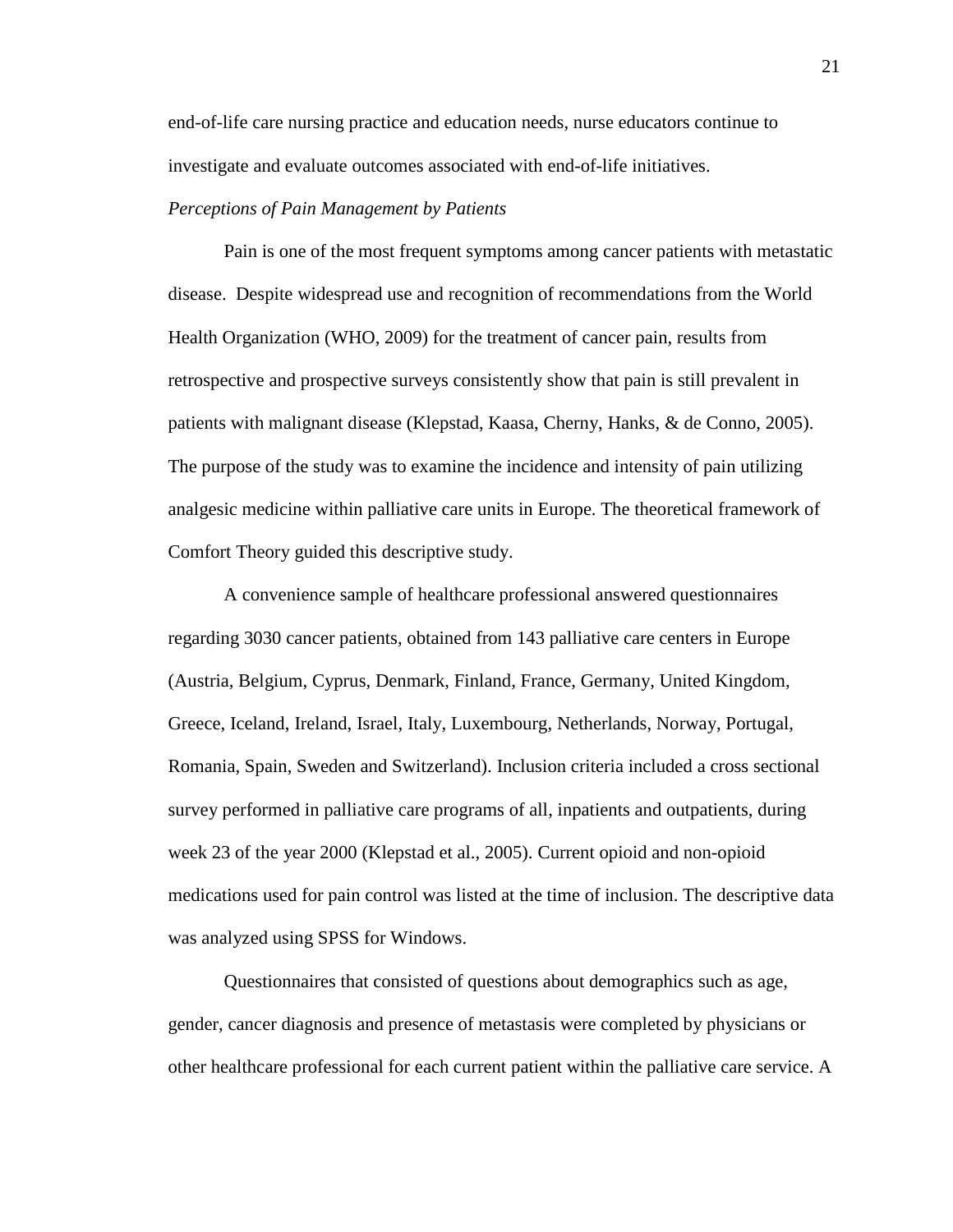end-of-life care nursing practice and education needs, nurse educators continue to investigate and evaluate outcomes associated with end-of-life initiatives.

*Perceptions of Pain Management by Patients*

Pain is one of the most frequent symptoms among cancer patients with metastatic disease. Despite widespread use and recognition of recommendations from the World Health Organization (WHO, 2009) for the treatment of cancer pain, results from retrospective and prospective surveys consistently show that pain is still prevalent in patients with malignant disease (Klepstad, Kaasa, Cherny, Hanks, & de Conno, 2005). The purpose of the study was to examine the incidence and intensity of pain utilizing analgesic medicine within palliative care units in Europe. The theoretical framework of Comfort Theory guided this descriptive study.

A convenience sample of healthcare professional answered questionnaires regarding 3030 cancer patients, obtained from 143 palliative care centers in Europe (Austria, Belgium, Cyprus, Denmark, Finland, France, Germany, United Kingdom, Greece, Iceland, Ireland, Israel, Italy, Luxembourg, Netherlands, Norway, Portugal, Romania, Spain, Sweden and Switzerland). Inclusion criteria included a cross sectional survey performed in palliative care programs of all, inpatients and outpatients, during week 23 of the year 2000 (Klepstad et al., 2005). Current opioid and non-opioid medications used for pain control was listed at the time of inclusion. The descriptive data was analyzed using SPSS for Windows.

Questionnaires that consisted of questions about demographics such as age, gender, cancer diagnosis and presence of metastasis were completed by physicians or other healthcare professional for each current patient within the palliative care service. A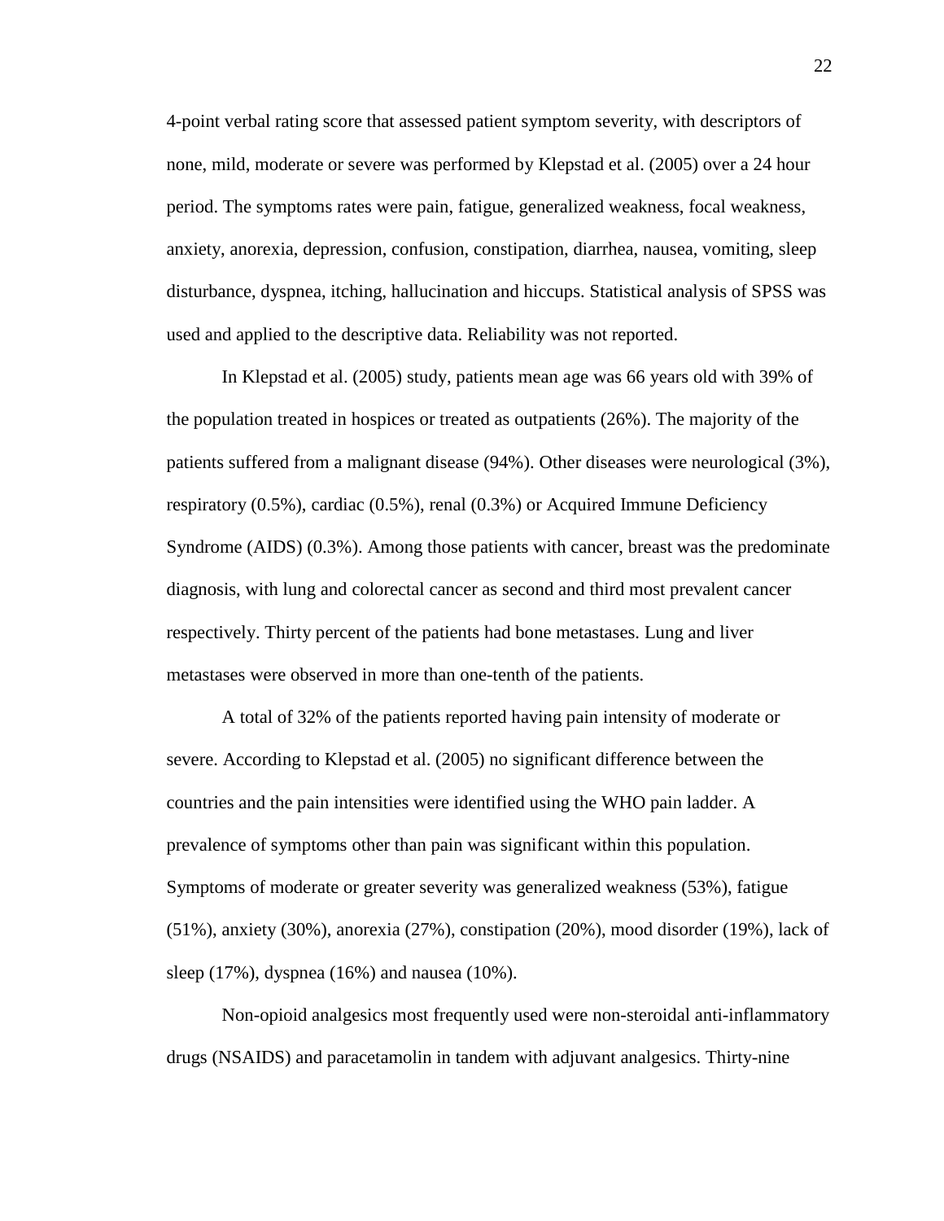4-point verbal rating score that assessed patient symptom severity, with descriptors of none, mild, moderate or severe was performed by Klepstad et al. (2005) over a 24 hour period. The symptoms rates were pain, fatigue, generalized weakness, focal weakness, anxiety, anorexia, depression, confusion, constipation, diarrhea, nausea, vomiting, sleep disturbance, dyspnea, itching, hallucination and hiccups. Statistical analysis of SPSS was used and applied to the descriptive data. Reliability was not reported.

In Klepstad et al. (2005) study, patients mean age was 66 years old with 39% of the population treated in hospices or treated as outpatients (26%). The majority of the patients suffered from a malignant disease (94%). Other diseases were neurological (3%), respiratory (0.5%), cardiac (0.5%), renal (0.3%) or Acquired Immune Deficiency Syndrome (AIDS) (0.3%). Among those patients with cancer, breast was the predominate diagnosis, with lung and colorectal cancer as second and third most prevalent cancer respectively. Thirty percent of the patients had bone metastases. Lung and liver metastases were observed in more than one-tenth of the patients.

A total of 32% of the patients reported having pain intensity of moderate or severe. According to Klepstad et al. (2005) no significant difference between the countries and the pain intensities were identified using the WHO pain ladder. A prevalence of symptoms other than pain was significant within this population. Symptoms of moderate or greater severity was generalized weakness (53%), fatigue (51%), anxiety (30%), anorexia (27%), constipation (20%), mood disorder (19%), lack of sleep (17%), dyspnea (16%) and nausea (10%).

Non-opioid analgesics most frequently used were non-steroidal anti-inflammatory drugs (NSAIDS) and paracetamolin in tandem with adjuvant analgesics. Thirty-nine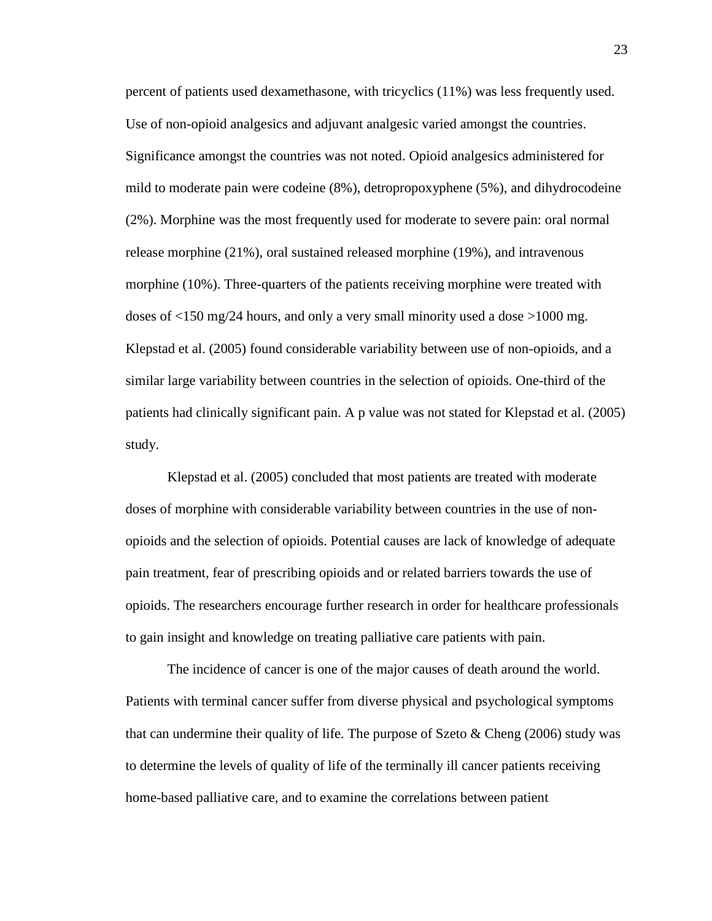percent of patients used dexamethasone, with tricyclics (11%) was less frequently used. Use of non-opioid analgesics and adjuvant analgesic varied amongst the countries. Significance amongst the countries was not noted. Opioid analgesics administered for mild to moderate pain were codeine (8%), detropropoxyphene (5%), and dihydrocodeine (2%). Morphine was the most frequently used for moderate to severe pain: oral normal release morphine (21%), oral sustained released morphine (19%), and intravenous morphine (10%). Three-quarters of the patients receiving morphine were treated with doses of <150 mg/24 hours, and only a very small minority used a dose >1000 mg. Klepstad et al. (2005) found considerable variability between use of non-opioids, and a similar large variability between countries in the selection of opioids. One-third of the patients had clinically significant pain. A p value was not stated for Klepstad et al. (2005) study.

Klepstad et al. (2005) concluded that most patients are treated with moderate doses of morphine with considerable variability between countries in the use of non-opioids and the selection of opioids. Potential causes are lack of knowledge of adequate pain treatment, fear of prescribing opioids and or related barriers towards the use of opioids. The researchers encourage further research in order for healthcare professionals to gain insight and knowledge on treating palliative care patients with pain.

The incidence of cancer is one of the major causes of death around the world. Patients with terminal cancer suffer from diverse physical and psychological symptoms that can undermine their quality of life. The purpose of Szeto & Cheng (2006) study was to determine the levels of quality of life of the terminally ill cancer patients receiving home-based palliative care, and to examine the correlations between patient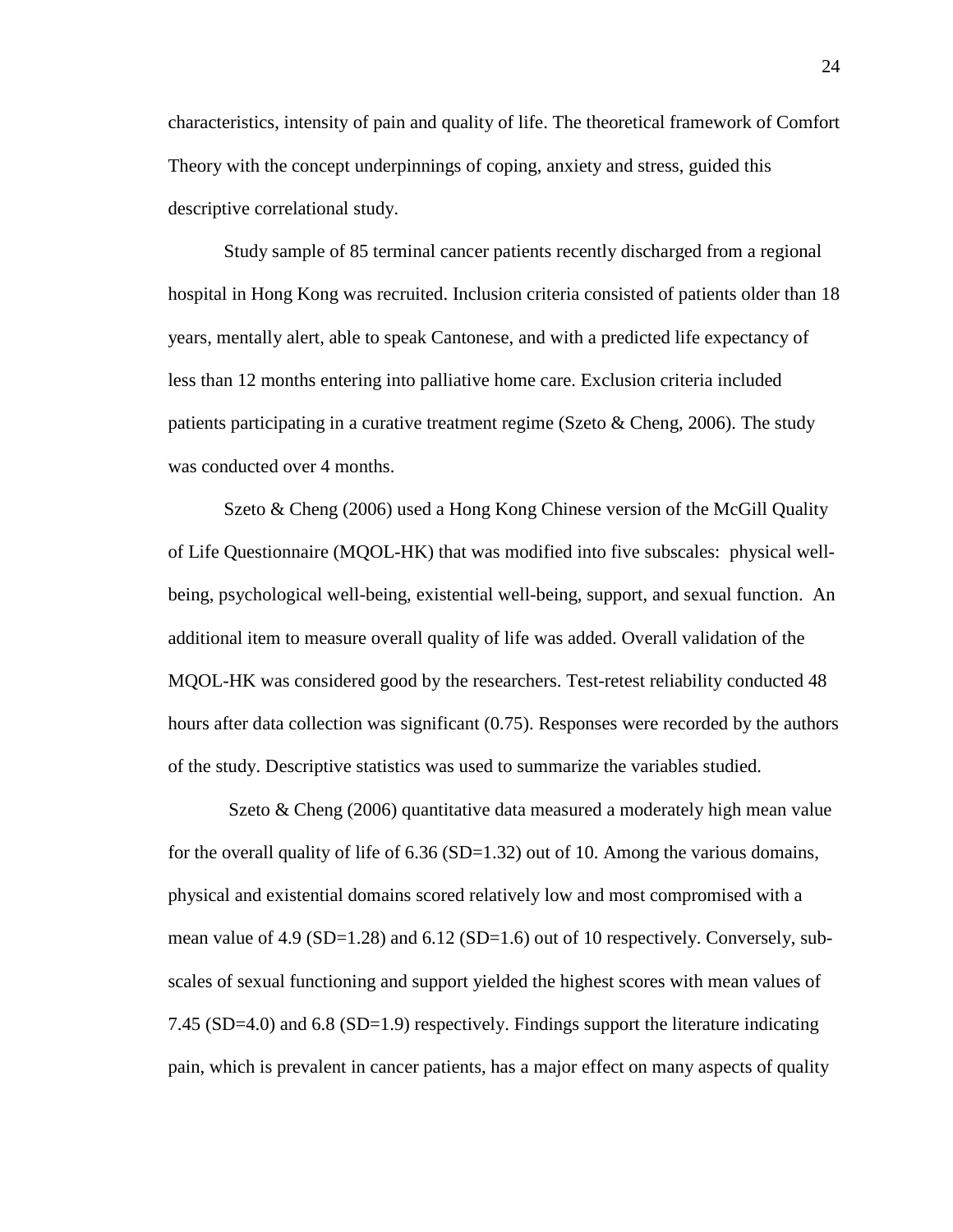characteristics, intensity of pain and quality of life. The theoretical framework of Comfort Theory with the concept underpinnings of coping, anxiety and stress, guided this descriptive correlational study.

Study sample of 85 terminal cancer patients recently discharged from a regional hospital in Hong Kong was recruited. Inclusion criteria consisted of patients older than 18 years, mentally alert, able to speak Cantonese, and with a predicted life expectancy of less than 12 months entering into palliative home care. Exclusion criteria included patients participating in a curative treatment regime (Szeto & Cheng, 2006). The study was conducted over 4 months.

Szeto & Cheng (2006) used a Hong Kong Chinese version of the McGill Quality of Life Questionnaire (MQOL-HK) that was modified into five subscales: physical well-being, psychological well-being, existential well-being, support, and sexual function. An additional item to measure overall quality of life was added. Overall validation of the MQOL-HK was considered good by the researchers. Test-retest reliability conducted 48 hours after data collection was significant (0.75). Responses were recorded by the authors of the study. Descriptive statistics was used to summarize the variables studied.

Szeto & Cheng (2006) quantitative data measured a moderately high mean value for the overall quality of life of 6.36 (SD=1.32) out of 10. Among the various domains, physical and existential domains scored relatively low and most compromised with a mean value of 4.9 (SD=1.28) and 6.12 (SD=1.6) out of 10 respectively. Conversely, sub-scales of sexual functioning and support yielded the highest scores with mean values of 7.45 (SD=4.0) and 6.8 (SD=1.9) respectively. Findings support the literature indicating pain, which is prevalent in cancer patients, has a major effect on many aspects of quality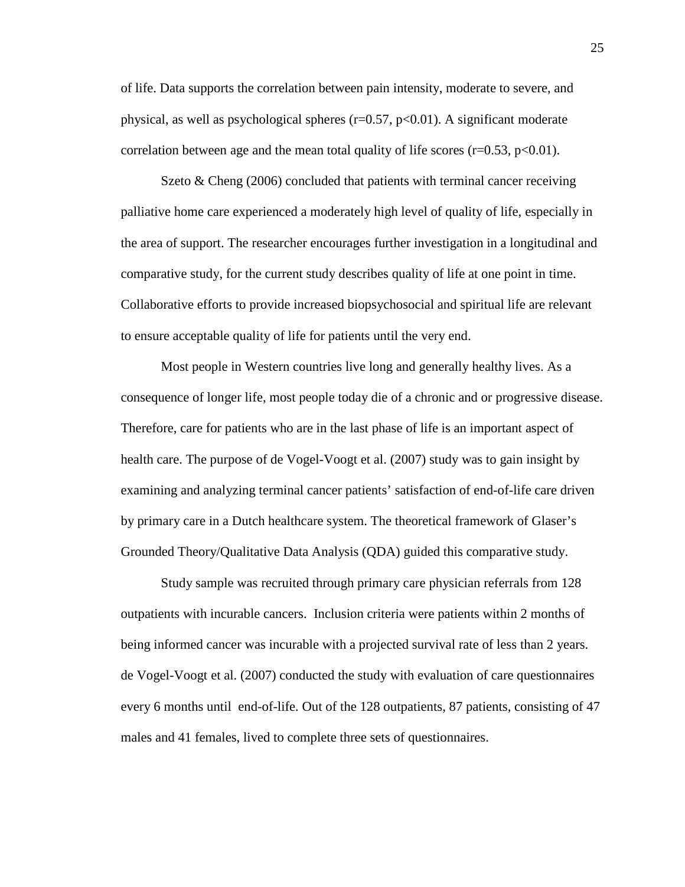of life. Data supports the correlation between pain intensity, moderate to severe, and physical, as well as psychological spheres ($r=0.57$, $p<0.01$). A significant moderate correlation between age and the mean total quality of life scores ($r=0.53$, $p<0.01$).

Szeto & Cheng (2006) concluded that patients with terminal cancer receiving palliative home care experienced a moderately high level of quality of life, especially in the area of support. The researcher encourages further investigation in a longitudinal and comparative study, for the current study describes quality of life at one point in time. Collaborative efforts to provide increased biopsychosocial and spiritual life are relevant to ensure acceptable quality of life for patients until the very end.

Most people in Western countries live long and generally healthy lives. As a consequence of longer life, most people today die of a chronic and or progressive disease. Therefore, care for patients who are in the last phase of life is an important aspect of health care. The purpose of de Vogel-Voogt et al. (2007) study was to gain insight by examining and analyzing terminal cancer patients' satisfaction of end-of-life care driven by primary care in a Dutch healthcare system. The theoretical framework of Glaser's Grounded Theory/Qualitative Data Analysis (QDA) guided this comparative study.

Study sample was recruited through primary care physician referrals from 128 outpatients with incurable cancers. Inclusion criteria were patients within 2 months of being informed cancer was incurable with a projected survival rate of less than 2 years. de Vogel-Voogt et al. (2007) conducted the study with evaluation of care questionnaires every 6 months until end-of-life. Out of the 128 outpatients, 87 patients, consisting of 47 males and 41 females, lived to complete three sets of questionnaires.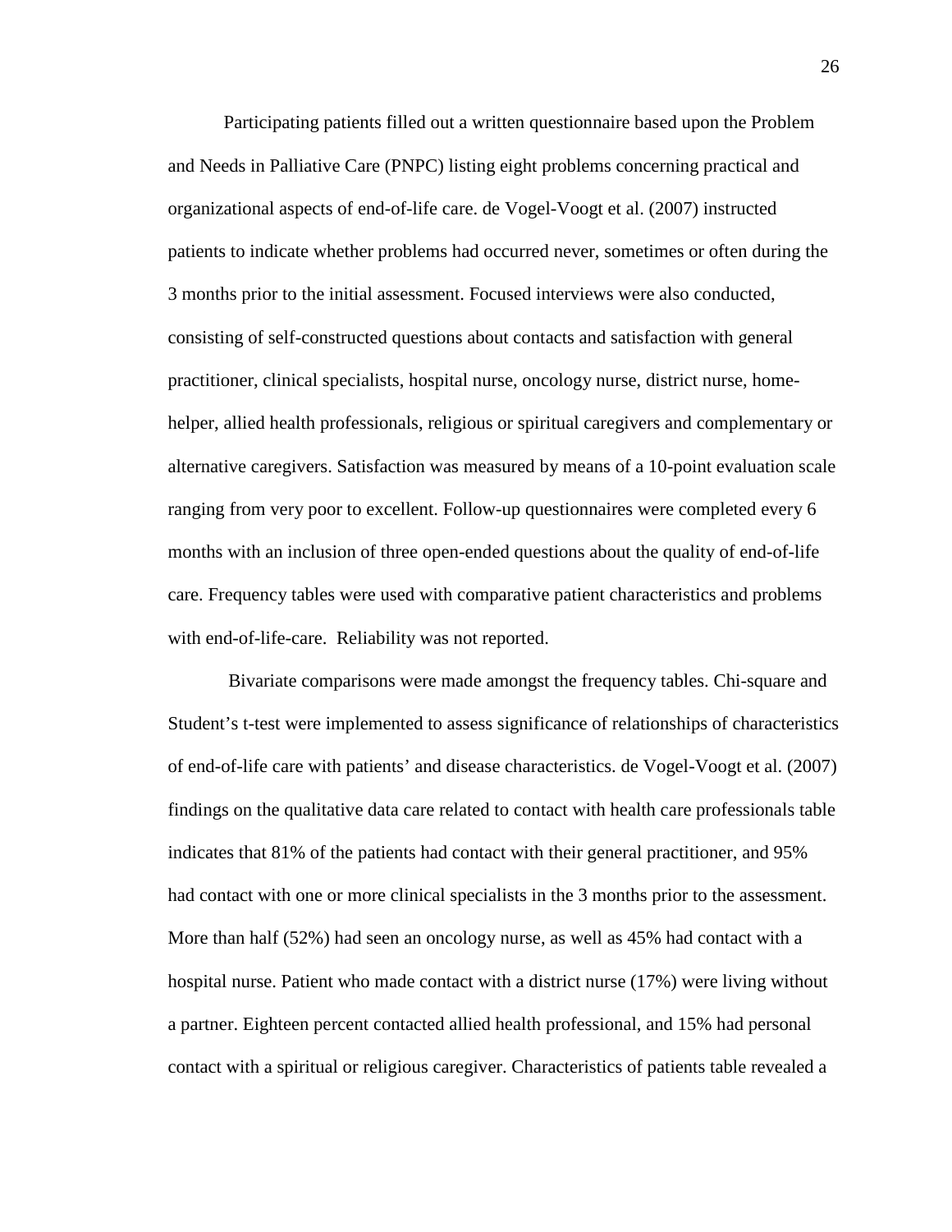Participating patients filled out a written questionnaire based upon the Problem and Needs in Palliative Care (PNPC) listing eight problems concerning practical and organizational aspects of end-of-life care. de Vogel-Voogt et al. (2007) instructed patients to indicate whether problems had occurred never, sometimes or often during the 3 months prior to the initial assessment. Focused interviews were also conducted, consisting of self-constructed questions about contacts and satisfaction with general practitioner, clinical specialists, hospital nurse, oncology nurse, district nurse, home-helper, allied health professionals, religious or spiritual caregivers and complementary or alternative caregivers. Satisfaction was measured by means of a 10-point evaluation scale ranging from very poor to excellent. Follow-up questionnaires were completed every 6 months with an inclusion of three open-ended questions about the quality of end-of-life care. Frequency tables were used with comparative patient characteristics and problems with end-of-life-care. Reliability was not reported.

Bivariate comparisons were made amongst the frequency tables. Chi-square and Student's t-test were implemented to assess significance of relationships of characteristics of end-of-life care with patients' and disease characteristics. de Vogel-Voogt et al. (2007) findings on the qualitative data care related to contact with health care professionals table indicates that 81% of the patients had contact with their general practitioner, and 95% had contact with one or more clinical specialists in the 3 months prior to the assessment. More than half (52%) had seen an oncology nurse, as well as 45% had contact with a hospital nurse. Patient who made contact with a district nurse (17%) were living without a partner. Eighteen percent contacted allied health professional, and 15% had personal contact with a spiritual or religious caregiver. Characteristics of patients table revealed a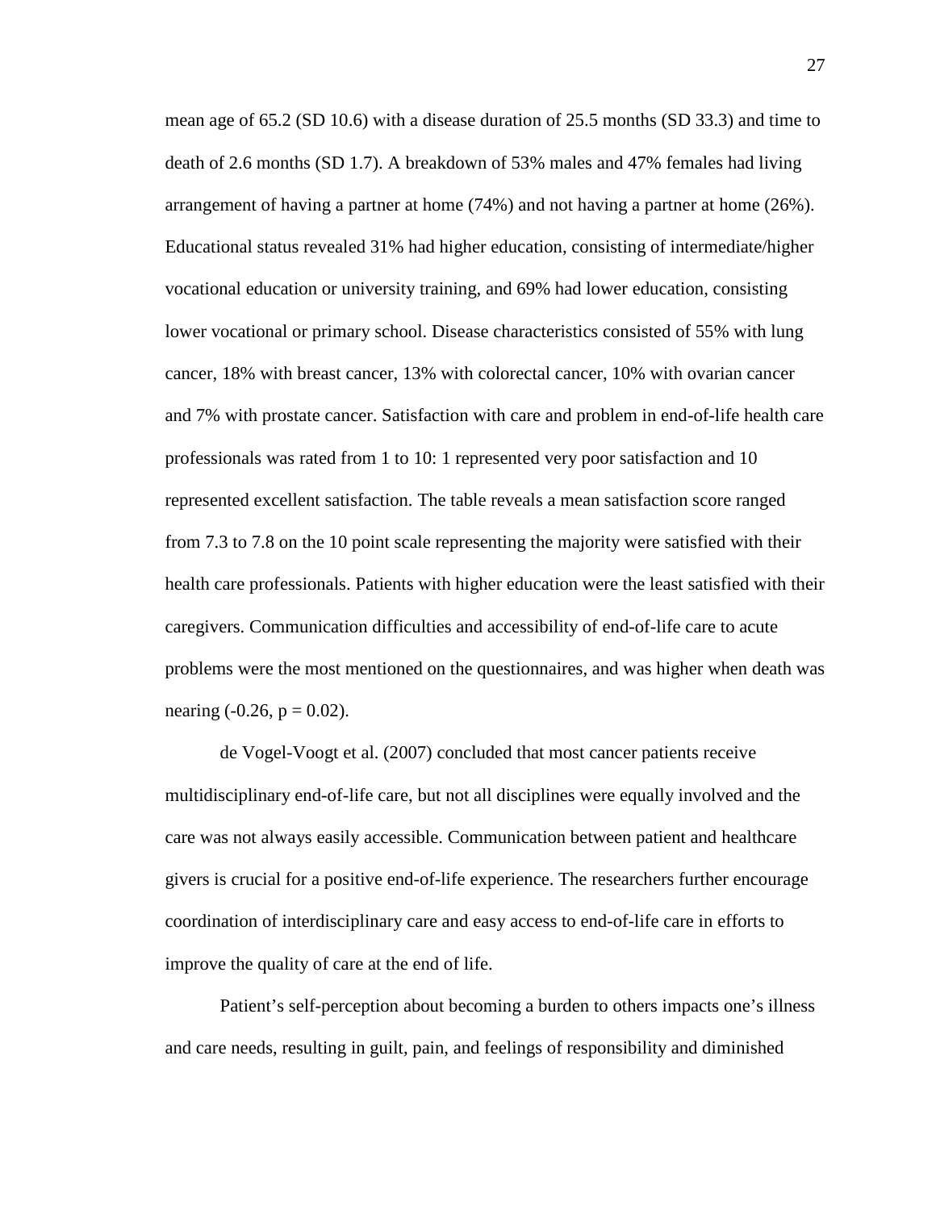mean age of 65.2 (SD 10.6) with a disease duration of 25.5 months (SD 33.3) and time to death of 2.6 months (SD 1.7). A breakdown of 53% males and 47% females had living arrangement of having a partner at home (74%) and not having a partner at home (26%). Educational status revealed 31% had higher education, consisting of intermediate/higher vocational education or university training, and 69% had lower education, consisting lower vocational or primary school. Disease characteristics consisted of 55% with lung cancer, 18% with breast cancer, 13% with colorectal cancer, 10% with ovarian cancer and 7% with prostate cancer. Satisfaction with care and problem in end-of-life health care professionals was rated from 1 to 10: 1 represented very poor satisfaction and 10 represented excellent satisfaction. The table reveals a mean satisfaction score ranged from 7.3 to 7.8 on the 10 point scale representing the majority were satisfied with their health care professionals. Patients with higher education were the least satisfied with their caregivers. Communication difficulties and accessibility of end-of-life care to acute problems were the most mentioned on the questionnaires, and was higher when death was nearing (-0.26, $p = 0.02$).

de Vogel-Voogt et al. (2007) concluded that most cancer patients receive multidisciplinary end-of-life care, but not all disciplines were equally involved and the care was not always easily accessible. Communication between patient and healthcare givers is crucial for a positive end-of-life experience. The researchers further encourage coordination of interdisciplinary care and easy access to end-of-life care in efforts to improve the quality of care at the end of life.

Patient's self-perception about becoming a burden to others impacts one's illness and care needs, resulting in guilt, pain, and feelings of responsibility and diminished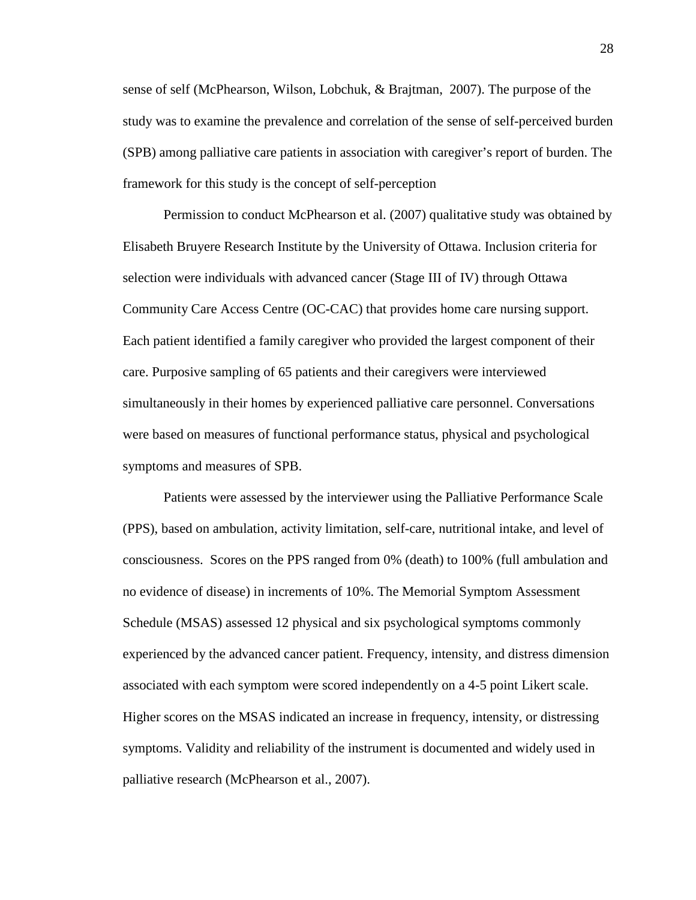sense of self (McPhearson, Wilson, Lobchuk, & Brajtman,  2007). The purpose of the study was to examine the prevalence and correlation of the sense of self-perceived burden (SPB) among palliative care patients in association with caregiver's report of burden. The framework for this study is the concept of self-perception

Permission to conduct McPhearson et al. (2007) qualitative study was obtained by Elisabeth Bruyere Research Institute by the University of Ottawa. Inclusion criteria for selection were individuals with advanced cancer (Stage III of IV) through Ottawa Community Care Access Centre (OC-CAC) that provides home care nursing support. Each patient identified a family caregiver who provided the largest component of their care. Purposive sampling of 65 patients and their caregivers were interviewed simultaneously in their homes by experienced palliative care personnel. Conversations were based on measures of functional performance status, physical and psychological symptoms and measures of SPB.

Patients were assessed by the interviewer using the Palliative Performance Scale (PPS), based on ambulation, activity limitation, self-care, nutritional intake, and level of consciousness.  Scores on the PPS ranged from 0% (death) to 100% (full ambulation and no evidence of disease) in increments of 10%. The Memorial Symptom Assessment Schedule (MSAS) assessed 12 physical and six psychological symptoms commonly experienced by the advanced cancer patient. Frequency, intensity, and distress dimension associated with each symptom were scored independently on a 4-5 point Likert scale. Higher scores on the MSAS indicated an increase in frequency, intensity, or distressing symptoms. Validity and reliability of the instrument is documented and widely used in palliative research (McPhearson et al., 2007).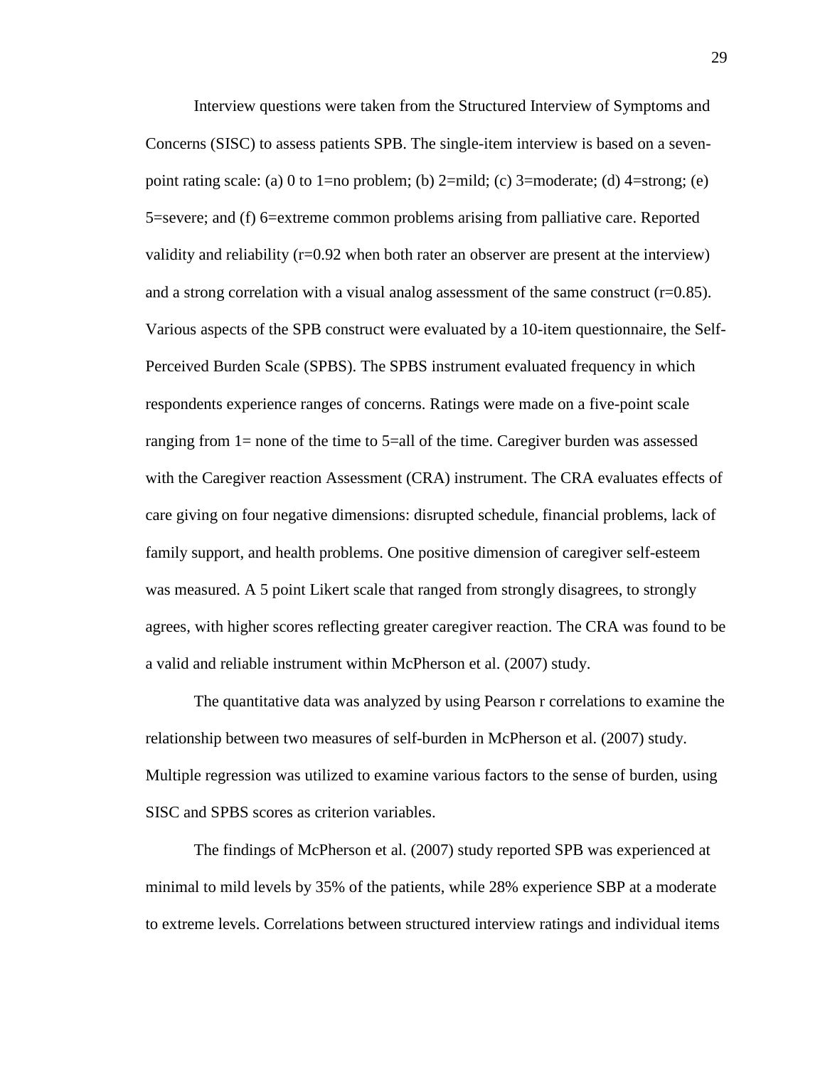Interview questions were taken from the Structured Interview of Symptoms and Concerns (SISC) to assess patients SPB. The single-item interview is based on a seven-point rating scale: (a) 0 to 1=no problem; (b) 2=mild; (c) 3=moderate; (d) 4=strong; (e) 5=severe; and (f) 6=extreme common problems arising from palliative care. Reported validity and reliability (r=0.92 when both rater an observer are present at the interview) and a strong correlation with a visual analog assessment of the same construct (r=0.85). Various aspects of the SPB construct were evaluated by a 10-item questionnaire, the Self-Perceived Burden Scale (SPBS). The SPBS instrument evaluated frequency in which respondents experience ranges of concerns. Ratings were made on a five-point scale ranging from 1= none of the time to 5=all of the time. Caregiver burden was assessed with the Caregiver reaction Assessment (CRA) instrument. The CRA evaluates effects of care giving on four negative dimensions: disrupted schedule, financial problems, lack of family support, and health problems. One positive dimension of caregiver self-esteem was measured. A 5 point Likert scale that ranged from strongly disagrees, to strongly agrees, with higher scores reflecting greater caregiver reaction. The CRA was found to be a valid and reliable instrument within McPherson et al. (2007) study.

The quantitative data was analyzed by using Pearson r correlations to examine the relationship between two measures of self-burden in McPherson et al. (2007) study. Multiple regression was utilized to examine various factors to the sense of burden, using SISC and SPBS scores as criterion variables.

The findings of McPherson et al. (2007) study reported SPB was experienced at minimal to mild levels by 35% of the patients, while 28% experience SBP at a moderate to extreme levels. Correlations between structured interview ratings and individual items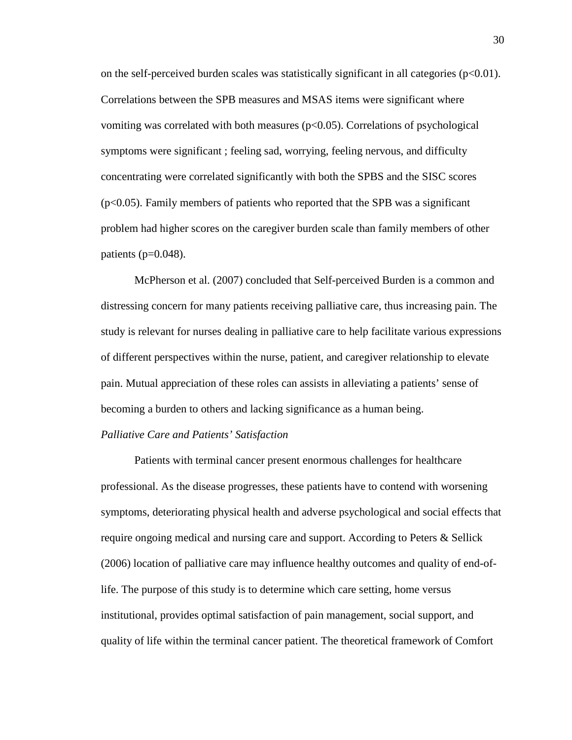on the self-perceived burden scales was statistically significant in all categories ($p<0.01$). Correlations between the SPB measures and MSAS items were significant where vomiting was correlated with both measures ($p<0.05$). Correlations of psychological symptoms were significant ; feeling sad, worrying, feeling nervous, and difficulty concentrating were correlated significantly with both the SPBS and the SISC scores ($p<0.05$). Family members of patients who reported that the SPB was a significant problem had higher scores on the caregiver burden scale than family members of other patients ($p=0.048$).

McPherson et al. (2007) concluded that Self-perceived Burden is a common and distressing concern for many patients receiving palliative care, thus increasing pain. The study is relevant for nurses dealing in palliative care to help facilitate various expressions of different perspectives within the nurse, patient, and caregiver relationship to elevate pain. Mutual appreciation of these roles can assists in alleviating a patients' sense of becoming a burden to others and lacking significance as a human being.

*Palliative Care and Patients' Satisfaction*

Patients with terminal cancer present enormous challenges for healthcare professional. As the disease progresses, these patients have to contend with worsening symptoms, deteriorating physical health and adverse psychological and social effects that require ongoing medical and nursing care and support. According to Peters & Sellick (2006) location of palliative care may influence healthy outcomes and quality of end-of-life. The purpose of this study is to determine which care setting, home versus institutional, provides optimal satisfaction of pain management, social support, and quality of life within the terminal cancer patient. The theoretical framework of Comfort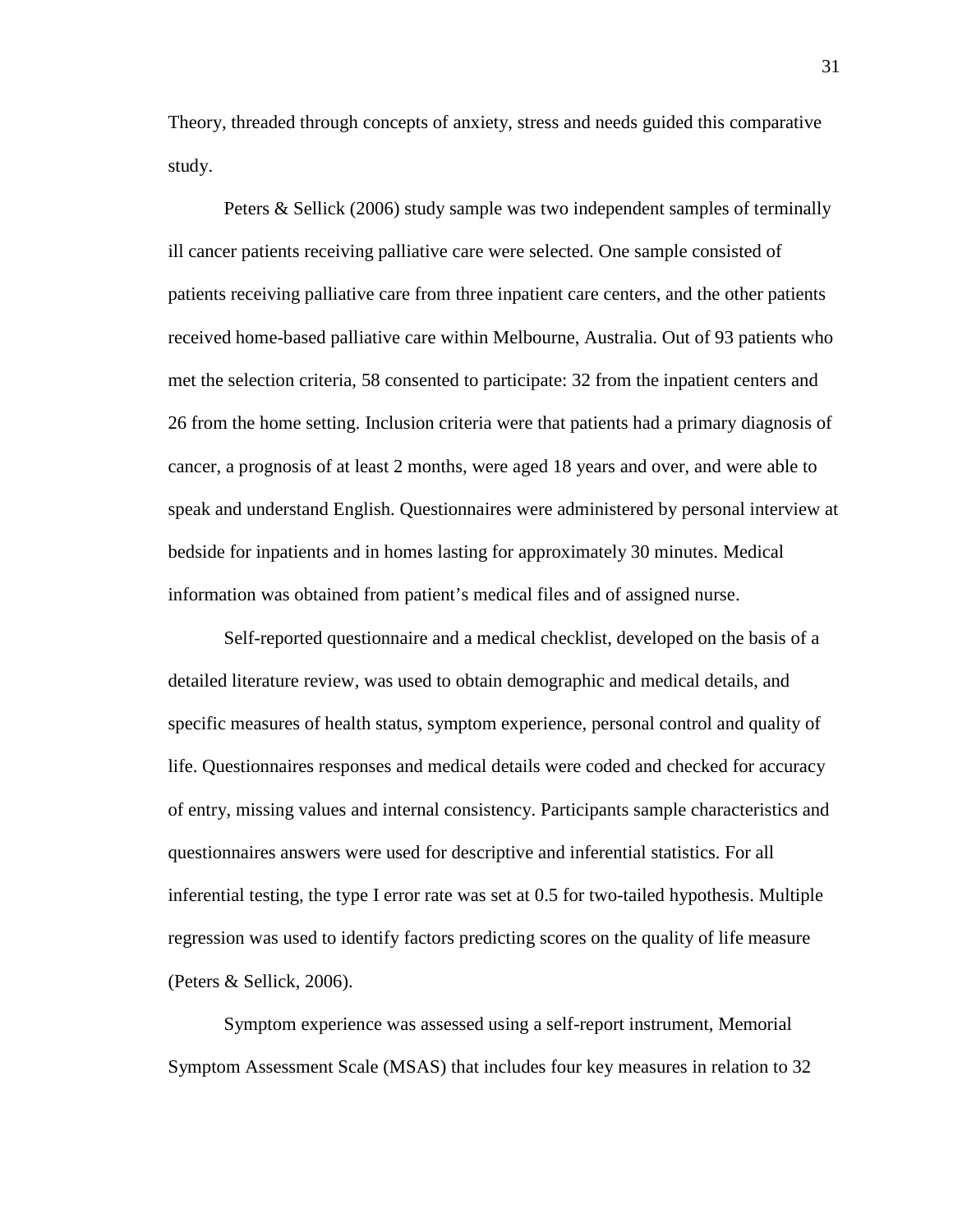Theory, threaded through concepts of anxiety, stress and needs guided this comparative study.

Peters & Sellick (2006) study sample was two independent samples of terminally ill cancer patients receiving palliative care were selected. One sample consisted of patients receiving palliative care from three inpatient care centers, and the other patients received home-based palliative care within Melbourne, Australia. Out of 93 patients who met the selection criteria, 58 consented to participate: 32 from the inpatient centers and 26 from the home setting. Inclusion criteria were that patients had a primary diagnosis of cancer, a prognosis of at least 2 months, were aged 18 years and over, and were able to speak and understand English. Questionnaires were administered by personal interview at bedside for inpatients and in homes lasting for approximately 30 minutes. Medical information was obtained from patient's medical files and of assigned nurse.

Self-reported questionnaire and a medical checklist, developed on the basis of a detailed literature review, was used to obtain demographic and medical details, and specific measures of health status, symptom experience, personal control and quality of life. Questionnaires responses and medical details were coded and checked for accuracy of entry, missing values and internal consistency. Participants sample characteristics and questionnaires answers were used for descriptive and inferential statistics. For all inferential testing, the type I error rate was set at 0.5 for two-tailed hypothesis. Multiple regression was used to identify factors predicting scores on the quality of life measure (Peters & Sellick, 2006).

Symptom experience was assessed using a self-report instrument, Memorial Symptom Assessment Scale (MSAS) that includes four key measures in relation to 32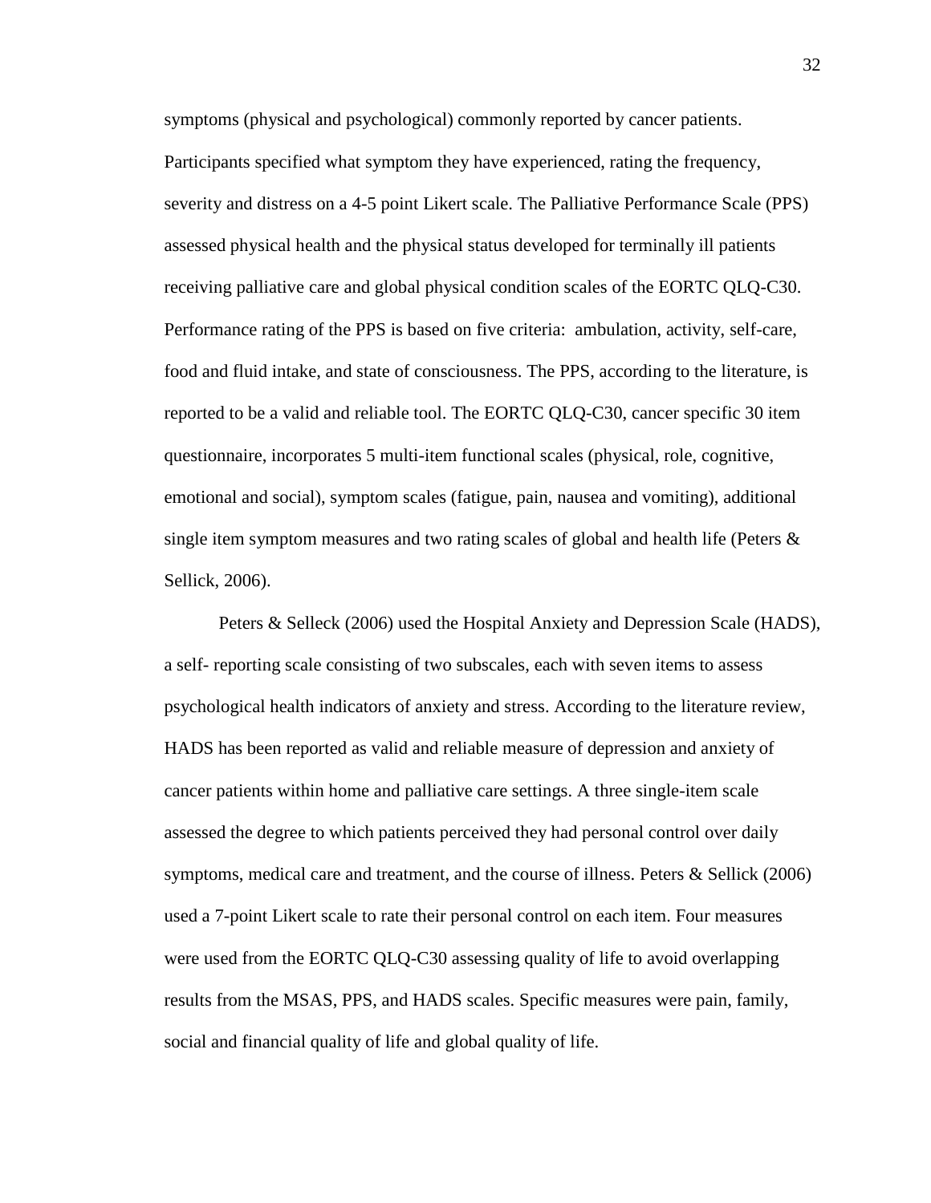symptoms (physical and psychological) commonly reported by cancer patients. Participants specified what symptom they have experienced, rating the frequency, severity and distress on a 4-5 point Likert scale. The Palliative Performance Scale (PPS) assessed physical health and the physical status developed for terminally ill patients receiving palliative care and global physical condition scales of the EORTC QLQ-C30. Performance rating of the PPS is based on five criteria: ambulation, activity, self-care, food and fluid intake, and state of consciousness. The PPS, according to the literature, is reported to be a valid and reliable tool. The EORTC QLQ-C30, cancer specific 30 item questionnaire, incorporates 5 multi-item functional scales (physical, role, cognitive, emotional and social), symptom scales (fatigue, pain, nausea and vomiting), additional single item symptom measures and two rating scales of global and health life (Peters & Sellick, 2006).

Peters & Selleck (2006) used the Hospital Anxiety and Depression Scale (HADS), a self- reporting scale consisting of two subscales, each with seven items to assess psychological health indicators of anxiety and stress. According to the literature review, HADS has been reported as valid and reliable measure of depression and anxiety of cancer patients within home and palliative care settings. A three single-item scale assessed the degree to which patients perceived they had personal control over daily symptoms, medical care and treatment, and the course of illness. Peters & Sellick (2006) used a 7-point Likert scale to rate their personal control on each item. Four measures were used from the EORTC QLQ-C30 assessing quality of life to avoid overlapping results from the MSAS, PPS, and HADS scales. Specific measures were pain, family, social and financial quality of life and global quality of life.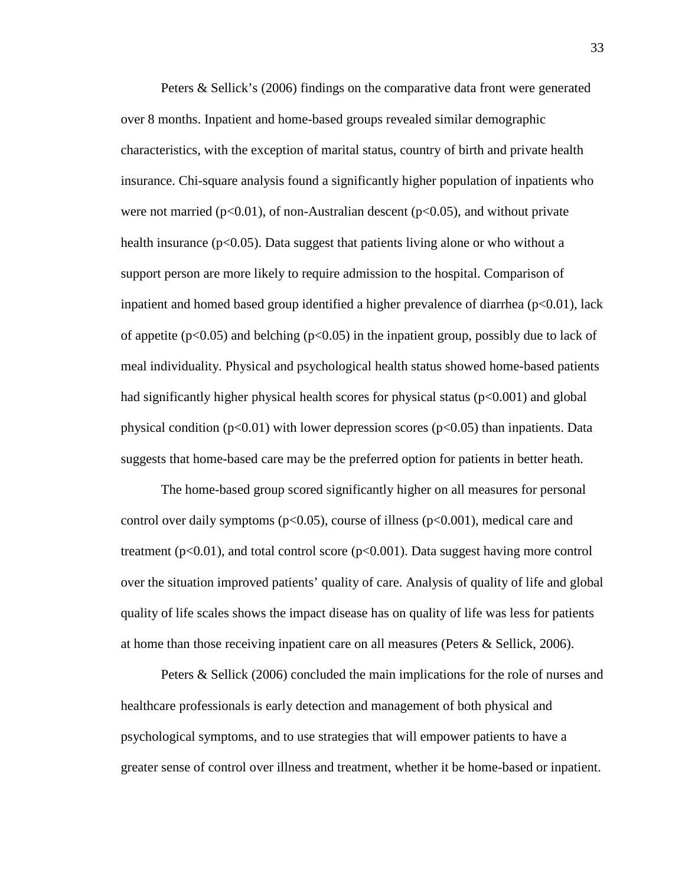Peters & Sellick's (2006) findings on the comparative data front were generated over 8 months. Inpatient and home-based groups revealed similar demographic characteristics, with the exception of marital status, country of birth and private health insurance. Chi-square analysis found a significantly higher population of inpatients who were not married ($p<0.01$), of non-Australian descent ($p<0.05$), and without private health insurance ($p<0.05$). Data suggest that patients living alone or who without a support person are more likely to require admission to the hospital. Comparison of inpatient and homed based group identified a higher prevalence of diarrhea ($p<0.01$), lack of appetite ($p<0.05$) and belching ($p<0.05$) in the inpatient group, possibly due to lack of meal individuality. Physical and psychological health status showed home-based patients had significantly higher physical health scores for physical status ($p<0.001$) and global physical condition ($p<0.01$) with lower depression scores ($p<0.05$) than inpatients. Data suggests that home-based care may be the preferred option for patients in better heath.

The home-based group scored significantly higher on all measures for personal control over daily symptoms ($p<0.05$), course of illness ($p<0.001$), medical care and treatment ($p<0.01$), and total control score ($p<0.001$). Data suggest having more control over the situation improved patients' quality of care. Analysis of quality of life and global quality of life scales shows the impact disease has on quality of life was less for patients at home than those receiving inpatient care on all measures (Peters & Sellick, 2006).

Peters & Sellick (2006) concluded the main implications for the role of nurses and healthcare professionals is early detection and management of both physical and psychological symptoms, and to use strategies that will empower patients to have a greater sense of control over illness and treatment, whether it be home-based or inpatient.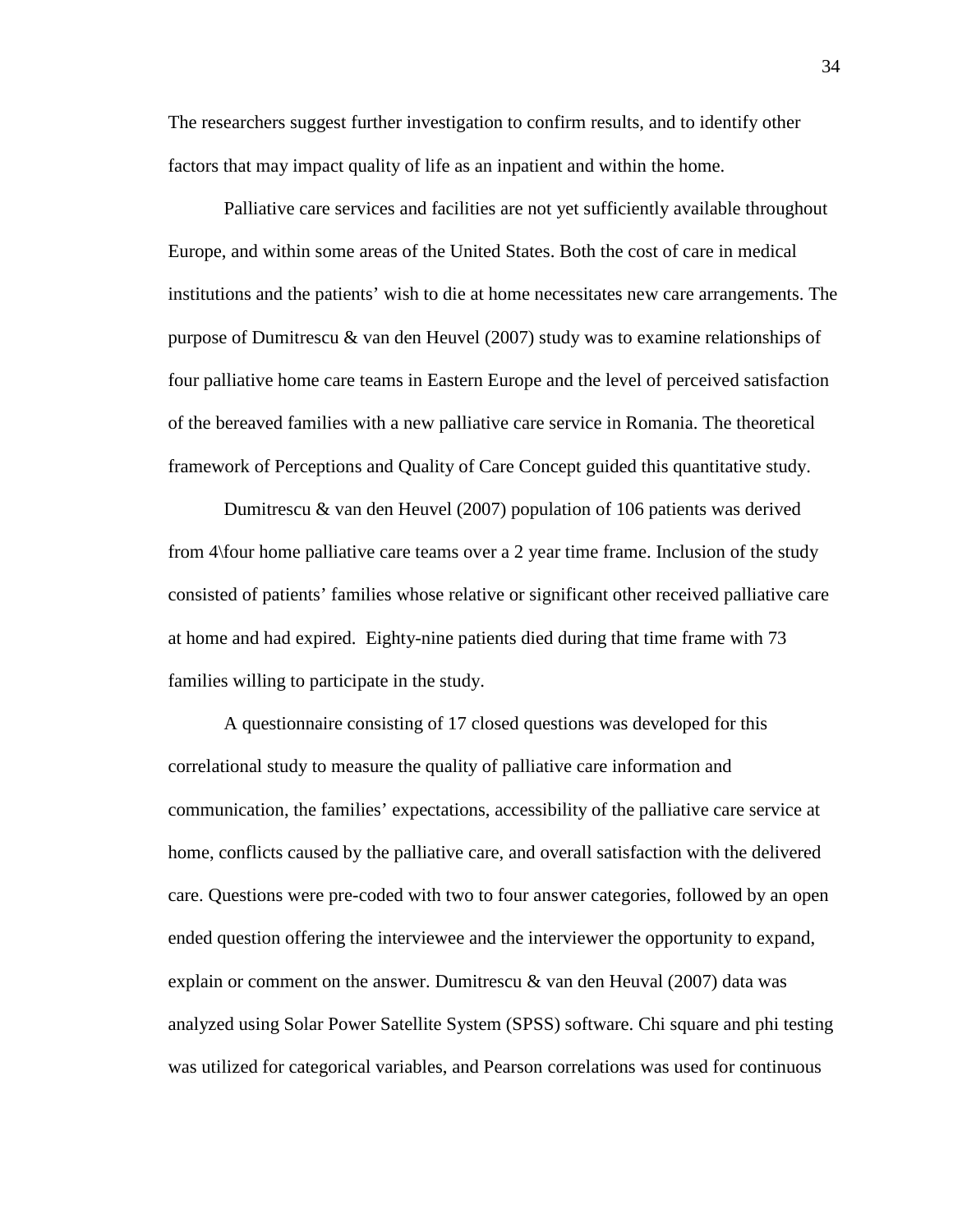The researchers suggest further investigation to confirm results, and to identify other factors that may impact quality of life as an inpatient and within the home.

Palliative care services and facilities are not yet sufficiently available throughout Europe, and within some areas of the United States. Both the cost of care in medical institutions and the patients' wish to die at home necessitates new care arrangements. The purpose of Dumitrescu & van den Heuvel (2007) study was to examine relationships of four palliative home care teams in Eastern Europe and the level of perceived satisfaction of the bereaved families with a new palliative care service in Romania. The theoretical framework of Perceptions and Quality of Care Concept guided this quantitative study.

Dumitrescu & van den Heuvel (2007) population of 106 patients was derived from 4\four home palliative care teams over a 2 year time frame. Inclusion of the study consisted of patients' families whose relative or significant other received palliative care at home and had expired. Eighty-nine patients died during that time frame with 73 families willing to participate in the study.

A questionnaire consisting of 17 closed questions was developed for this correlational study to measure the quality of palliative care information and communication, the families' expectations, accessibility of the palliative care service at home, conflicts caused by the palliative care, and overall satisfaction with the delivered care. Questions were pre-coded with two to four answer categories, followed by an open ended question offering the interviewee and the interviewer the opportunity to expand, explain or comment on the answer. Dumitrescu & van den Heuval (2007) data was analyzed using Solar Power Satellite System (SPSS) software. Chi square and phi testing was utilized for categorical variables, and Pearson correlations was used for continuous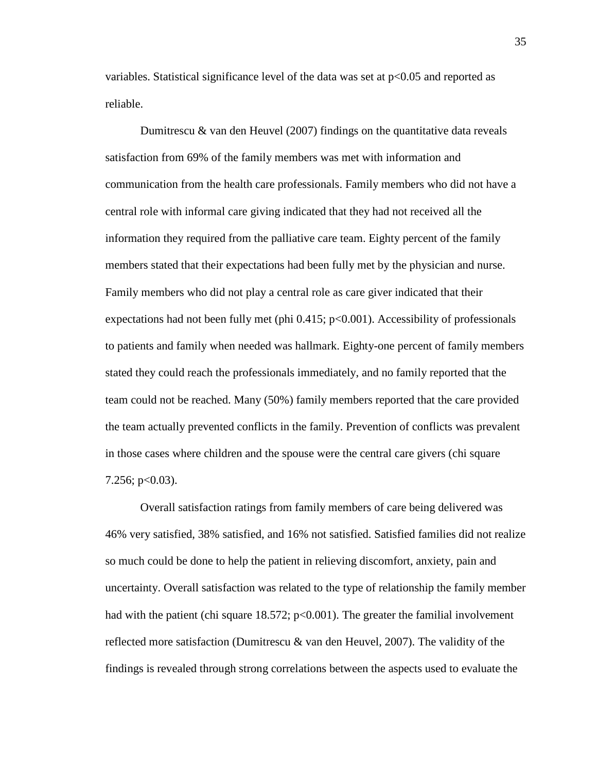variables. Statistical significance level of the data was set at $p<0.05$ and reported as reliable.

Dumitrescu & van den Heuvel (2007) findings on the quantitative data reveals satisfaction from 69% of the family members was met with information and communication from the health care professionals. Family members who did not have a central role with informal care giving indicated that they had not received all the information they required from the palliative care team. Eighty percent of the family members stated that their expectations had been fully met by the physician and nurse. Family members who did not play a central role as care giver indicated that their expectations had not been fully met (phi 0.415; $p<0.001$). Accessibility of professionals to patients and family when needed was hallmark. Eighty-one percent of family members stated they could reach the professionals immediately, and no family reported that the team could not be reached. Many (50%) family members reported that the care provided the team actually prevented conflicts in the family. Prevention of conflicts was prevalent in those cases where children and the spouse were the central care givers (chi square 7.256; $p<0.03$).

Overall satisfaction ratings from family members of care being delivered was 46% very satisfied, 38% satisfied, and 16% not satisfied. Satisfied families did not realize so much could be done to help the patient in relieving discomfort, anxiety, pain and uncertainty. Overall satisfaction was related to the type of relationship the family member had with the patient (chi square 18.572; $p<0.001$). The greater the familial involvement reflected more satisfaction (Dumitrescu & van den Heuvel, 2007). The validity of the findings is revealed through strong correlations between the aspects used to evaluate the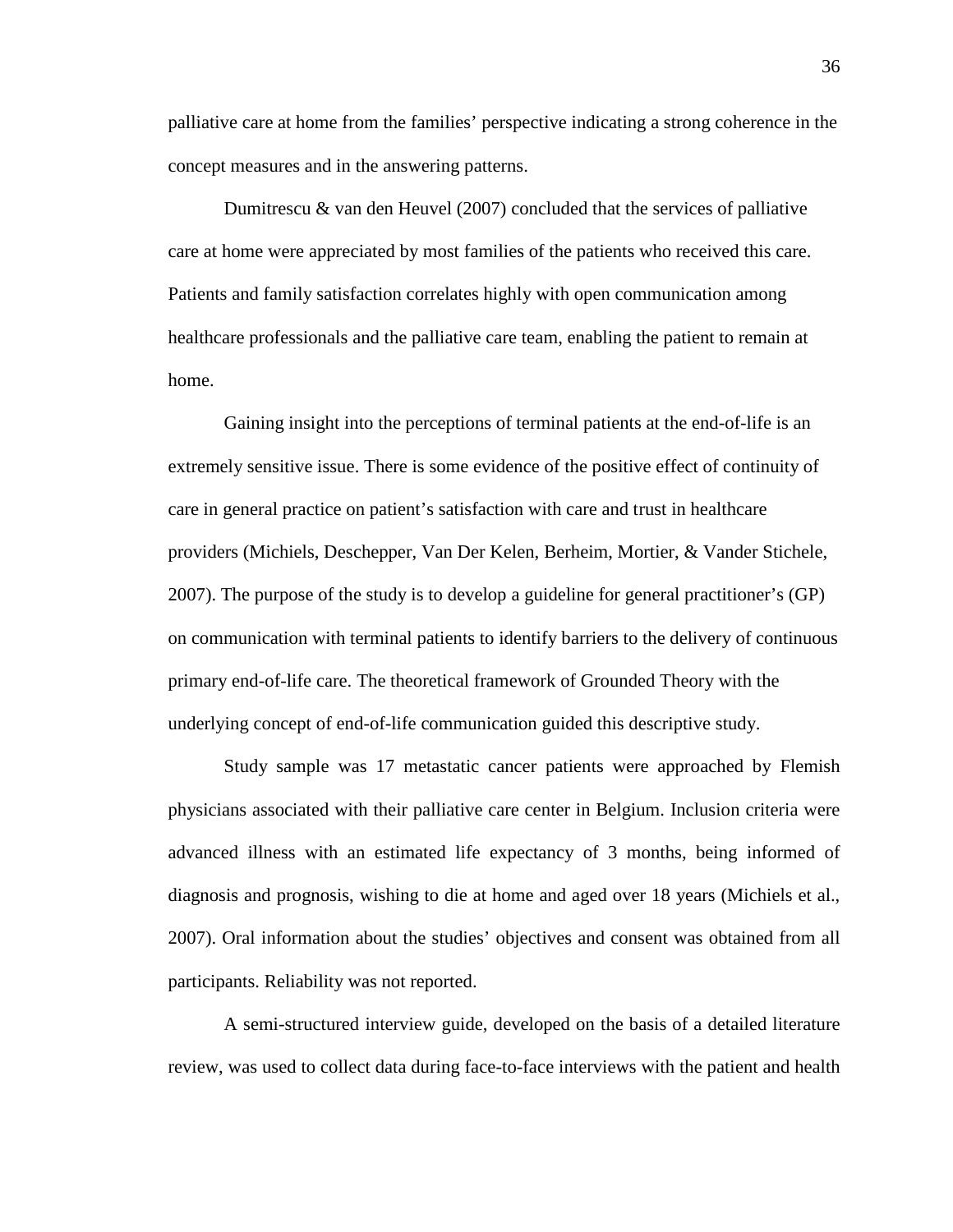palliative care at home from the families' perspective indicating a strong coherence in the concept measures and in the answering patterns.

Dumitrescu & van den Heuvel (2007) concluded that the services of palliative care at home were appreciated by most families of the patients who received this care. Patients and family satisfaction correlates highly with open communication among healthcare professionals and the palliative care team, enabling the patient to remain at home.

Gaining insight into the perceptions of terminal patients at the end-of-life is an extremely sensitive issue. There is some evidence of the positive effect of continuity of care in general practice on patient's satisfaction with care and trust in healthcare providers (Michiels, Deschepper, Van Der Kelen, Berheim, Mortier, & Vander Stichele, 2007). The purpose of the study is to develop a guideline for general practitioner's (GP) on communication with terminal patients to identify barriers to the delivery of continuous primary end-of-life care. The theoretical framework of Grounded Theory with the underlying concept of end-of-life communication guided this descriptive study.

Study sample was 17 metastatic cancer patients were approached by Flemish physicians associated with their palliative care center in Belgium. Inclusion criteria were advanced illness with an estimated life expectancy of 3 months, being informed of diagnosis and prognosis, wishing to die at home and aged over 18 years (Michiels et al., 2007). Oral information about the studies' objectives and consent was obtained from all participants. Reliability was not reported.

A semi-structured interview guide, developed on the basis of a detailed literature review, was used to collect data during face-to-face interviews with the patient and health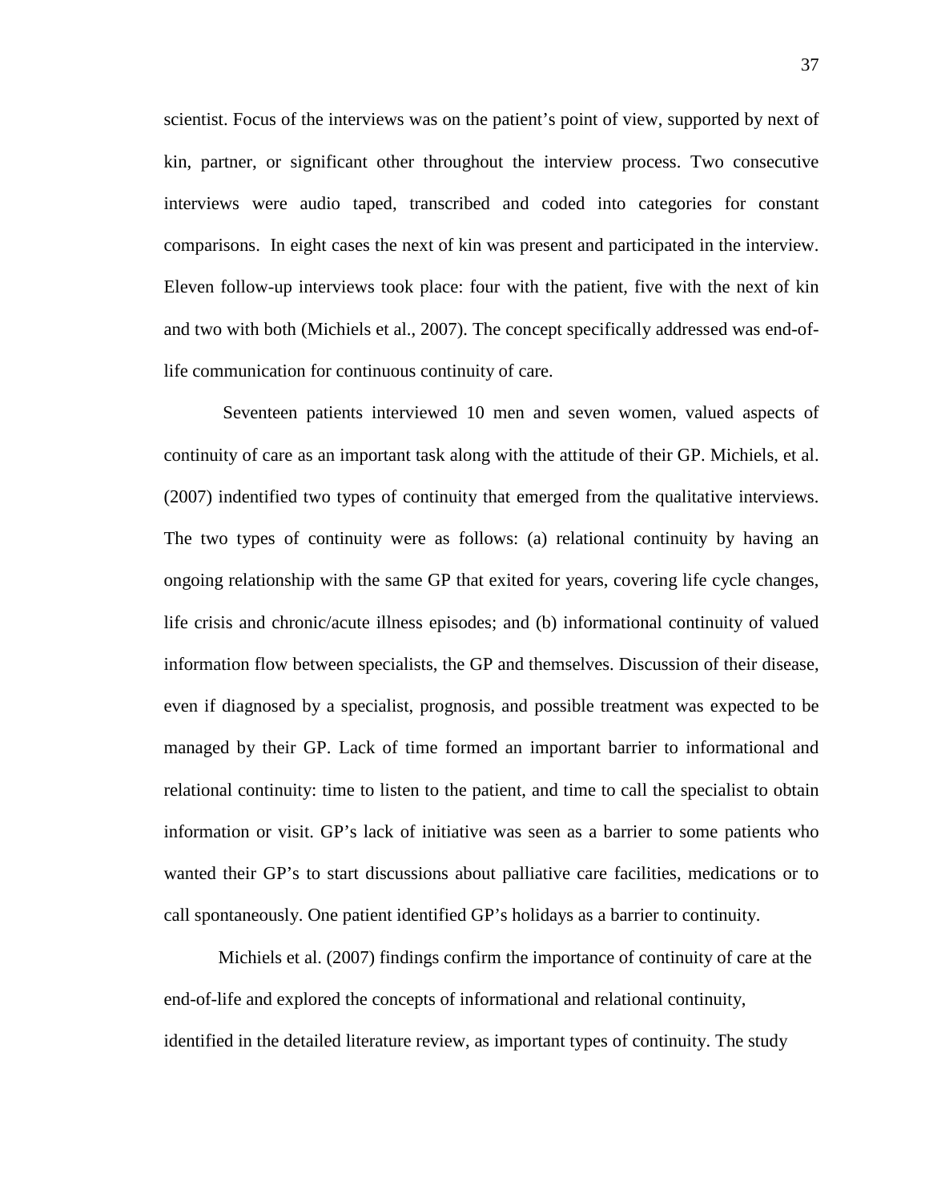scientist. Focus of the interviews was on the patient's point of view, supported by next of kin, partner, or significant other throughout the interview process. Two consecutive interviews were audio taped, transcribed and coded into categories for constant comparisons. In eight cases the next of kin was present and participated in the interview. Eleven follow-up interviews took place: four with the patient, five with the next of kin and two with both (Michiels et al., 2007). The concept specifically addressed was end-of-life communication for continuous continuity of care.

Seventeen patients interviewed 10 men and seven women, valued aspects of continuity of care as an important task along with the attitude of their GP. Michiels, et al. (2007) indentified two types of continuity that emerged from the qualitative interviews. The two types of continuity were as follows: (a) relational continuity by having an ongoing relationship with the same GP that exited for years, covering life cycle changes, life crisis and chronic/acute illness episodes; and (b) informational continuity of valued information flow between specialists, the GP and themselves. Discussion of their disease, even if diagnosed by a specialist, prognosis, and possible treatment was expected to be managed by their GP. Lack of time formed an important barrier to informational and relational continuity: time to listen to the patient, and time to call the specialist to obtain information or visit. GP's lack of initiative was seen as a barrier to some patients who wanted their GP's to start discussions about palliative care facilities, medications or to call spontaneously. One patient identified GP's holidays as a barrier to continuity.

Michiels et al. (2007) findings confirm the importance of continuity of care at the end-of-life and explored the concepts of informational and relational continuity, identified in the detailed literature review, as important types of continuity. The study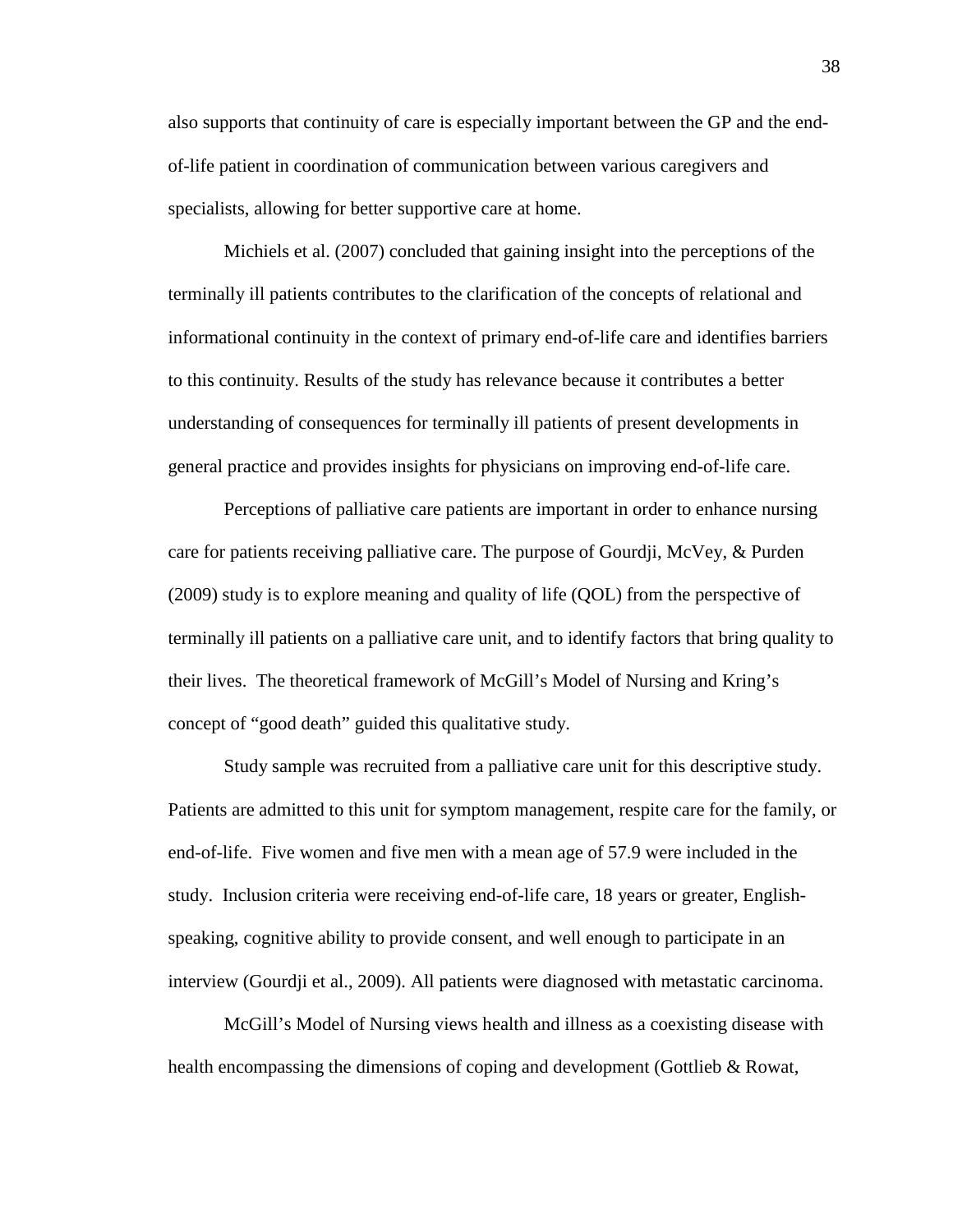also supports that continuity of care is especially important between the GP and the end-of-life patient in coordination of communication between various caregivers and specialists, allowing for better supportive care at home.

Michiels et al. (2007) concluded that gaining insight into the perceptions of the terminally ill patients contributes to the clarification of the concepts of relational and informational continuity in the context of primary end-of-life care and identifies barriers to this continuity. Results of the study has relevance because it contributes a better understanding of consequences for terminally ill patients of present developments in general practice and provides insights for physicians on improving end-of-life care.

Perceptions of palliative care patients are important in order to enhance nursing care for patients receiving palliative care. The purpose of Gourdji, McVey, & Purden (2009) study is to explore meaning and quality of life (QOL) from the perspective of terminally ill patients on a palliative care unit, and to identify factors that bring quality to their lives. The theoretical framework of McGill's Model of Nursing and Kring's concept of "good death" guided this qualitative study.

Study sample was recruited from a palliative care unit for this descriptive study. Patients are admitted to this unit for symptom management, respite care for the family, or end-of-life. Five women and five men with a mean age of 57.9 were included in the study. Inclusion criteria were receiving end-of-life care, 18 years or greater, English-speaking, cognitive ability to provide consent, and well enough to participate in an interview (Gourdji et al., 2009). All patients were diagnosed with metastatic carcinoma.

McGill's Model of Nursing views health and illness as a coexisting disease with health encompassing the dimensions of coping and development (Gottlieb & Rowat,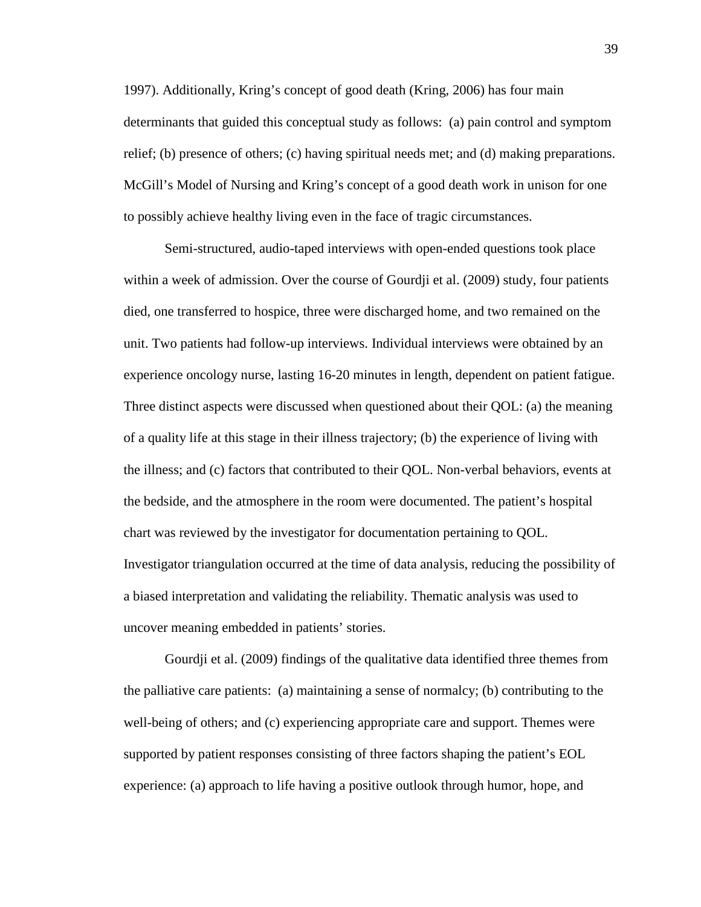1997). Additionally, Kring's concept of good death (Kring, 2006) has four main determinants that guided this conceptual study as follows: (a) pain control and symptom relief; (b) presence of others; (c) having spiritual needs met; and (d) making preparations. McGill's Model of Nursing and Kring's concept of a good death work in unison for one to possibly achieve healthy living even in the face of tragic circumstances.

Semi-structured, audio-taped interviews with open-ended questions took place within a week of admission. Over the course of Gourdji et al. (2009) study, four patients died, one transferred to hospice, three were discharged home, and two remained on the unit. Two patients had follow-up interviews. Individual interviews were obtained by an experience oncology nurse, lasting 16-20 minutes in length, dependent on patient fatigue. Three distinct aspects were discussed when questioned about their QOL: (a) the meaning of a quality life at this stage in their illness trajectory; (b) the experience of living with the illness; and (c) factors that contributed to their QOL. Non-verbal behaviors, events at the bedside, and the atmosphere in the room were documented. The patient's hospital chart was reviewed by the investigator for documentation pertaining to QOL. Investigator triangulation occurred at the time of data analysis, reducing the possibility of a biased interpretation and validating the reliability. Thematic analysis was used to uncover meaning embedded in patients' stories.

Gourdji et al. (2009) findings of the qualitative data identified three themes from the palliative care patients: (a) maintaining a sense of normalcy; (b) contributing to the well-being of others; and (c) experiencing appropriate care and support. Themes were supported by patient responses consisting of three factors shaping the patient's EOL experience: (a) approach to life having a positive outlook through humor, hope, and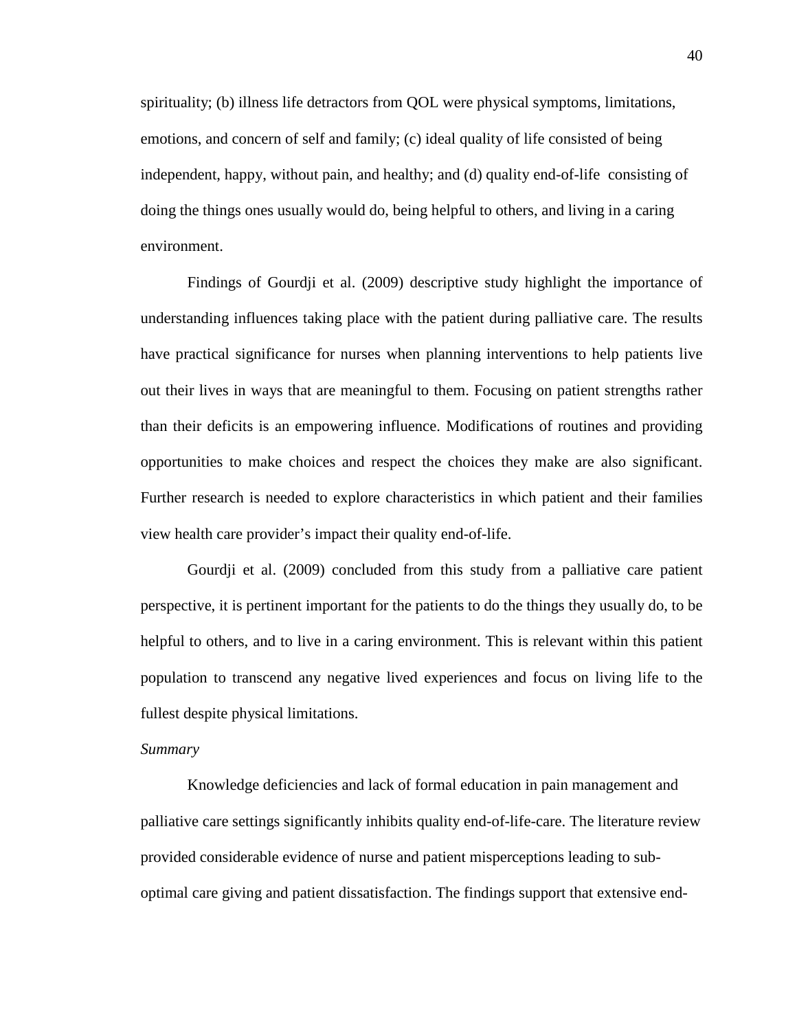spirituality; (b) illness life detractors from QOL were physical symptoms, limitations, emotions, and concern of self and family; (c) ideal quality of life consisted of being independent, happy, without pain, and healthy; and (d) quality end-of-life consisting of doing the things ones usually would do, being helpful to others, and living in a caring environment.

Findings of Gourdji et al. (2009) descriptive study highlight the importance of understanding influences taking place with the patient during palliative care. The results have practical significance for nurses when planning interventions to help patients live out their lives in ways that are meaningful to them. Focusing on patient strengths rather than their deficits is an empowering influence. Modifications of routines and providing opportunities to make choices and respect the choices they make are also significant. Further research is needed to explore characteristics in which patient and their families view health care provider's impact their quality end-of-life.

Gourdji et al. (2009) concluded from this study from a palliative care patient perspective, it is pertinent important for the patients to do the things they usually do, to be helpful to others, and to live in a caring environment. This is relevant within this patient population to transcend any negative lived experiences and focus on living life to the fullest despite physical limitations.

*Summary*

Knowledge deficiencies and lack of formal education in pain management and palliative care settings significantly inhibits quality end-of-life-care. The literature review provided considerable evidence of nurse and patient misperceptions leading to sub-optimal care giving and patient dissatisfaction. The findings support that extensive end-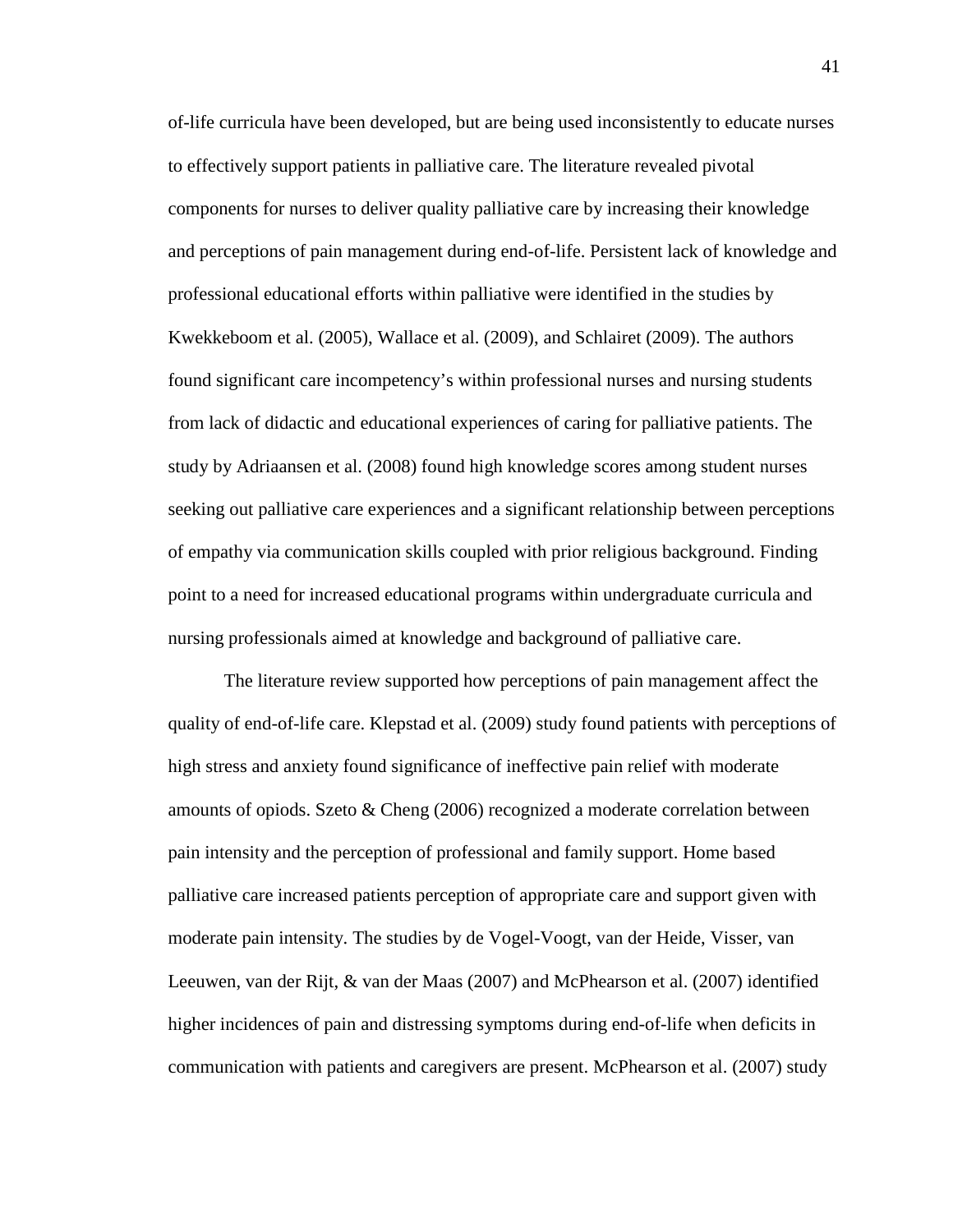of-life curricula have been developed, but are being used inconsistently to educate nurses to effectively support patients in palliative care. The literature revealed pivotal components for nurses to deliver quality palliative care by increasing their knowledge and perceptions of pain management during end-of-life. Persistent lack of knowledge and professional educational efforts within palliative were identified in the studies by Kwekkeboom et al. (2005), Wallace et al. (2009), and Schlairet (2009). The authors found significant care incompetency's within professional nurses and nursing students from lack of didactic and educational experiences of caring for palliative patients. The study by Adriaansen et al. (2008) found high knowledge scores among student nurses seeking out palliative care experiences and a significant relationship between perceptions of empathy via communication skills coupled with prior religious background. Finding point to a need for increased educational programs within undergraduate curricula and nursing professionals aimed at knowledge and background of palliative care.

The literature review supported how perceptions of pain management affect the quality of end-of-life care. Klepstad et al. (2009) study found patients with perceptions of high stress and anxiety found significance of ineffective pain relief with moderate amounts of opiods. Szeto & Cheng (2006) recognized a moderate correlation between pain intensity and the perception of professional and family support. Home based palliative care increased patients perception of appropriate care and support given with moderate pain intensity. The studies by de Vogel-Voogt, van der Heide, Visser, van Leeuwen, van der Rijt, & van der Maas (2007) and McPhearson et al. (2007) identified higher incidences of pain and distressing symptoms during end-of-life when deficits in communication with patients and caregivers are present. McPhearson et al. (2007) study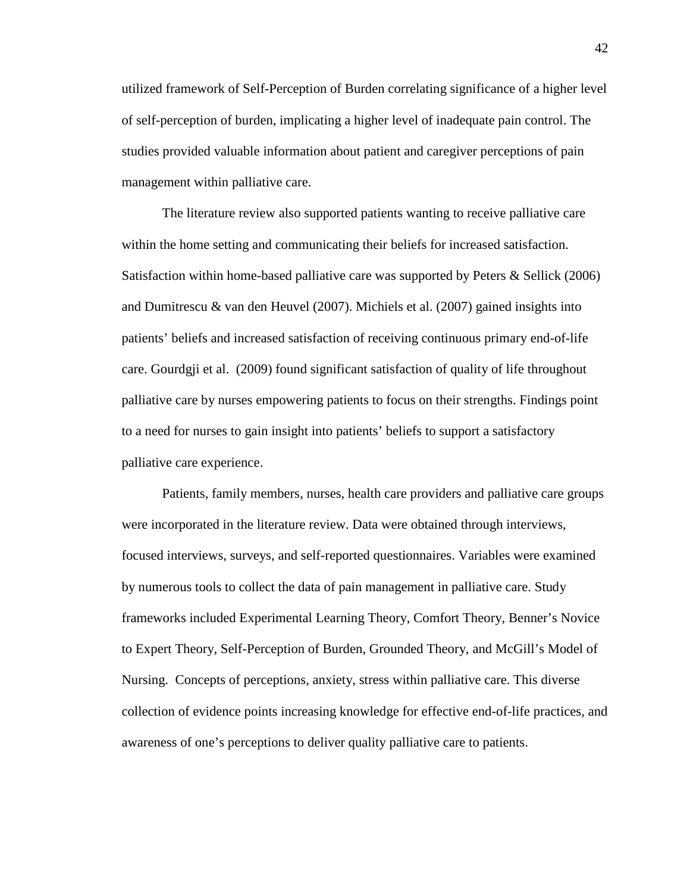utilized framework of Self-Perception of Burden correlating significance of a higher level of self-perception of burden, implicating a higher level of inadequate pain control. The studies provided valuable information about patient and caregiver perceptions of pain management within palliative care.

The literature review also supported patients wanting to receive palliative care within the home setting and communicating their beliefs for increased satisfaction. Satisfaction within home-based palliative care was supported by Peters & Sellick (2006) and Dumitrescu & van den Heuvel (2007). Michiels et al. (2007) gained insights into patients' beliefs and increased satisfaction of receiving continuous primary end-of-life care. Gourdgji et al. (2009) found significant satisfaction of quality of life throughout palliative care by nurses empowering patients to focus on their strengths. Findings point to a need for nurses to gain insight into patients' beliefs to support a satisfactory palliative care experience.

Patients, family members, nurses, health care providers and palliative care groups were incorporated in the literature review. Data were obtained through interviews, focused interviews, surveys, and self-reported questionnaires. Variables were examined by numerous tools to collect the data of pain management in palliative care. Study frameworks included Experimental Learning Theory, Comfort Theory, Benner's Novice to Expert Theory, Self-Perception of Burden, Grounded Theory, and McGill's Model of Nursing. Concepts of perceptions, anxiety, stress within palliative care. This diverse collection of evidence points increasing knowledge for effective end-of-life practices, and awareness of one's perceptions to deliver quality palliative care to patients.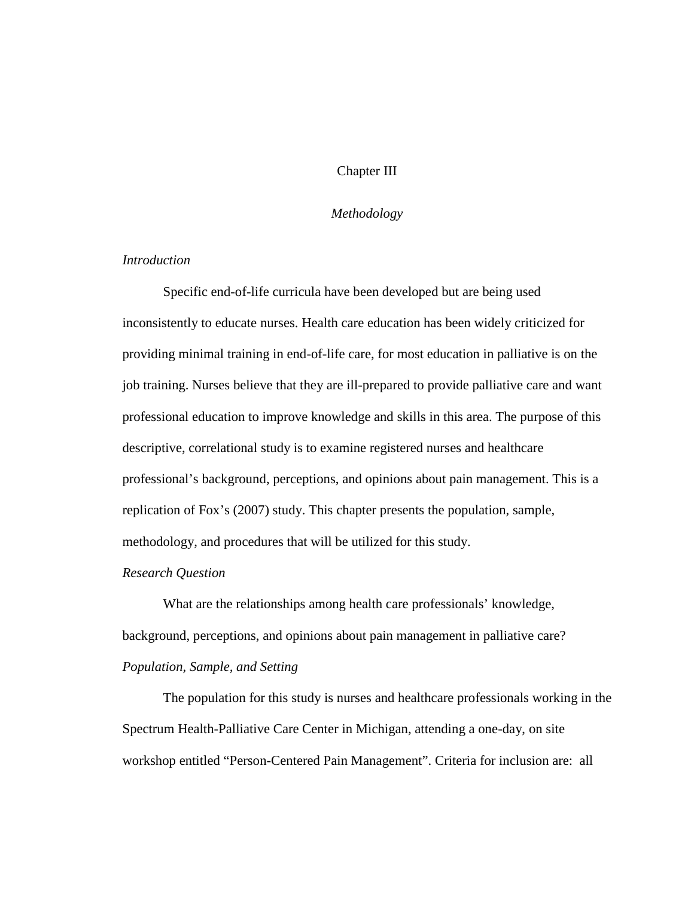# Chapter III

## *Methodology*

### *Introduction*

Specific end-of-life curricula have been developed but are being used inconsistently to educate nurses. Health care education has been widely criticized for providing minimal training in end-of-life care, for most education in palliative is on the job training. Nurses believe that they are ill-prepared to provide palliative care and want professional education to improve knowledge and skills in this area. The purpose of this descriptive, correlational study is to examine registered nurses and healthcare professional's background, perceptions, and opinions about pain management. This is a replication of Fox's (2007) study. This chapter presents the population, sample, methodology, and procedures that will be utilized for this study.

### *Research Question*

What are the relationships among health care professionals' knowledge, background, perceptions, and opinions about pain management in palliative care?

### *Population, Sample, and Setting*

The population for this study is nurses and healthcare professionals working in the Spectrum Health-Palliative Care Center in Michigan, attending a one-day, on site workshop entitled "Person-Centered Pain Management". Criteria for inclusion are: all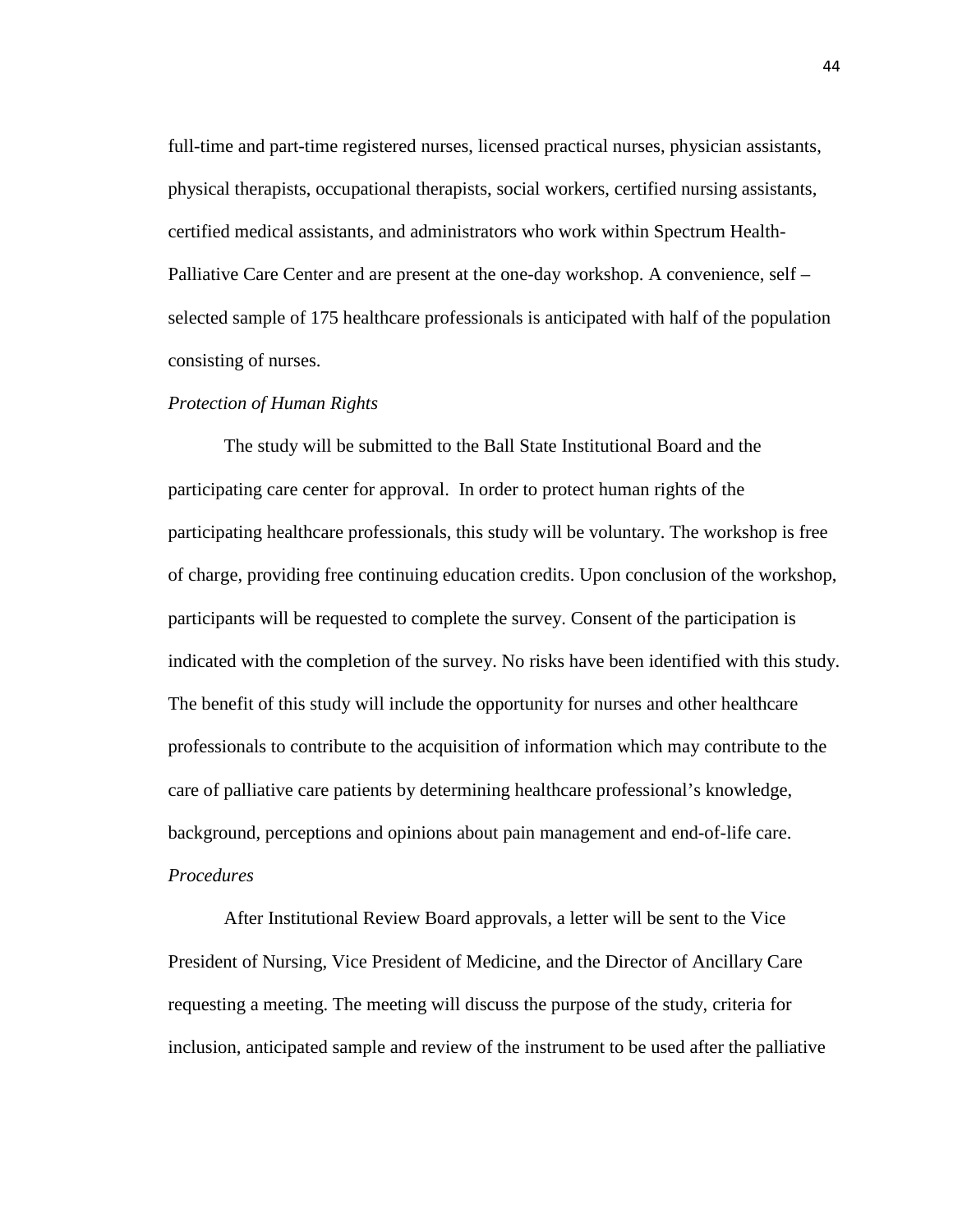full-time and part-time registered nurses, licensed practical nurses, physician assistants, physical therapists, occupational therapists, social workers, certified nursing assistants, certified medical assistants, and administrators who work within Spectrum Health-Palliative Care Center and are present at the one-day workshop. A convenience, self – selected sample of 175 healthcare professionals is anticipated with half of the population consisting of nurses.

*Protection of Human Rights*

The study will be submitted to the Ball State Institutional Board and the participating care center for approval. In order to protect human rights of the participating healthcare professionals, this study will be voluntary. The workshop is free of charge, providing free continuing education credits. Upon conclusion of the workshop, participants will be requested to complete the survey. Consent of the participation is indicated with the completion of the survey. No risks have been identified with this study. The benefit of this study will include the opportunity for nurses and other healthcare professionals to contribute to the acquisition of information which may contribute to the care of palliative care patients by determining healthcare professional's knowledge, background, perceptions and opinions about pain management and end-of-life care.

*Procedures*

After Institutional Review Board approvals, a letter will be sent to the Vice President of Nursing, Vice President of Medicine, and the Director of Ancillary Care requesting a meeting. The meeting will discuss the purpose of the study, criteria for inclusion, anticipated sample and review of the instrument to be used after the palliative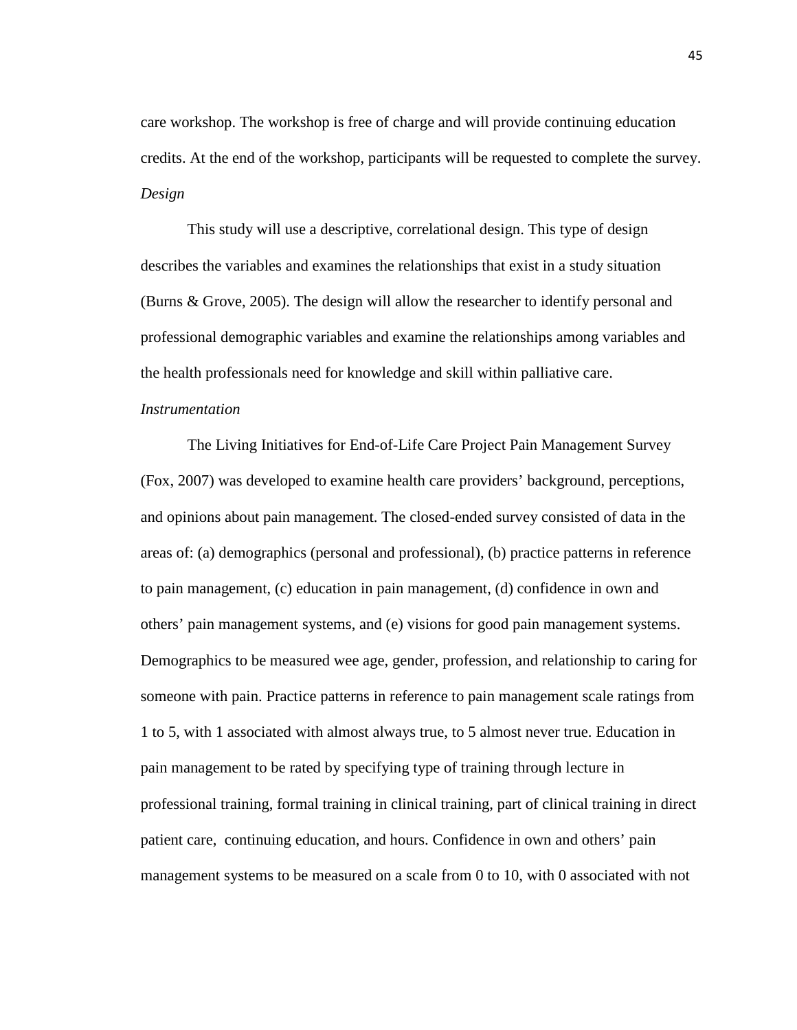care workshop. The workshop is free of charge and will provide continuing education credits. At the end of the workshop, participants will be requested to complete the survey.

*Design*

This study will use a descriptive, correlational design. This type of design describes the variables and examines the relationships that exist in a study situation (Burns & Grove, 2005). The design will allow the researcher to identify personal and professional demographic variables and examine the relationships among variables and the health professionals need for knowledge and skill within palliative care.

*Instrumentation*

The Living Initiatives for End-of-Life Care Project Pain Management Survey (Fox, 2007) was developed to examine health care providers' background, perceptions, and opinions about pain management. The closed-ended survey consisted of data in the areas of: (a) demographics (personal and professional), (b) practice patterns in reference to pain management, (c) education in pain management, (d) confidence in own and others' pain management systems, and (e) visions for good pain management systems. Demographics to be measured wee age, gender, profession, and relationship to caring for someone with pain. Practice patterns in reference to pain management scale ratings from 1 to 5, with 1 associated with almost always true, to 5 almost never true. Education in pain management to be rated by specifying type of training through lecture in professional training, formal training in clinical training, part of clinical training in direct patient care, continuing education, and hours. Confidence in own and others' pain management systems to be measured on a scale from 0 to 10, with 0 associated with not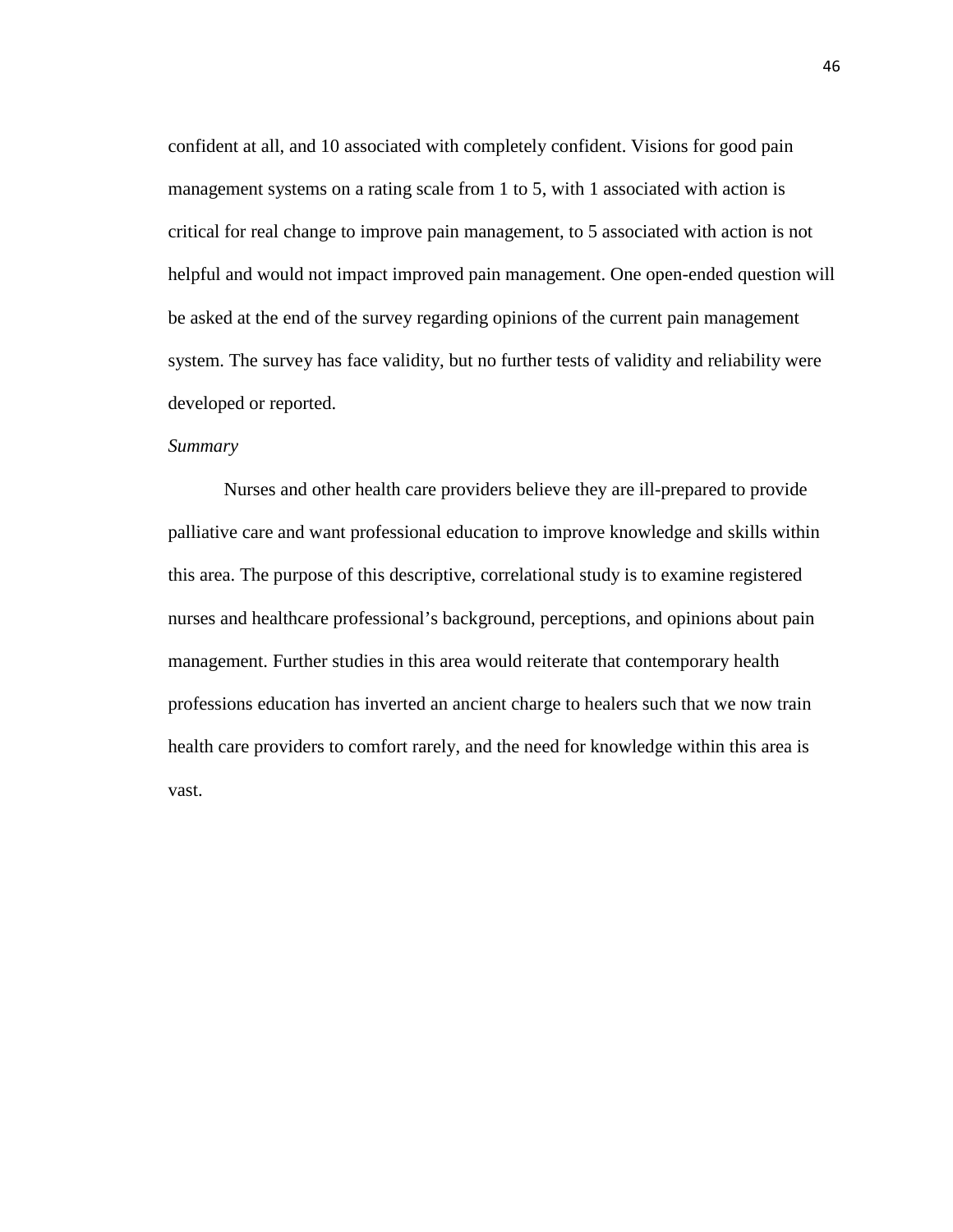confident at all, and 10 associated with completely confident. Visions for good pain management systems on a rating scale from 1 to 5, with 1 associated with action is critical for real change to improve pain management, to 5 associated with action is not helpful and would not impact improved pain management. One open-ended question will be asked at the end of the survey regarding opinions of the current pain management system. The survey has face validity, but no further tests of validity and reliability were developed or reported.

*Summary*

Nurses and other health care providers believe they are ill-prepared to provide palliative care and want professional education to improve knowledge and skills within this area. The purpose of this descriptive, correlational study is to examine registered nurses and healthcare professional's background, perceptions, and opinions about pain management. Further studies in this area would reiterate that contemporary health professions education has inverted an ancient charge to healers such that we now train health care providers to comfort rarely, and the need for knowledge within this area is vast.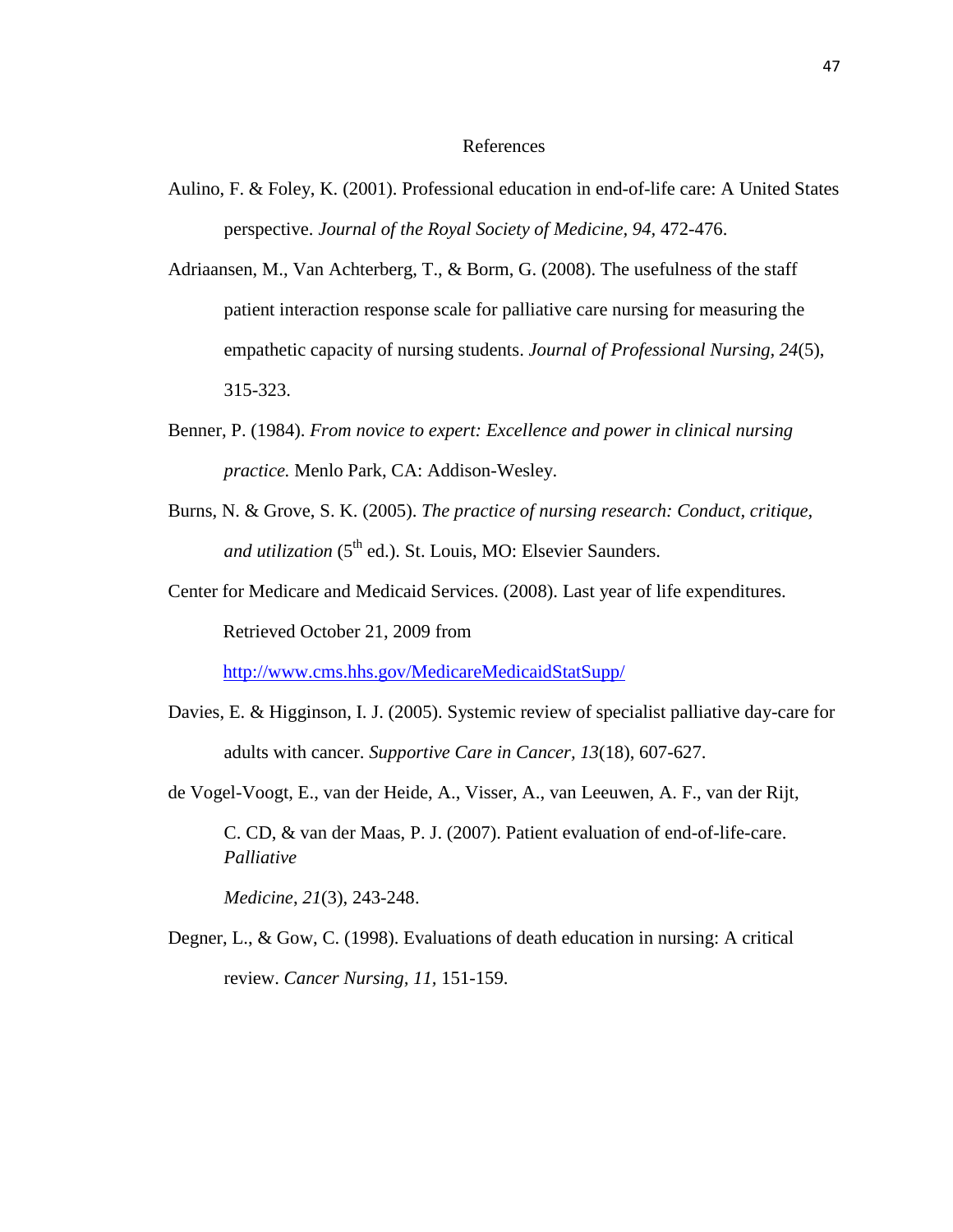# References

Aulino, F. & Foley, K. (2001). Professional education in end-of-life care: A United States perspective. *Journal of the Royal Society of Medicine, 94,* 472-476.

Adriaansen, M., Van Achterberg, T., & Borm, G. (2008). The usefulness of the staff patient interaction response scale for palliative care nursing for measuring the empathetic capacity of nursing students. *Journal of Professional Nursing, 24*(5), 315-323.

Benner, P. (1984). *From novice to expert: Excellence and power in clinical nursing practice.* Menlo Park, CA: Addison-Wesley.

Burns, N. & Grove, S. K. (2005). *The practice of nursing research: Conduct, critique, and utilization* (5th ed.). St. Louis, MO: Elsevier Saunders.

Center for Medicare and Medicaid Services. (2008). Last year of life expenditures. Retrieved October 21, 2009 from http://www.cms.hhs.gov/MedicareMedicaidStatSupp/

Davies, E. & Higginson, I. J. (2005). Systemic review of specialist palliative day-care for adults with cancer. *Supportive Care in Cancer, 13*(18), 607-627.

de Vogel-Voogt, E., van der Heide, A., Visser, A., van Leeuwen, A. F., van der Rijt, C. CD, & van der Maas, P. J. (2007). Patient evaluation of end-of-life-care. *Palliative Medicine, 21*(3), 243-248.

Degner, L., & Gow, C. (1998). Evaluations of death education in nursing: A critical review. *Cancer Nursing, 11,* 151-159.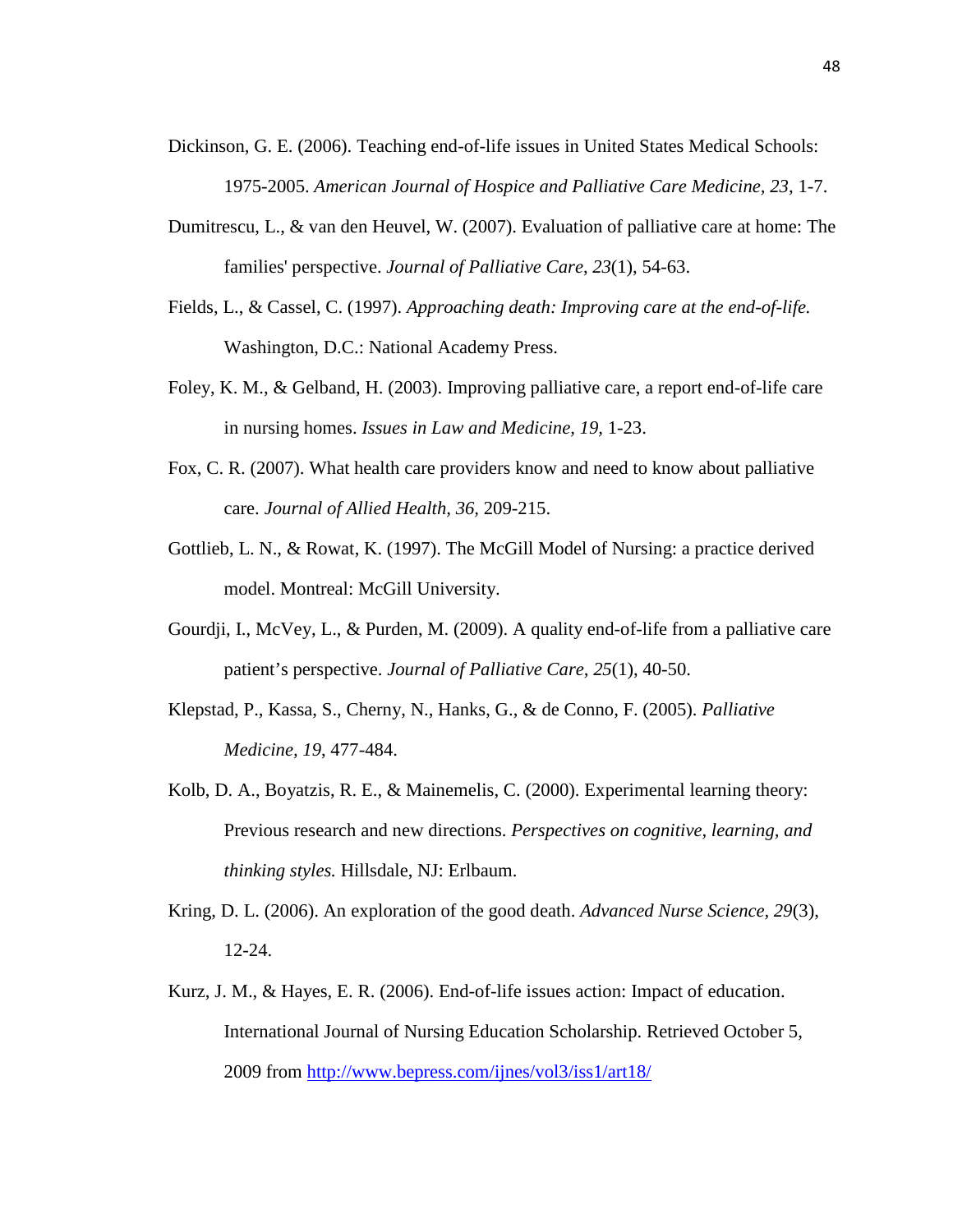Dickinson, G. E. (2006). Teaching end-of-life issues in United States Medical Schools: 1975-2005. *American Journal of Hospice and Palliative Care Medicine, 23,* 1-7.

Dumitrescu, L., & van den Heuvel, W. (2007). Evaluation of palliative care at home: The families' perspective. *Journal of Palliative Care*, *23*(1), 54-63.

Fields, L., & Cassel, C. (1997). *Approaching death: Improving care at the end-of-life.* Washington, D.C.: National Academy Press.

Foley, K. M., & Gelband, H. (2003). Improving palliative care, a report end-of-life care in nursing homes. *Issues in Law and Medicine, 19,* 1-23.

Fox, C. R. (2007). What health care providers know and need to know about palliative care. *Journal of Allied Health, 36,* 209-215.

Gottlieb, L. N., & Rowat, K. (1997). The McGill Model of Nursing: a practice derived model. Montreal: McGill University.

Gourdji, I., McVey, L., & Purden, M. (2009). A quality end-of-life from a palliative care patient's perspective. *Journal of Palliative Care, 25*(1), 40-50.

Klepstad, P., Kassa, S., Cherny, N., Hanks, G., & de Conno, F. (2005). *Palliative Medicine, 19*, 477-484.

Kolb, D. A., Boyatzis, R. E., & Mainemelis, C. (2000). Experimental learning theory: Previous research and new directions. *Perspectives on cognitive, learning, and thinking styles.* Hillsdale, NJ: Erlbaum.

Kring, D. L. (2006). An exploration of the good death. *Advanced Nurse Science, 29*(3), 12-24.

Kurz, J. M., & Hayes, E. R. (2006). End-of-life issues action: Impact of education. International Journal of Nursing Education Scholarship. Retrieved October 5, 2009 from http://www.bepress.com/ijnes/vol3/iss1/art18/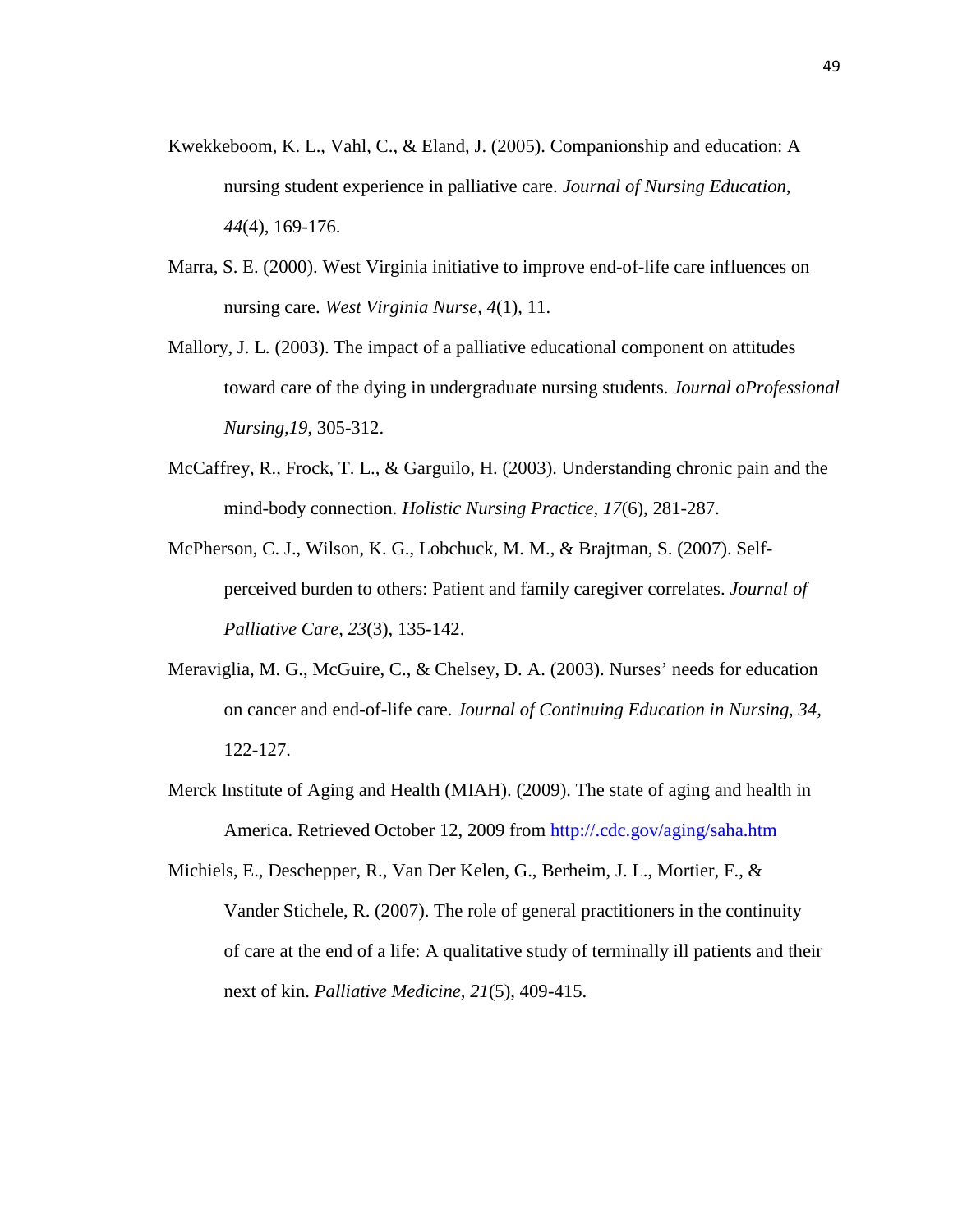Kwekkeboom, K. L., Vahl, C., & Eland, J. (2005). Companionship and education: A nursing student experience in palliative care. *Journal of Nursing Education, 44*(4), 169-176.

Marra, S. E. (2000). West Virginia initiative to improve end-of-life care influences on nursing care. *West Virginia Nurse, 4*(1), 11.

Mallory, J. L. (2003). The impact of a palliative educational component on attitudes toward care of the dying in undergraduate nursing students. *Journal oProfessional Nursing,19*, 305-312.

McCaffrey, R., Frock, T. L., & Garguilo, H. (2003). Understanding chronic pain and the mind-body connection. *Holistic Nursing Practice, 17*(6), 281-287.

McPherson, C. J., Wilson, K. G., Lobchuck, M. M., & Brajtman, S. (2007). Self-perceived burden to others: Patient and family caregiver correlates. *Journal of Palliative Care, 23*(3), 135-142.

Meraviglia, M. G., McGuire, C., & Chelsey, D. A. (2003). Nurses' needs for education on cancer and end-of-life care. *Journal of Continuing Education in Nursing, 34,* 122-127.

Merck Institute of Aging and Health (MIAH). (2009). The state of aging and health in America. Retrieved October 12, 2009 from http://.cdc.gov/aging/saha.htm

Michiels, E., Deschepper, R., Van Der Kelen, G., Berheim, J. L., Mortier, F., & Vander Stichele, R. (2007). The role of general practitioners in the continuity of care at the end of a life: A qualitative study of terminally ill patients and their next of kin. *Palliative Medicine, 21*(5), 409-415.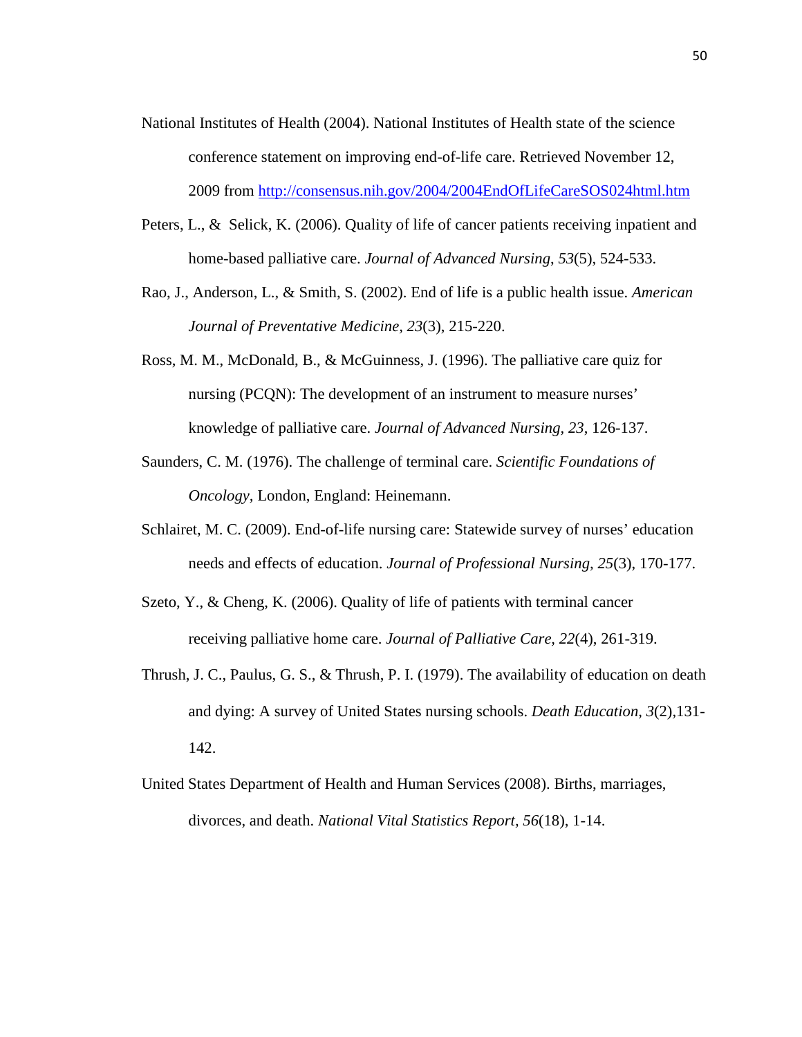National Institutes of Health (2004). National Institutes of Health state of the science conference statement on improving end-of-life care. Retrieved November 12, 2009 from http://consensus.nih.gov/2004/2004EndOfLifeCareSOS024html.htm

Peters, L., & Selick, K. (2006). Quality of life of cancer patients receiving inpatient and home-based palliative care. *Journal of Advanced Nursing, 53*(5), 524-533.

Rao, J., Anderson, L., & Smith, S. (2002). End of life is a public health issue. *American Journal of Preventative Medicine, 23*(3), 215-220.

Ross, M. M., McDonald, B., & McGuinness, J. (1996). The palliative care quiz for nursing (PCQN): The development of an instrument to measure nurses' knowledge of palliative care. *Journal of Advanced Nursing, 23*, 126-137.

Saunders, C. M. (1976). The challenge of terminal care. *Scientific Foundations of Oncology,* London, England: Heinemann.

Schlairet, M. C. (2009). End-of-life nursing care: Statewide survey of nurses' education needs and effects of education. *Journal of Professional Nursing, 25*(3), 170-177.

Szeto, Y., & Cheng, K. (2006). Quality of life of patients with terminal cancer receiving palliative home care. *Journal of Palliative Care, 22*(4), 261-319.

Thrush, J. C., Paulus, G. S., & Thrush, P. I. (1979). The availability of education on death and dying: A survey of United States nursing schools. *Death Education, 3*(2),131-142.

United States Department of Health and Human Services (2008). Births, marriages, divorces, and death. *National Vital Statistics Report, 56*(18), 1-14.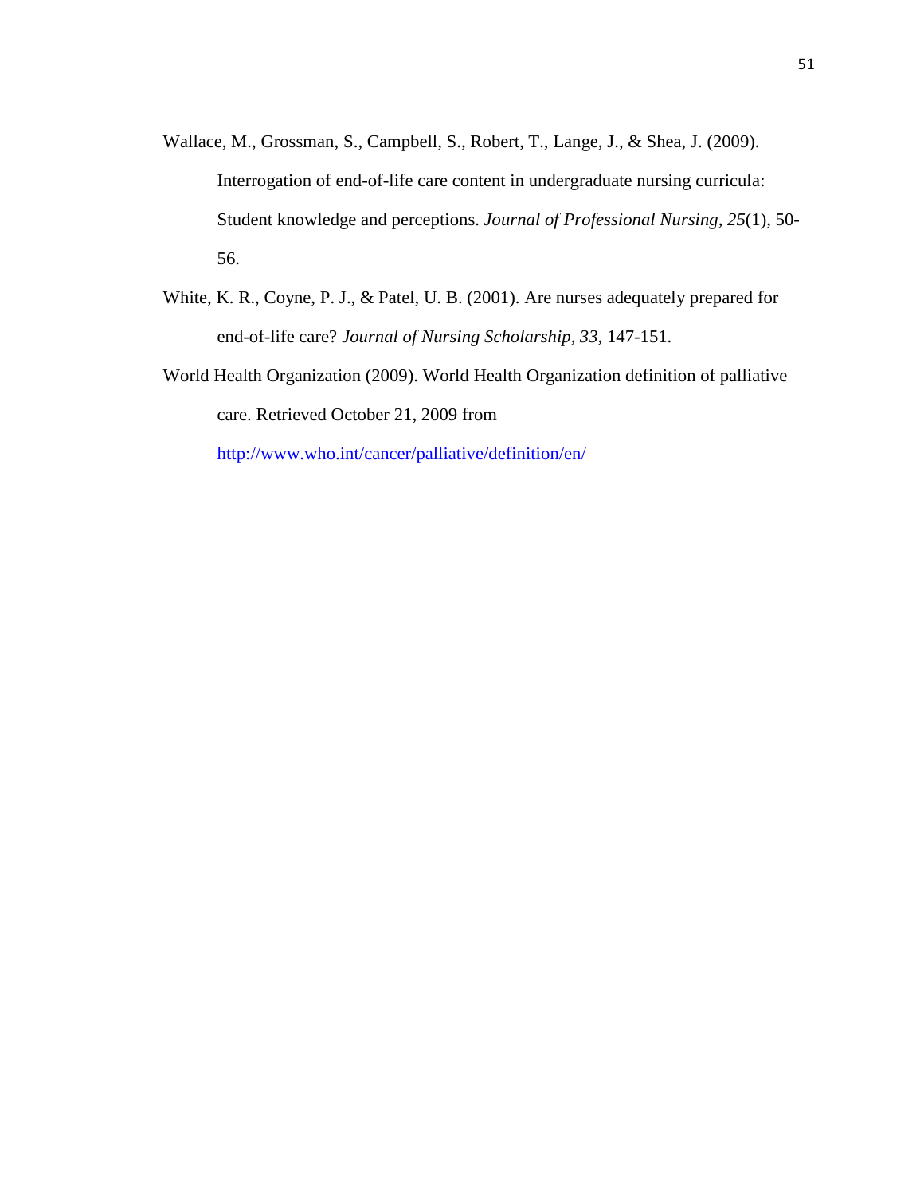Wallace, M., Grossman, S., Campbell, S., Robert, T., Lange, J., & Shea, J. (2009). Interrogation of end-of-life care content in undergraduate nursing curricula: Student knowledge and perceptions. *Journal of Professional Nursing, 25*(1), 50-56.

White, K. R., Coyne, P. J., & Patel, U. B. (2001). Are nurses adequately prepared for end-of-life care? *Journal of Nursing Scholarship, 33,* 147-151.

World Health Organization (2009). World Health Organization definition of palliative care. Retrieved October 21, 2009 from http://www.who.int/cancer/palliative/definition/en/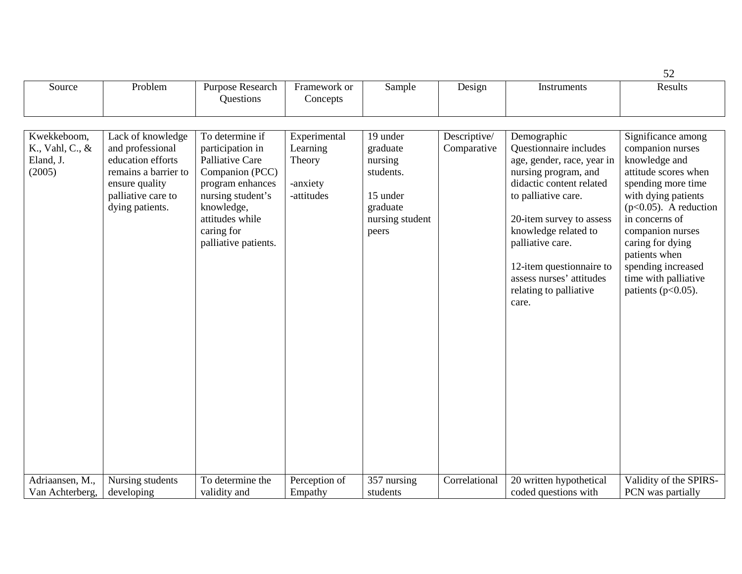| Source | Problem | Purpose Research Questions | Framework or Concepts | Sample | Design | Instruments | Results |
|---|---|---|---|---|---|---|---|
| Kwekkeboom, K., Vahl, C., & Eland, J. (2005) | Lack of knowledge and professional education efforts remains a barrier to ensure quality palliative care to dying patients. | To determine if participation in Palliative Care Companion (PCC) program enhances nursing student's knowledge, attitudes while caring for palliative patients. | Experimental Learning Theory<br><br>-anxiety<br>-attitudes | 19 under graduate nursing students.<br><br>15 under graduate nursing student peers | Descriptive/ Comparative | Demographic Questionnaire includes age, gender, race, year in nursing program, and didactic content related to palliative care.<br><br>20-item survey to assess knowledge related to palliative care.<br><br>12-item questionnaire to assess nurses' attitudes relating to palliative care. | Significance among companion nurses knowledge and attitude scores when spending more time with dying patients ($p<0.05$). A reduction in concerns of companion nurses caring for dying patients when spending increased time with palliative patients ($p<0.05$). |
| Adriaansen, M., Van Achterberg, | Nursing students developing | To determine the validity and | Perception of Empathy | 357 nursing students | Correlational | 20 written hypothetical coded questions with | Validity of the SPIRS-PCN was partially |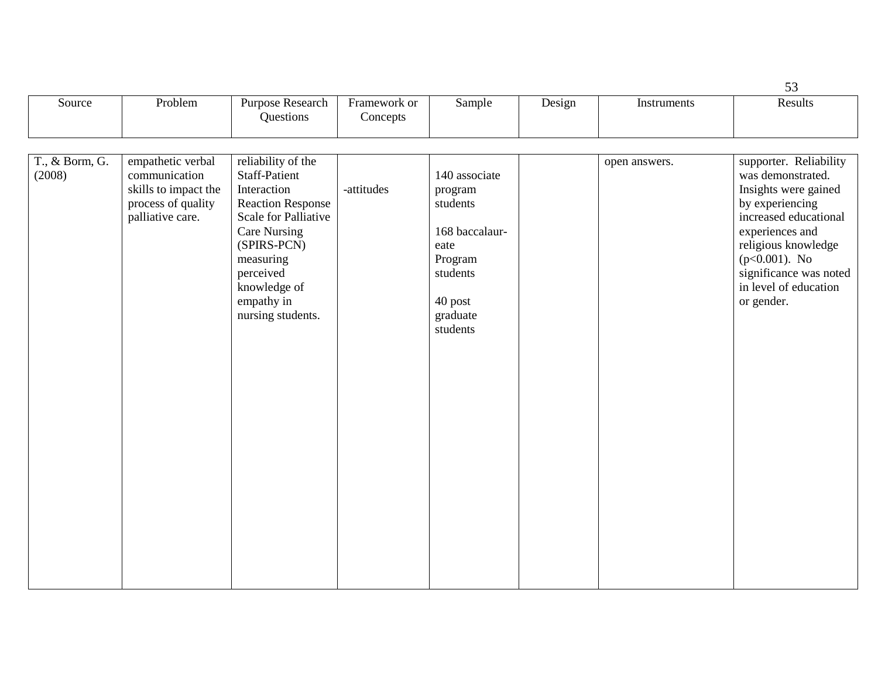| Source | Problem | Purpose Research Questions | Framework or Concepts | Sample | Design | Instruments | Results |
|---|---|---|---|---|---|---|---|
| T., & Borm, G. (2008) | empathetic verbal communication skills to impact the process of quality palliative care. | reliability of the Staff-Patient Interaction Reaction Response Scale for Palliative Care Nursing (SPIRS-PCN) measuring perceived knowledge of empathy in nursing students. | -attitudes | 140 associate program students<br><br>168 baccalaur-eate Program students<br><br>40 post graduate students | | open answers. | supporter. Reliability was demonstrated. Insights were gained by experiencing increased educational experiences and religious knowledge ($p<0.001$). No significance was noted in level of education or gender. |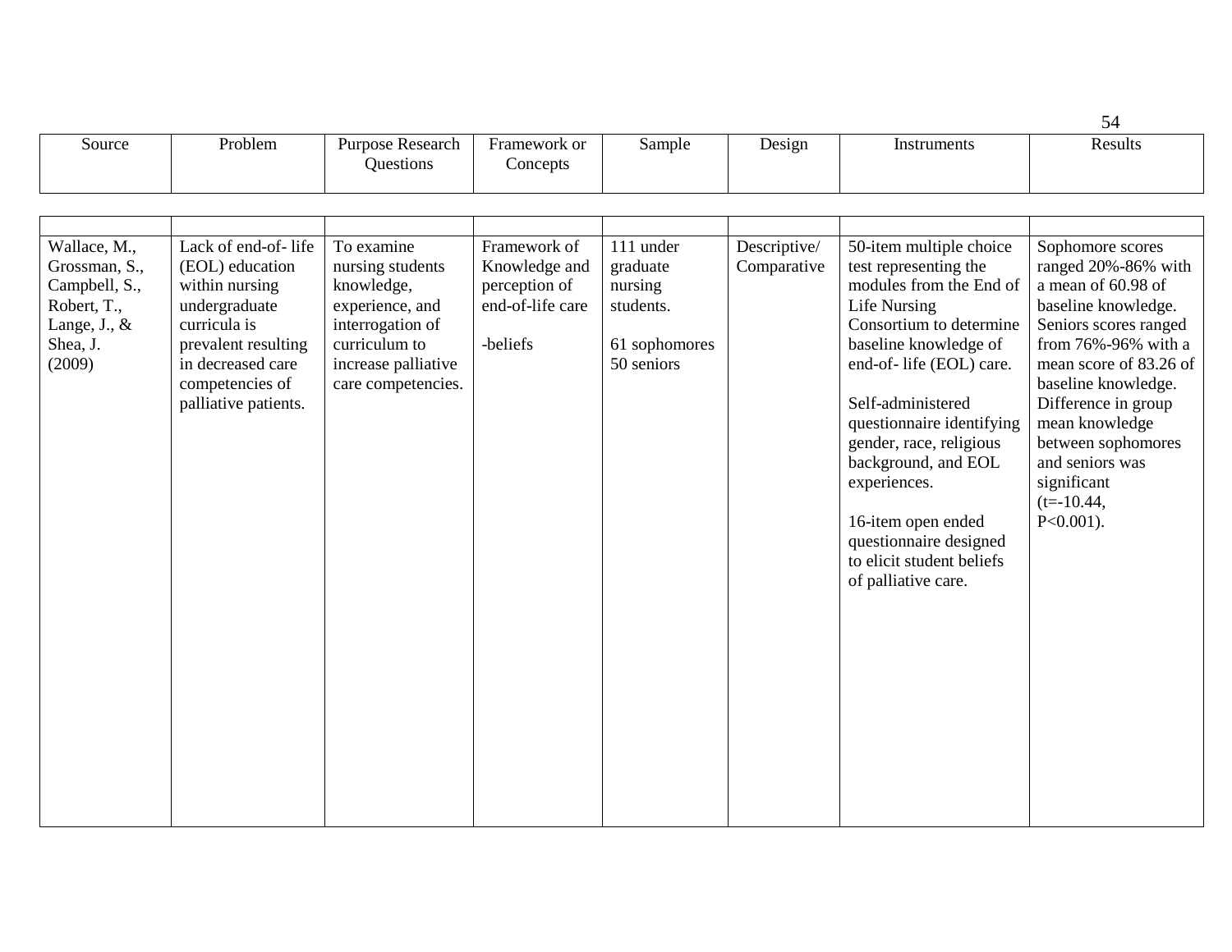| Source | Problem | Purpose Research Questions | Framework or Concepts | Sample | Design | Instruments | Results |
|---|---|---|---|---|---|---|---|
| | | | | | | | |
| Wallace, M., Grossman, S., Campbell, S., Robert, T., Lange, J., & Shea, J. (2009) | Lack of end-of- life (EOL) education within nursing undergraduate curricula is prevalent resulting in decreased care competencies of palliative patients. | To examine nursing students knowledge, experience, and interrogation of curriculum to increase palliative care competencies. | Framework of Knowledge and perception of end-of-life care<br><br>-beliefs | 111 under graduate nursing students.<br><br>61 sophomores<br>50 seniors | Descriptive/ Comparative | 50-item multiple choice test representing the modules from the End of Life Nursing Consortium to determine baseline knowledge of end-of- life (EOL) care.<br><br>Self-administered questionnaire identifying gender, race, religious background, and EOL experiences.<br><br>16-item open ended questionnaire designed to elicit student beliefs of palliative care. | Sophomore scores ranged 20%-86% with a mean of 60.98 of baseline knowledge. Seniors scores ranged from 76%-96% with a mean score of 83.26 of baseline knowledge. Difference in group mean knowledge between sophomores and seniors was significant ($t=-10.44$, $P<0.001$). |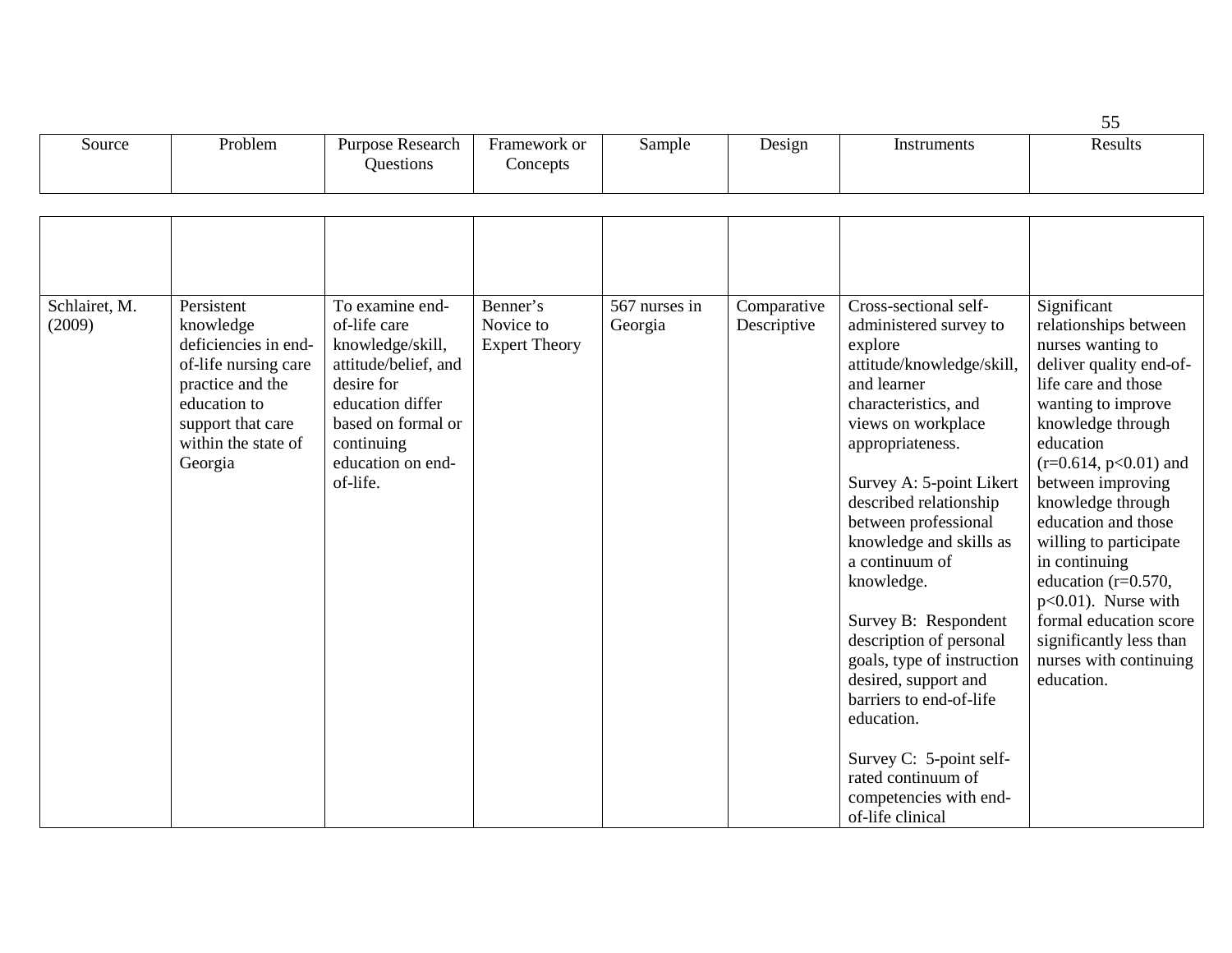| Source | Problem | Purpose Research Questions | Framework or Concepts | Sample | Design | Instruments | Results |
|---|---|---|---|---|---|---|---|
| | | | | | | | |
| Schlairet, M. (2009) | Persistent knowledge deficiencies in end-of-life nursing care practice and the education to support that care within the state of Georgia | To examine end-of-life care knowledge/skill, attitude/belief, and desire for education differ based on formal or continuing education on end-of-life. | Benner's Novice to Expert Theory | 567 nurses in Georgia | Comparative Descriptive | Cross-sectional self-administered survey to explore attitude/knowledge/skill, and learner characteristics, and views on workplace appropriateness.<br><br>Survey A: 5-point Likert described relationship between professional knowledge and skills as a continuum of knowledge.<br><br>Survey B: Respondent description of personal goals, type of instruction desired, support and barriers to end-of-life education.<br><br>Survey C: 5-point self-rated continuum of competencies with end-of-life clinical | Significant relationships between nurses wanting to deliver quality end-of-life care and those wanting to improve knowledge through education ($r=0.614$, $p<0.01$) and between improving knowledge through education and those willing to participate in continuing education ($r=0.570$, $p<0.01$). Nurse with formal education score significantly less than nurses with continuing education. |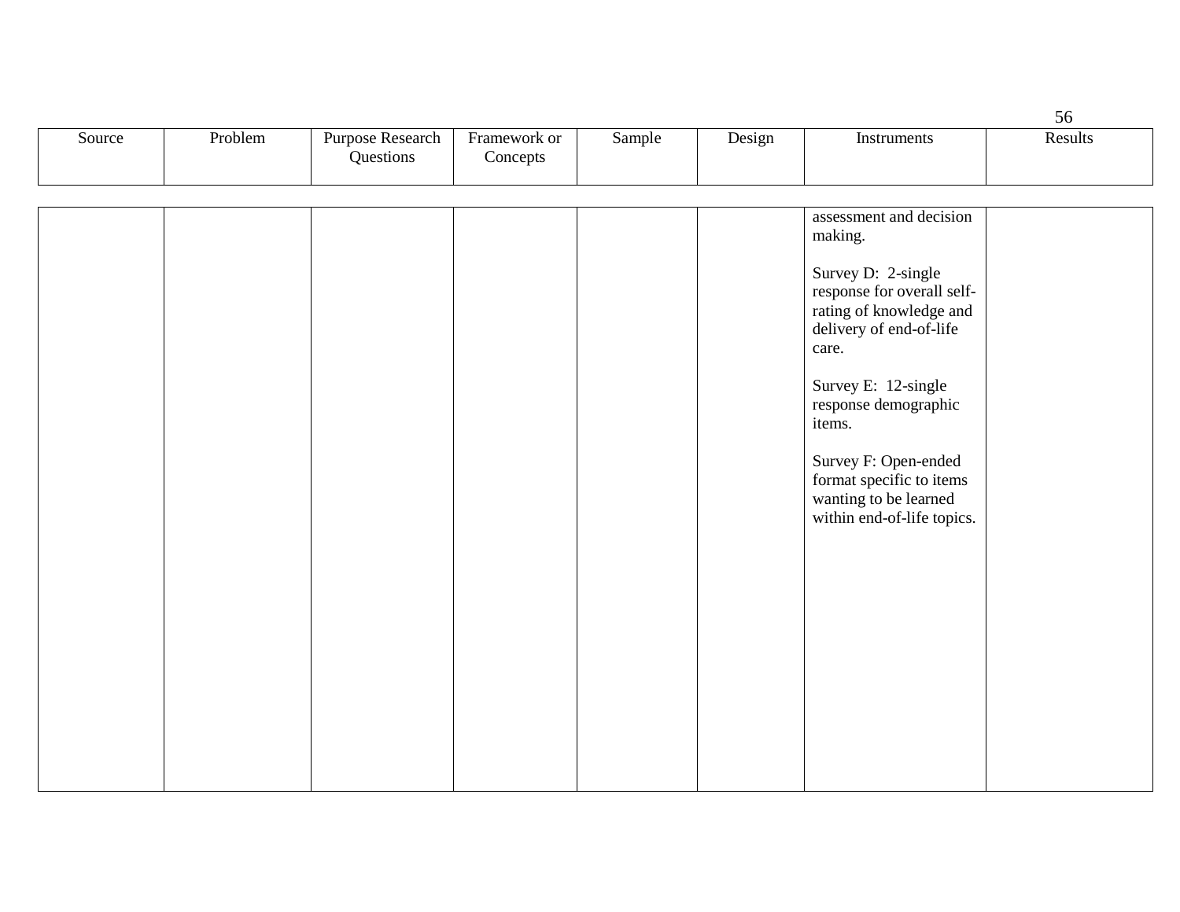| Source | Problem | Purpose Research Questions | Framework or Concepts | Sample | Design | Instruments | Results |
|---|---|---|---|---|---|---|---|
| | | | | | | assessment and decision making.<br><br>Survey D: 2-single response for overall self-rating of knowledge and delivery of end-of-life care.<br><br>Survey E: 12-single response demographic items.<br><br>Survey F: Open-ended format specific to items wanting to be learned within end-of-life topics. | |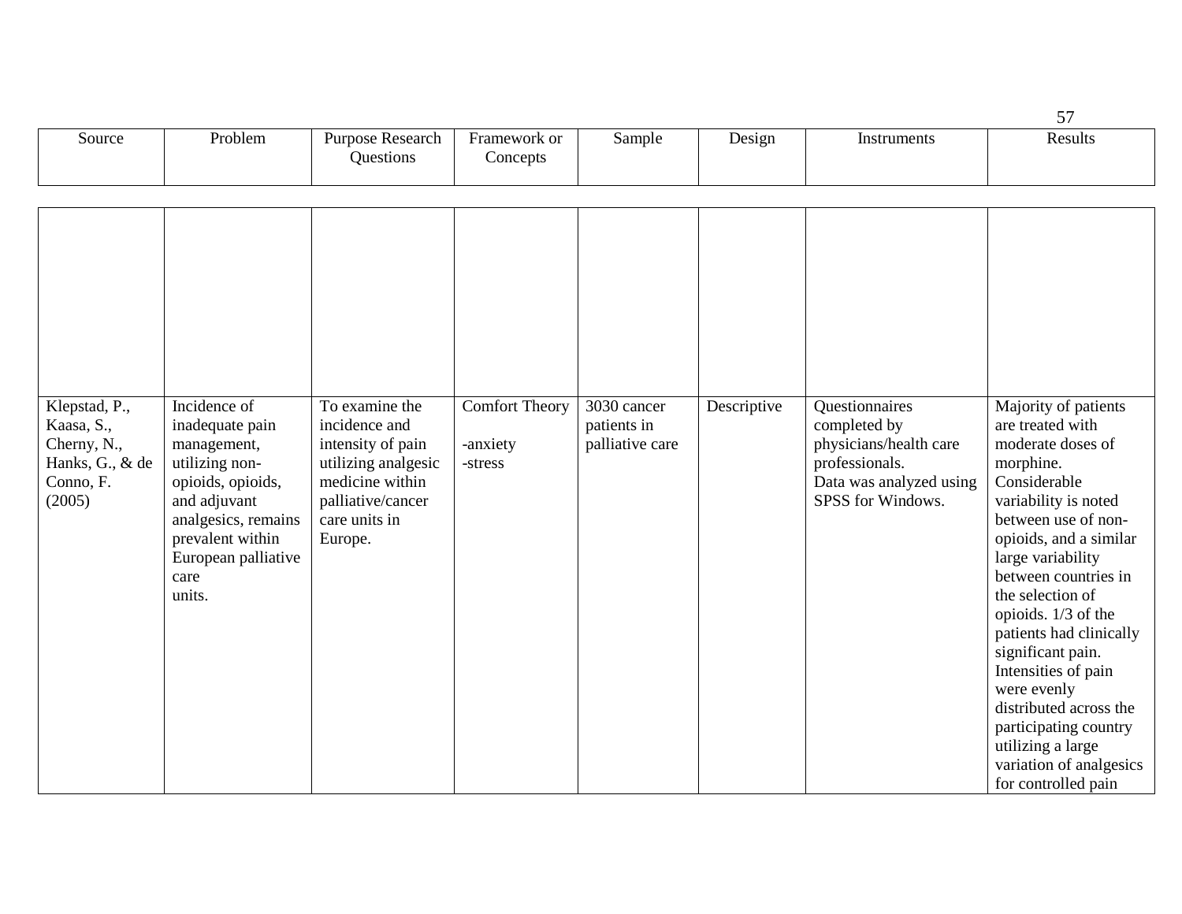| Source | Problem | Purpose Research Questions | Framework or Concepts | Sample | Design | Instruments | Results |
|---|---|---|---|---|---|---|---|
| | | | | | | | |
| Klepstad, P., Kaasa, S., Cherny, N., Hanks, G., & de Conno, F. (2005) | Incidence of inadequate pain management, utilizing non-opioids, opioids, and adjuvant analgesics, remains prevalent within European palliative care units. | To examine the incidence and intensity of pain utilizing analgesic medicine within palliative/cancer care units in Europe. | Comfort Theory<br><br>-anxiety<br>-stress | 3030 cancer patients in palliative care | Descriptive | Questionnaires completed by physicians/health care professionals.<br>Data was analyzed using SPSS for Windows. | Majority of patients are treated with moderate doses of morphine. Considerable variability is noted between use of non-opioids, and a similar large variability between countries in the selection of opioids. 1/3 of the patients had clinically significant pain. Intensities of pain were evenly distributed across the participating country utilizing a large variation of analgesics for controlled pain |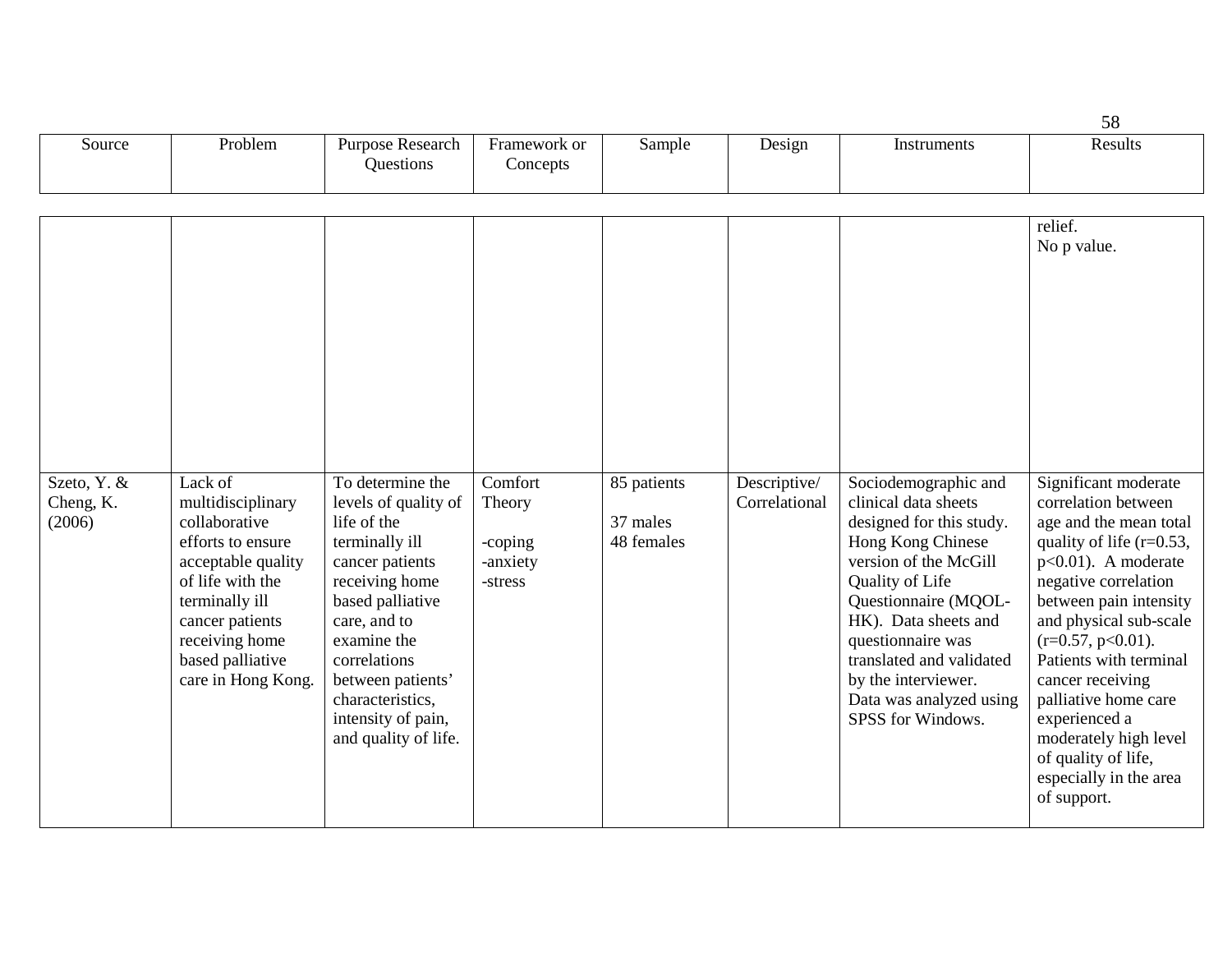| Source | Problem | Purpose Research Questions | Framework or Concepts | Sample | Design | Instruments | Results |
|---|---|---|---|---|---|---|---|
| | | | | | | | relief.<br>No p value. |
| Szeto, Y. & Cheng, K. (2006) | Lack of multidisciplinary collaborative efforts to ensure acceptable quality of life with the terminally ill cancer patients receiving home based palliative care in Hong Kong. | To determine the levels of quality of life of the terminally ill cancer patients receiving home based palliative care, and to examine the correlations between patients' characteristics, intensity of pain, and quality of life. | Comfort Theory<br><br>-coping<br>-anxiety<br>-stress | 85 patients<br><br>37 males<br>48 females | Descriptive/ Correlational | Sociodemographic and clinical data sheets designed for this study. Hong Kong Chinese version of the McGill Quality of Life Questionnaire (MQOL-HK). Data sheets and questionnaire was translated and validated by the interviewer. Data was analyzed using SPSS for Windows. | Significant moderate correlation between age and the mean total quality of life ($r=0.53$, $p<0.01$). A moderate negative correlation between pain intensity and physical sub-scale ($r=0.57$, $p<0.01$). Patients with terminal cancer receiving palliative home care experienced a moderately high level of quality of life, especially in the area of support. |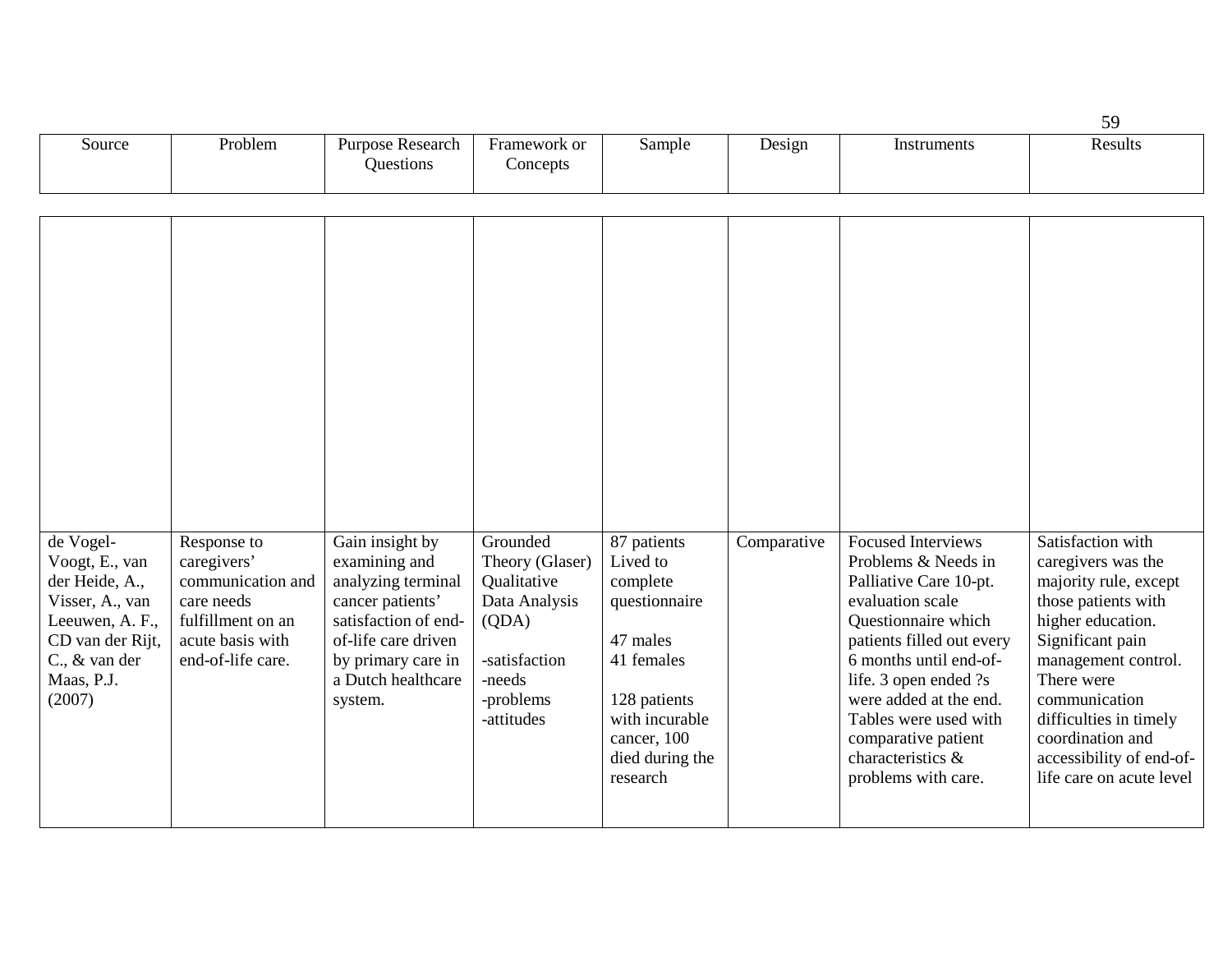| Source | Problem | Purpose Research Questions | Framework or Concepts | Sample | Design | Instruments | Results |
|---|---|---|---|---|---|---|---|
| | | | | | | | |
| de Vogel-Voogt, E., van der Heide, A., Visser, A., van Leeuwen, A. F., CD van der Rijt, C., & van der Maas, P.J. (2007) | Response to caregivers' communication and care needs fulfillment on an acute basis with end-of-life care. | Gain insight by examining and analyzing terminal cancer patients' satisfaction of end-of-life care driven by primary care in a Dutch healthcare system. | Grounded Theory (Glaser) Qualitative Data Analysis (QDA)<br><br>-satisfaction<br>-needs<br>-problems<br>-attitudes | 87 patients Lived to complete questionnaire<br><br>47 males<br>41 females<br><br>128 patients with incurable cancer, 100 died during the research | Comparative | Focused Interviews Problems & Needs in Palliative Care 10-pt. evaluation scale Questionnaire which patients filled out every 6 months until end-of-life. 3 open ended ?s were added at the end. Tables were used with comparative patient characteristics & problems with care. | Satisfaction with caregivers was the majority rule, except those patients with higher education. Significant pain management control. There were communication difficulties in timely coordination and accessibility of end-of-life care on acute level |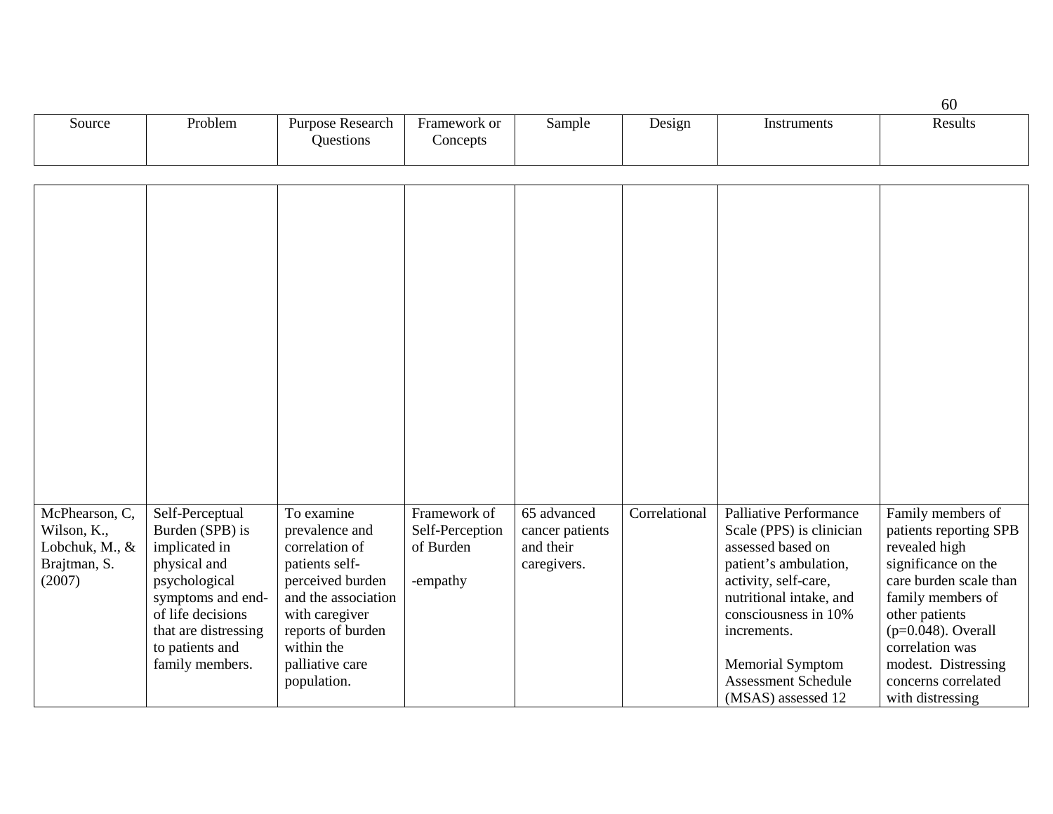| Source | Problem | Purpose Research Questions | Framework or Concepts | Sample | Design | Instruments | Results |
|---|---|---|---|---|---|---|---|
| | | | | | | | |
| McPhearson, C, Wilson, K., Lobchuk, M., & Brajtman, S. (2007) | Self-Perceptual Burden (SPB) is implicated in physical and psychological symptoms and end-of life decisions that are distressing to patients and family members. | To examine prevalence and correlation of patients self-perceived burden and the association with caregiver reports of burden within the palliative care population. | Framework of Self-Perception of Burden<br><br>-empathy | 65 advanced cancer patients and their caregivers. | Correlational | Palliative Performance Scale (PPS) is clinician assessed based on patient's ambulation, activity, self-care, nutritional intake, and consciousness in 10% increments.<br><br>Memorial Symptom Assessment Schedule (MSAS) assessed 12 | Family members of patients reporting SPB revealed high significance on the care burden scale than family members of other patients ($p=0.048$). Overall correlation was modest. Distressing concerns correlated with distressing |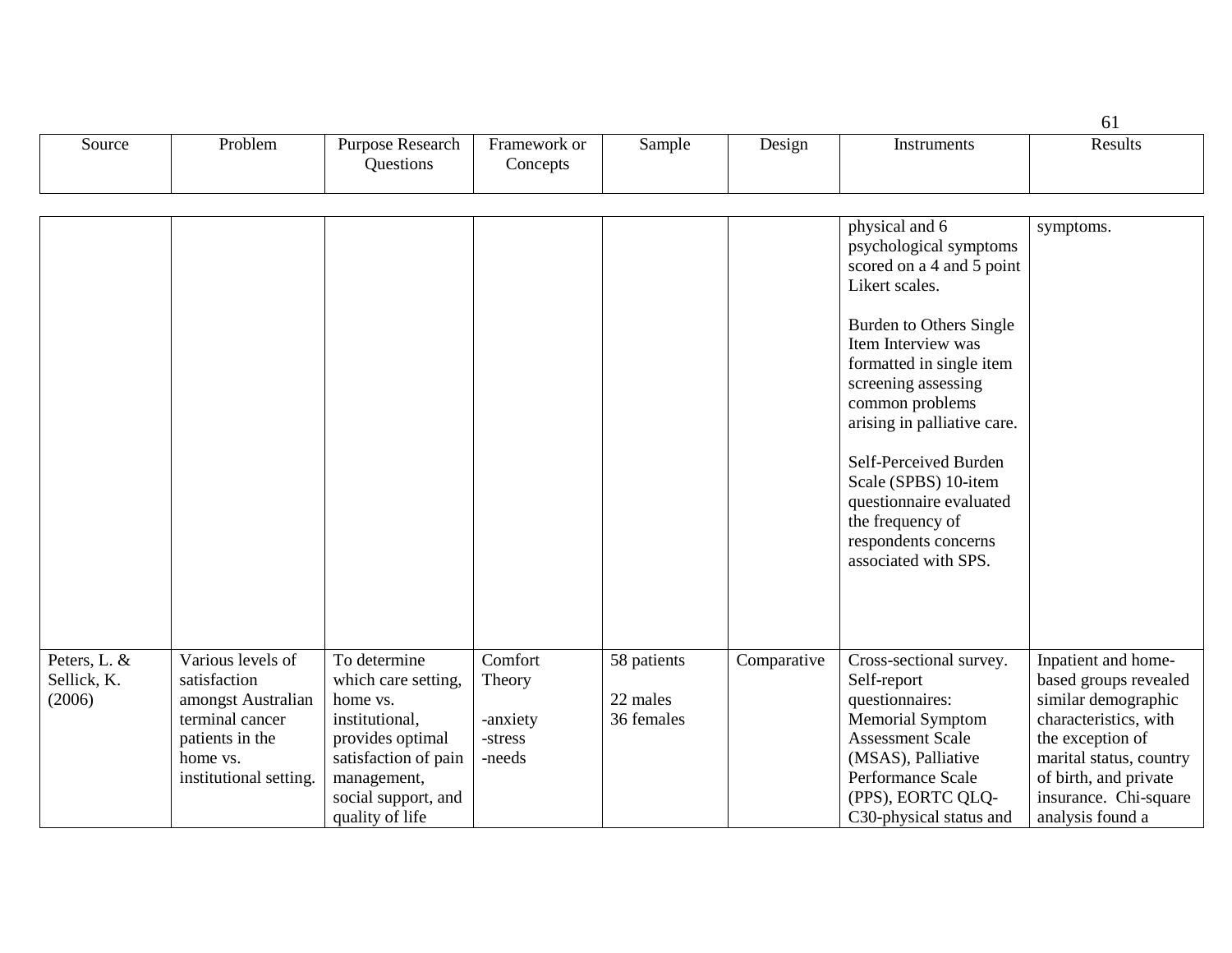| Source | Problem | Purpose Research Questions | Framework or Concepts | Sample | Design | Instruments | Results |
|---|---|---|---|---|---|---|---|
| | | | | | | physical and 6 psychological symptoms scored on a 4 and 5 point Likert scales.<br><br>Burden to Others Single Item Interview was formatted in single item screening assessing common problems arising in palliative care.<br><br>Self-Perceived Burden Scale (SPBS) 10-item questionnaire evaluated the frequency of respondents concerns associated with SPS. | symptoms. |
| Peters, L. & Sellick, K. (2006) | Various levels of satisfaction amongst Australian terminal cancer patients in the home vs. institutional setting. | To determine which care setting, home vs. institutional, provides optimal satisfaction of pain management, social support, and quality of life | Comfort Theory<br><br>-anxiety<br>-stress<br>-needs | 58 patients<br><br>22 males<br>36 females | Comparative | Cross-sectional survey. Self-report questionnaires: Memorial Symptom Assessment Scale (MSAS), Palliative Performance Scale (PPS), EORTC QLQ-C30-physical status and | Inpatient and home-based groups revealed similar demographic characteristics, with the exception of marital status, country of birth, and private insurance. Chi-square analysis found a |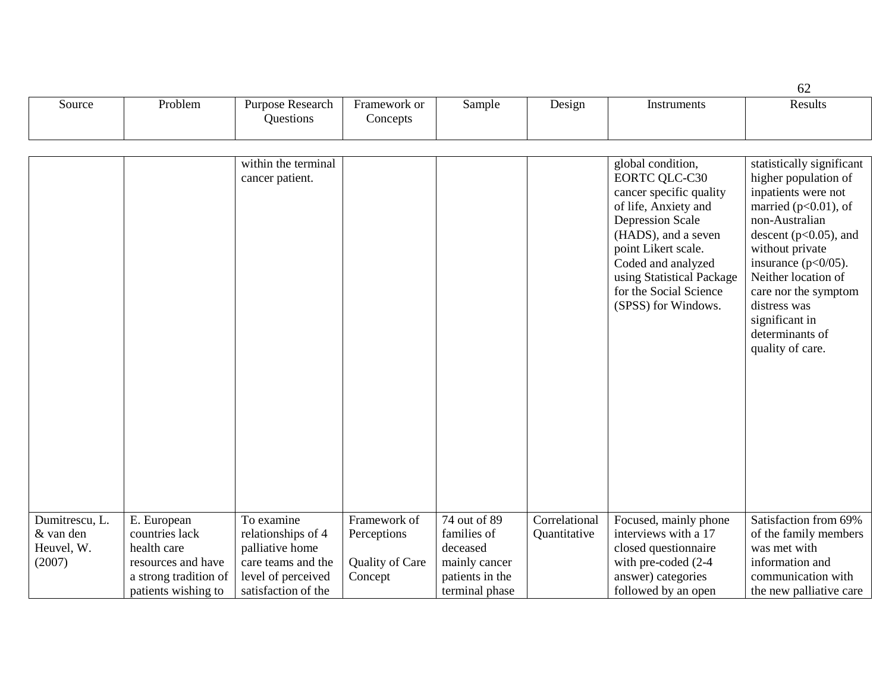| Source | Problem | Purpose Research Questions | Framework or Concepts | Sample | Design | Instruments | Results |
|---|---|---|---|---|---|---|---|
| | | within the terminal cancer patient. | | | | global condition, EORTC QLC-C30 cancer specific quality of life, Anxiety and Depression Scale (HADS), and a seven point Likert scale. Coded and analyzed using Statistical Package for the Social Science (SPSS) for Windows. | statistically significant higher population of inpatients were not married ($p<0.01$), of non-Australian descent ($p<0.05$), and without private insurance (p<0/05). Neither location of care nor the symptom distress was significant in determinants of quality of care. |
| Dumitrescu, L. & van den Heuvel, W. (2007) | E. European countries lack health care resources and have a strong tradition of patients wishing to | To examine relationships of 4 palliative home care teams and the level of perceived satisfaction of the | Framework of Perceptions<br><br>Quality of Care Concept | 74 out of 89 families of deceased mainly cancer patients in the terminal phase | Correlational Quantitative | Focused, mainly phone interviews with a 17 closed questionnaire with pre-coded (2-4 answer) categories followed by an open | Satisfaction from 69% of the family members was met with information and communication with the new palliative care |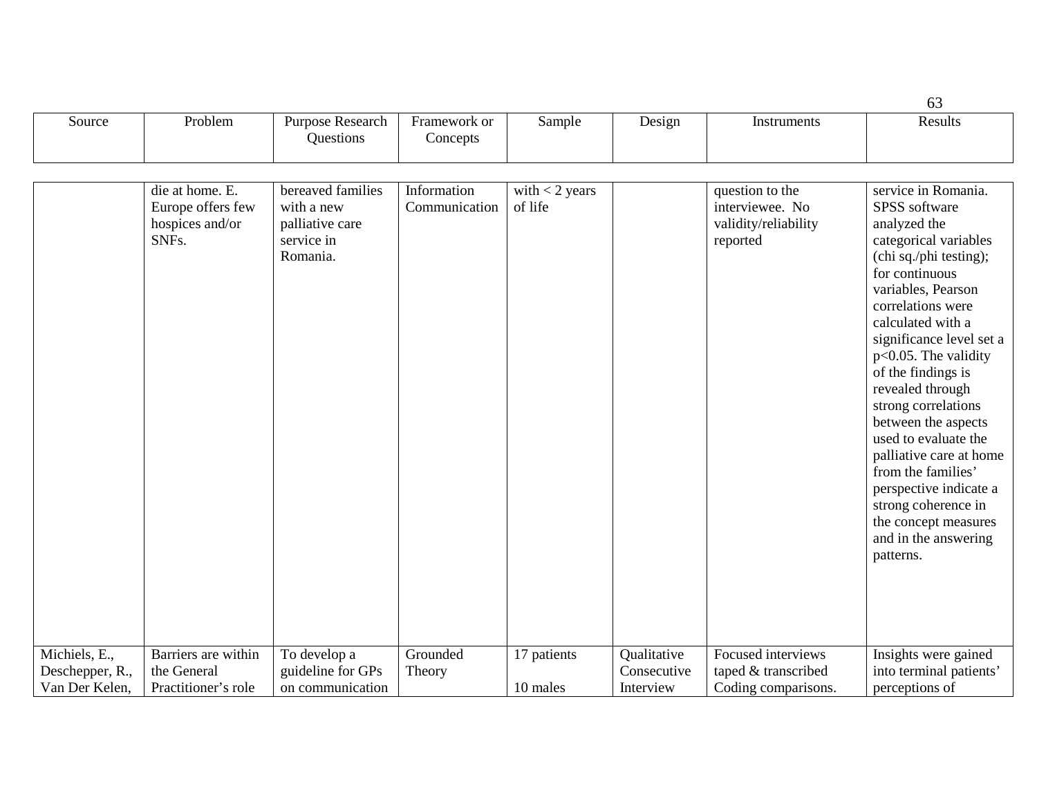| Source | Problem | Purpose Research Questions | Framework or Concepts | Sample | Design | Instruments | Results |
|---|---|---|---|---|---|---|---|
| | die at home. E. Europe offers few hospices and/or SNFs. | bereaved families with a new palliative care service in Romania. | Information Communication | with < 2 years of life | | question to the interviewee. No validity/reliability reported | service in Romania. SPSS software analyzed the categorical variables (chi sq./phi testing); for continuous variables, Pearson correlations were calculated with a significance level set a $p<0.05$. The validity of the findings is revealed through strong correlations between the aspects used to evaluate the palliative care at home from the families' perspective indicate a strong coherence in the concept measures and in the answering patterns. |
| Michiels, E., Deschepper, R., Van Der Kelen, | Barriers are within the General Practitioner's role | To develop a guideline for GPs on communication | Grounded Theory | 17 patients<br><br>10 males | Qualitative Consecutive Interview | Focused interviews taped & transcribed Coding comparisons. | Insights were gained into terminal patients' perceptions of |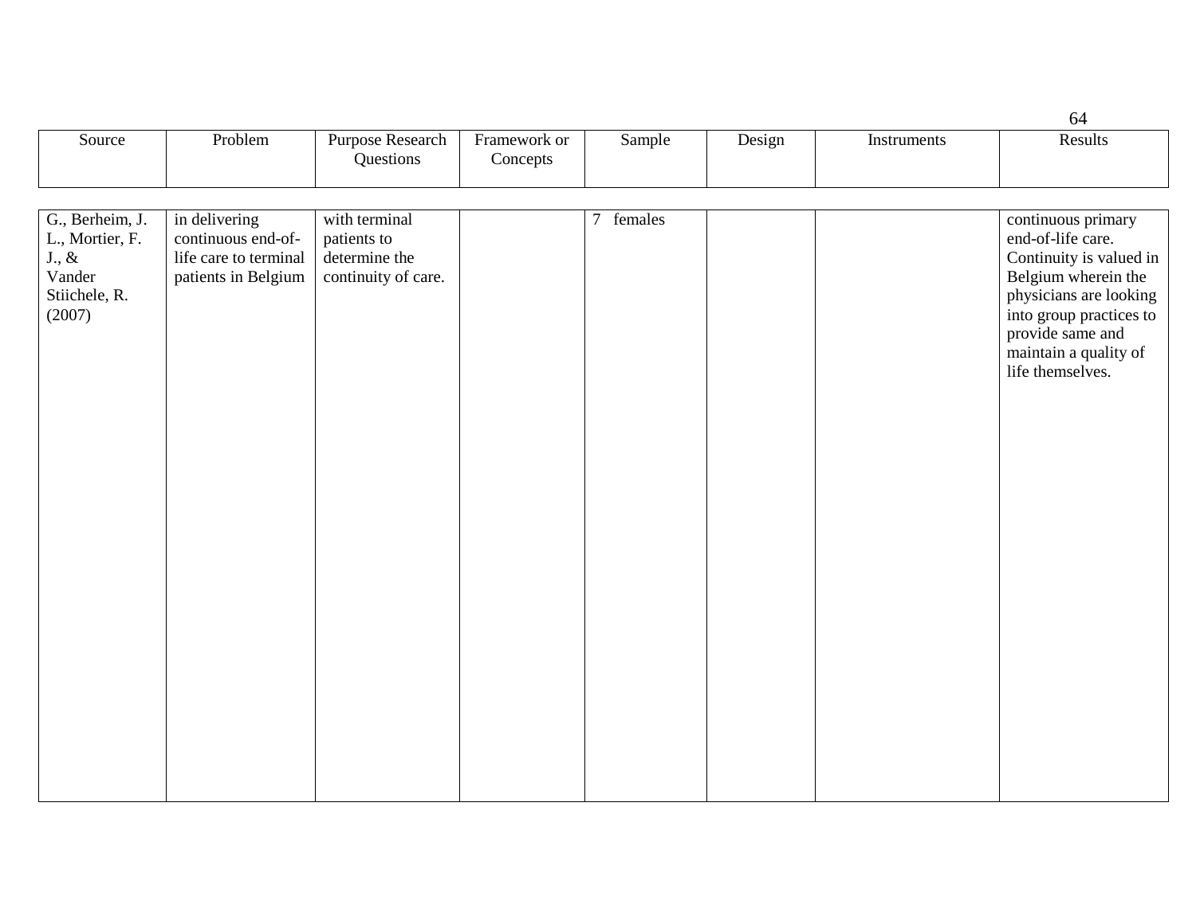| Source | Problem | Purpose Research Questions | Framework or Concepts | Sample | Design | Instruments | Results |
|---|---|---|---|---|---|---|---|
| G., Berheim, J. L., Mortier, F. J., & Vander Stiichele, R. (2007) | in delivering continuous end-of-life care to terminal patients in Belgium | with terminal patients to determine the continuity of care. | | 7 females | | | continuous primary end-of-life care. Continuity is valued in Belgium wherein the physicians are looking into group practices to provide same and maintain a quality of life themselves. |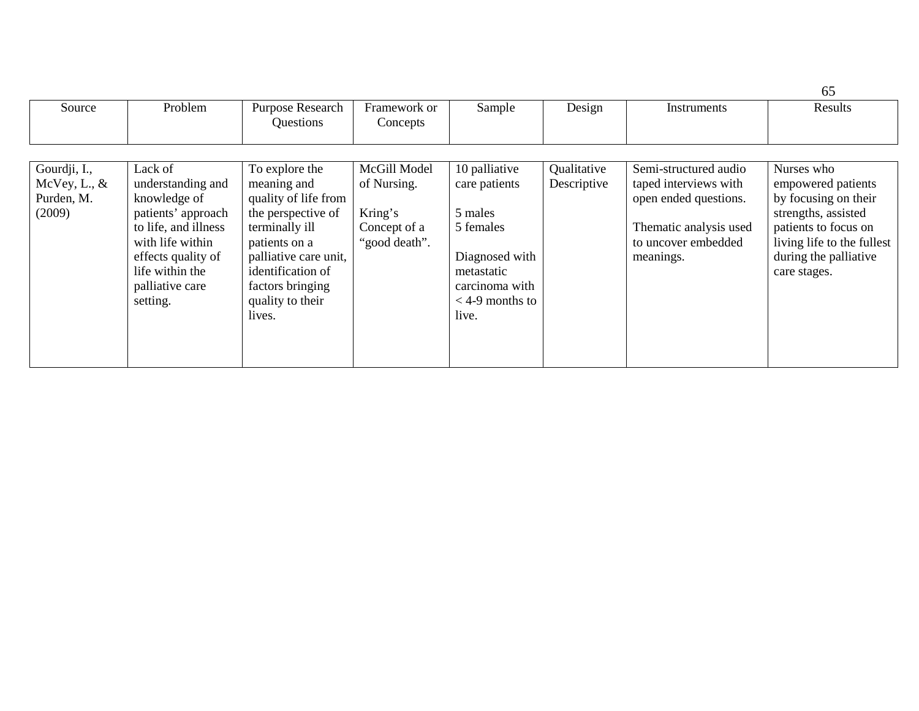| Source | Problem | Purpose Research Questions | Framework or Concepts | Sample | Design | Instruments | Results |
|---|---|---|---|---|---|---|---|
| Gourdji, I., McVey, L., & Purden, M. (2009) | Lack of understanding and knowledge of patients' approach to life, and illness with life within effects quality of life within the palliative care setting. | To explore the meaning and quality of life from the perspective of terminally ill patients on a palliative care unit, identification of factors bringing quality to their lives. | McGill Model of Nursing. Kring's Concept of a "good death". | 10 palliative care patients 5 males 5 females Diagnosed with metastatic carcinoma with < 4-9 months to live. | Qualitative Descriptive | Semi-structured audio taped interviews with open ended questions. Thematic analysis used to uncover embedded meanings. | Nurses who empowered patients by focusing on their strengths, assisted patients to focus on living life to the fullest during the palliative care stages. |